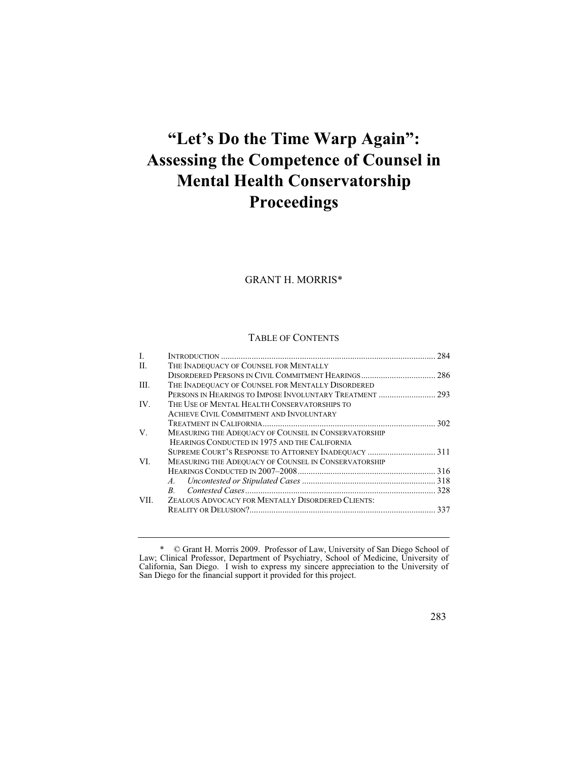# "Let's Do the Time Warp Again": Assessing the Competence of Counsel in Mental Health Conservatorship Proceedings

GRANT H. MORRIS*

TABLE OF CONTENTS

| | | |
|---|---|---|
| I. | INTRODUCTION | 284 |
| II. | THE INADEQUACY OF COUNSEL FOR MENTALLY DISORDERED PERSONS IN CIVIL COMMITMENT HEARINGS | 286 |
| III. | THE INADEQUACY OF COUNSEL FOR MENTALLY DISORDERED PERSONS IN HEARINGS TO IMPOSE INVOLUNTARY TREATMENT | 293 |
| IV. | THE USE OF MENTAL HEALTH CONSERVATORSHIPS TO ACHIEVE CIVIL COMMITMENT AND INVOLUNTARY TREATMENT IN CALIFORNIA | 302 |
| V. | MEASURING THE ADEQUACY OF COUNSEL IN CONSERVATORSHIP HEARINGS CONDUCTED IN 1975 AND THE CALIFORNIA SUPREME COURT'S RESPONSE TO ATTORNEY INADEQUACY | 311 |
| VI. | MEASURING THE ADEQUACY OF COUNSEL IN CONSERVATORSHIP HEARINGS CONDUCTED IN 2007–2008 | 316 |
| | *A. Uncontested or Stipulated Cases* | 318 |
| | *B. Contested Cases* | 328 |
| VII. | ZEALOUS ADVOCACY FOR MENTALLY DISORDERED CLIENTS: REALITY OR DELUSION? | 337 |

---

\* © Grant H. Morris 2009. Professor of Law, University of San Diego School of Law; Clinical Professor, Department of Psychiatry, School of Medicine, University of California, San Diego. I wish to express my sincere appreciation to the University of San Diego for the financial support it provided for this project.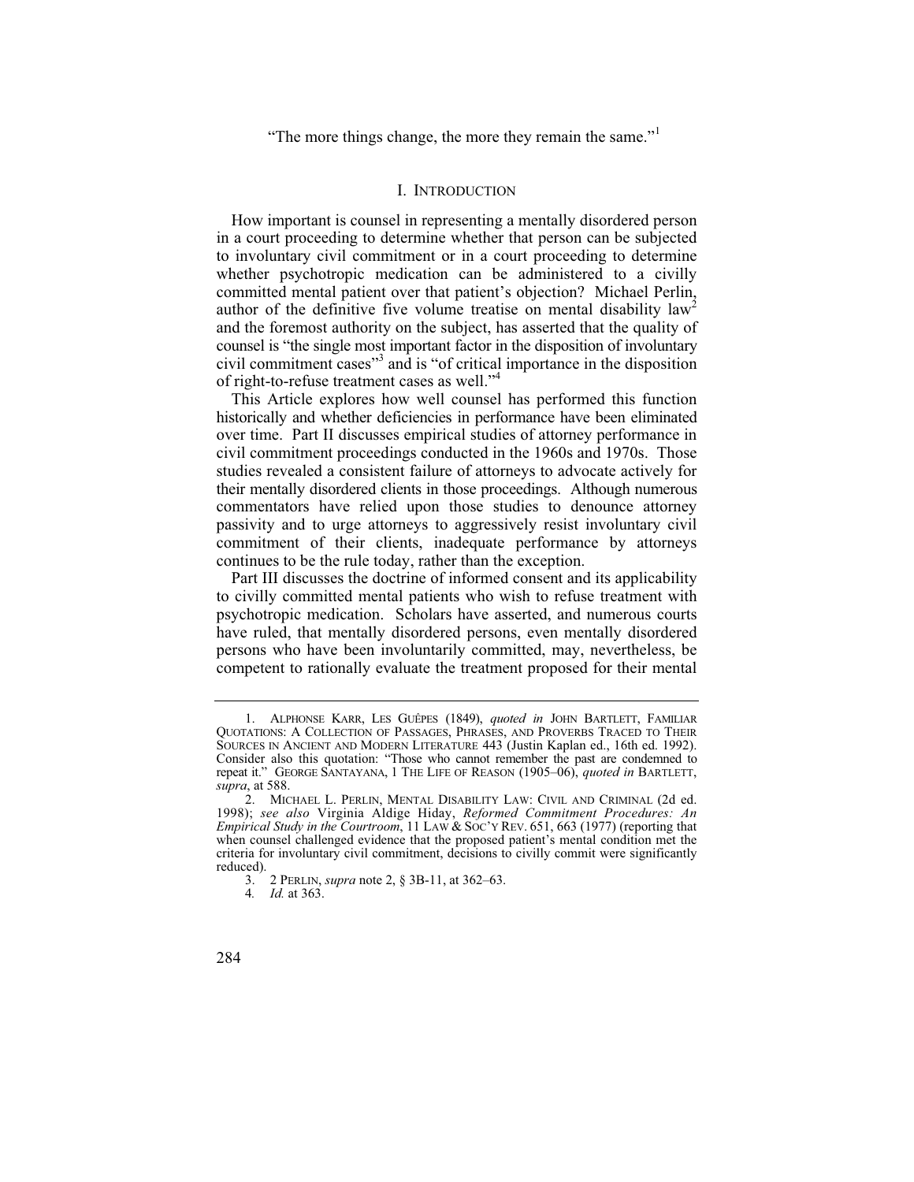"The more things change, the more they remain the same."[1]

## I. Introduction

How important is counsel in representing a mentally disordered person in a court proceeding to determine whether that person can be subjected to involuntary civil commitment or in a court proceeding to determine whether psychotropic medication can be administered to a civilly committed mental patient over that patient's objection? Michael Perlin, author of the definitive five volume treatise on mental disability law[2] and the foremost authority on the subject, has asserted that the quality of counsel is "the single most important factor in the disposition of involuntary civil commitment cases"[3] and is "of critical importance in the disposition of right-to-refuse treatment cases as well."[4]

This Article explores how well counsel has performed this function historically and whether deficiencies in performance have been eliminated over time. Part II discusses empirical studies of attorney performance in civil commitment proceedings conducted in the 1960s and 1970s. Those studies revealed a consistent failure of attorneys to advocate actively for their mentally disordered clients in those proceedings. Although numerous commentators have relied upon those studies to denounce attorney passivity and to urge attorneys to aggressively resist involuntary civil commitment of their clients, inadequate performance by attorneys continues to be the rule today, rather than the exception.

Part III discusses the doctrine of informed consent and its applicability to civilly committed mental patients who wish to refuse treatment with psychotropic medication. Scholars have asserted, and numerous courts have ruled, that mentally disordered persons, even mentally disordered persons who have been involuntarily committed, may, nevertheless, be competent to rationally evaluate the treatment proposed for their mental

---

1. Alphonse Karr, Les Guêpes (1849), *quoted in* John Bartlett, Familiar Quotations: A Collection of Passages, Phrases, and Proverbs Traced to Their Sources in Ancient and Modern Literature 443 (Justin Kaplan ed., 16th ed. 1992). Consider also this quotation: "Those who cannot remember the past are condemned to repeat it." George Santayana, 1 The Life of Reason (1905–06), *quoted in* Bartlett, *supra*, at 588.

2. Michael L. Perlin, Mental Disability Law: Civil and Criminal (2d ed. 1998); *see also* Virginia Aldige Hiday, *Reformed Commitment Procedures: An Empirical Study in the Courtroom*, 11 Law & Soc'y Rev. 651, 663 (1977) (reporting that when counsel challenged evidence that the proposed patient's mental condition met the criteria for involuntary civil commitment, decisions to civilly commit were significantly reduced).

3. 2 Perlin, *supra* note 2, § 3B-11, at 362–63.

4. *Id.* at 363.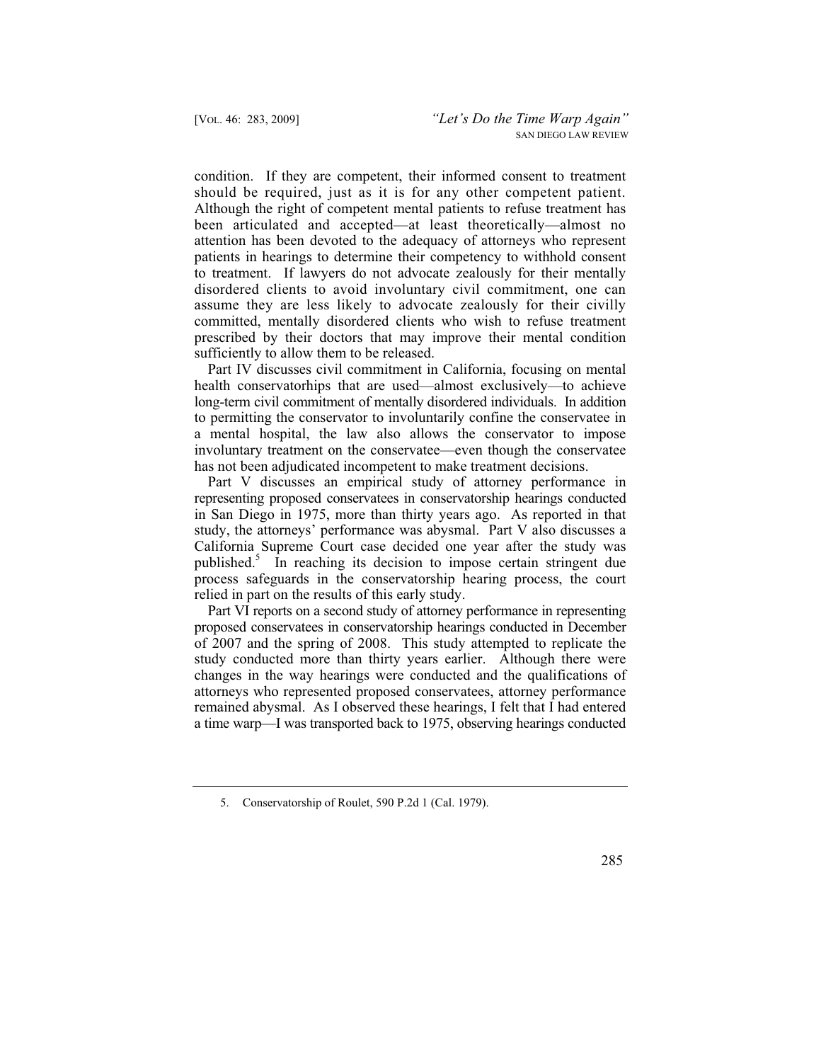condition. If they are competent, their informed consent to treatment should be required, just as it is for any other competent patient. Although the right of competent mental patients to refuse treatment has been articulated and accepted—at least theoretically—almost no attention has been devoted to the adequacy of attorneys who represent patients in hearings to determine their competency to withhold consent to treatment. If lawyers do not advocate zealously for their mentally disordered clients to avoid involuntary civil commitment, one can assume they are less likely to advocate zealously for their civilly committed, mentally disordered clients who wish to refuse treatment prescribed by their doctors that may improve their mental condition sufficiently to allow them to be released.

Part IV discusses civil commitment in California, focusing on mental health conservatorhips that are used—almost exclusively—to achieve long-term civil commitment of mentally disordered individuals. In addition to permitting the conservator to involuntarily confine the conservatee in a mental hospital, the law also allows the conservator to impose involuntary treatment on the conservatee—even though the conservatee has not been adjudicated incompetent to make treatment decisions.

Part V discusses an empirical study of attorney performance in representing proposed conservatees in conservatorship hearings conducted in San Diego in 1975, more than thirty years ago. As reported in that study, the attorneys' performance was abysmal. Part V also discusses a California Supreme Court case decided one year after the study was published.[5] In reaching its decision to impose certain stringent due process safeguards in the conservatorship hearing process, the court relied in part on the results of this early study.

Part VI reports on a second study of attorney performance in representing proposed conservatees in conservatorship hearings conducted in December of 2007 and the spring of 2008. This study attempted to replicate the study conducted more than thirty years earlier. Although there were changes in the way hearings were conducted and the qualifications of attorneys who represented proposed conservatees, attorney performance remained abysmal. As I observed these hearings, I felt that I had entered a time warp—I was transported back to 1975, observing hearings conducted

---

5. Conservatorship of Roulet, 590 P.2d 1 (Cal. 1979).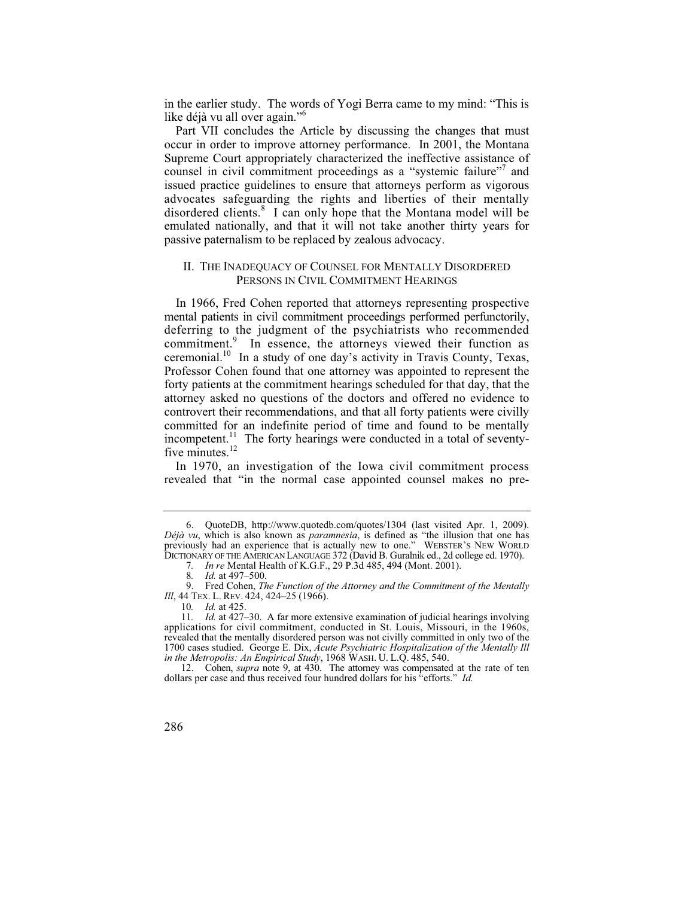in the earlier study. The words of Yogi Berra came to my mind: "This is like déjà vu all over again."[6]

Part VII concludes the Article by discussing the changes that must occur in order to improve attorney performance. In 2001, the Montana Supreme Court appropriately characterized the ineffective assistance of counsel in civil commitment proceedings as a "systemic failure"[7] and issued practice guidelines to ensure that attorneys perform as vigorous advocates safeguarding the rights and liberties of their mentally disordered clients.[8] I can only hope that the Montana model will be emulated nationally, and that it will not take another thirty years for passive paternalism to be replaced by zealous advocacy.

## II. THE INADEQUACY OF COUNSEL FOR MENTALLY DISORDERED PERSONS IN CIVIL COMMITMENT HEARINGS

In 1966, Fred Cohen reported that attorneys representing prospective mental patients in civil commitment proceedings performed perfunctorily, deferring to the judgment of the psychiatrists who recommended commitment.[9] In essence, the attorneys viewed their function as ceremonial.[10] In a study of one day's activity in Travis County, Texas, Professor Cohen found that one attorney was appointed to represent the forty patients at the commitment hearings scheduled for that day, that the attorney asked no questions of the doctors and offered no evidence to controvert their recommendations, and that all forty patients were civilly committed for an indefinite period of time and found to be mentally incompetent.[11] The forty hearings were conducted in a total of seventy-five minutes.[12]

In 1970, an investigation of the Iowa civil commitment process revealed that "in the normal case appointed counsel makes no pre-

---

6. QuoteDB, http://www.quotedb.com/quotes/1304 (last visited Apr. 1, 2009). *Déjà vu*, which is also known as *paramnesia*, is defined as "the illusion that one has previously had an experience that is actually new to one." WEBSTER'S NEW WORLD DICTIONARY OF THE AMERICAN LANGUAGE 372 (David B. Guralnik ed., 2d college ed. 1970).

7. *In re* Mental Health of K.G.F., 29 P.3d 485, 494 (Mont. 2001).

8. *Id.* at 497–500.

9. Fred Cohen, *The Function of the Attorney and the Commitment of the Mentally Ill*, 44 TEX. L. REV. 424, 424–25 (1966).

10. *Id.* at 425.

11. *Id.* at 427–30. A far more extensive examination of judicial hearings involving applications for civil commitment, conducted in St. Louis, Missouri, in the 1960s, revealed that the mentally disordered person was not civilly committed in only two of the 1700 cases studied. George E. Dix, *Acute Psychiatric Hospitalization of the Mentally Ill in the Metropolis: An Empirical Study*, 1968 WASH. U. L.Q. 485, 540.

12. Cohen, *supra* note 9, at 430. The attorney was compensated at the rate of ten dollars per case and thus received four hundred dollars for his "efforts." *Id.*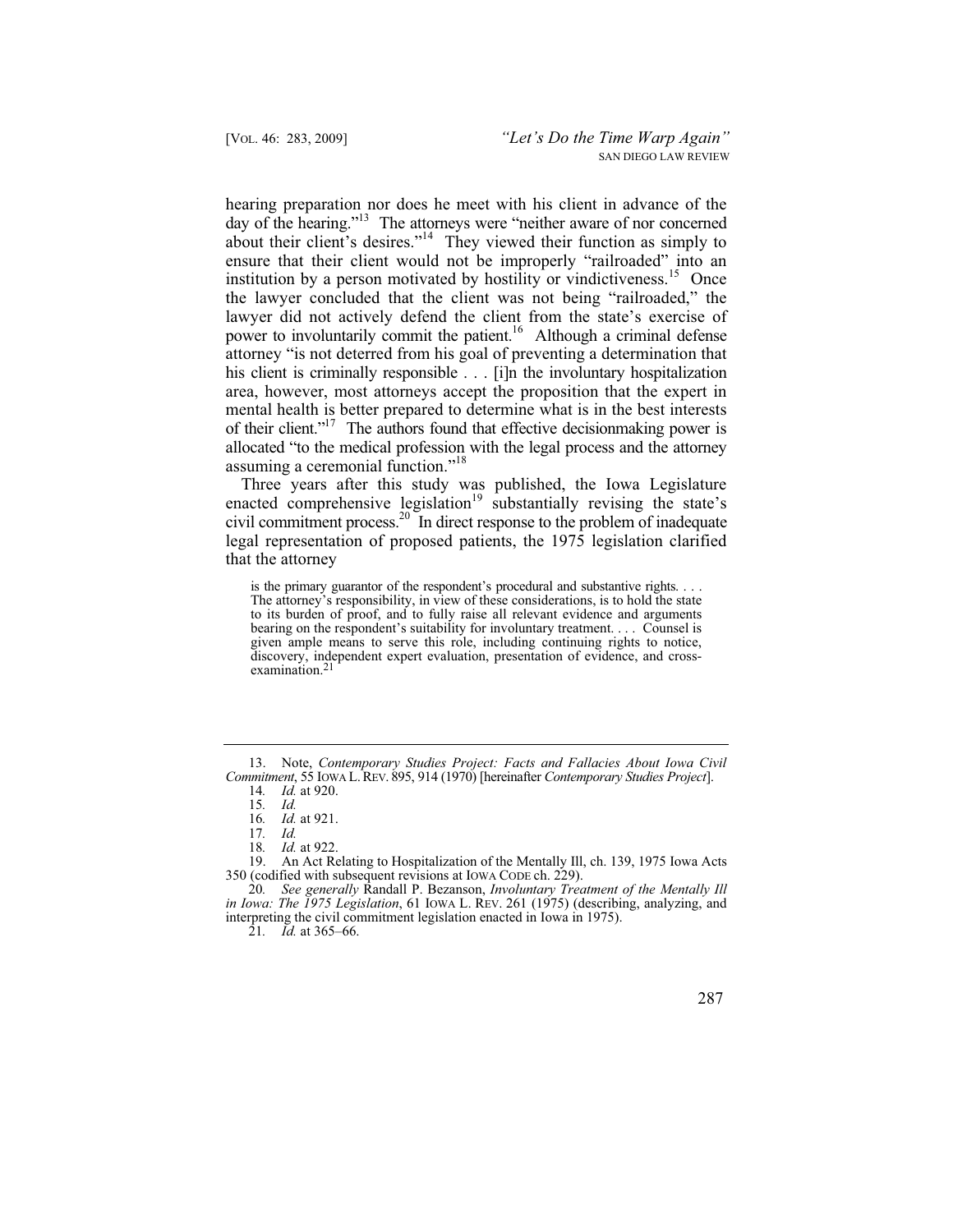hearing preparation nor does he meet with his client in advance of the day of the hearing."[13] The attorneys were "neither aware of nor concerned about their client's desires."[14] They viewed their function as simply to ensure that their client would not be improperly "railroaded" into an institution by a person motivated by hostility or vindictiveness.[15] Once the lawyer concluded that the client was not being "railroaded," the lawyer did not actively defend the client from the state's exercise of power to involuntarily commit the patient.[16] Although a criminal defense attorney "is not deterred from his goal of preventing a determination that his client is criminally responsible . . . [i]n the involuntary hospitalization area, however, most attorneys accept the proposition that the expert in mental health is better prepared to determine what is in the best interests of their client."[17] The authors found that effective decisionmaking power is allocated "to the medical profession with the legal process and the attorney assuming a ceremonial function."[18]

Three years after this study was published, the Iowa Legislature enacted comprehensive legislation[19] substantially revising the state's civil commitment process.[20] In direct response to the problem of inadequate legal representation of proposed patients, the 1975 legislation clarified that the attorney

> is the primary guarantor of the respondent's procedural and substantive rights. . . . The attorney's responsibility, in view of these considerations, is to hold the state to its burden of proof, and to fully raise all relevant evidence and arguments bearing on the respondent's suitability for involuntary treatment. . . . Counsel is given ample means to serve this role, including continuing rights to notice, discovery, independent expert evaluation, presentation of evidence, and cross-examination.[21]

---

13. Note, *Contemporary Studies Project: Facts and Fallacies About Iowa Civil Commitment*, 55 IOWA L. REV. 895, 914 (1970) [hereinafter *Contemporary Studies Project*].

14. *Id.* at 920.

15. *Id.*

16. *Id.* at 921.

17. *Id.*

18. *Id.* at 922.

19. An Act Relating to Hospitalization of the Mentally Ill, ch. 139, 1975 Iowa Acts 350 (codified with subsequent revisions at IOWA CODE ch. 229).

20. *See generally* Randall P. Bezanson, *Involuntary Treatment of the Mentally Ill in Iowa: The 1975 Legislation*, 61 IOWA L. REV. 261 (1975) (describing, analyzing, and interpreting the civil commitment legislation enacted in Iowa in 1975).

21. *Id.* at 365–66.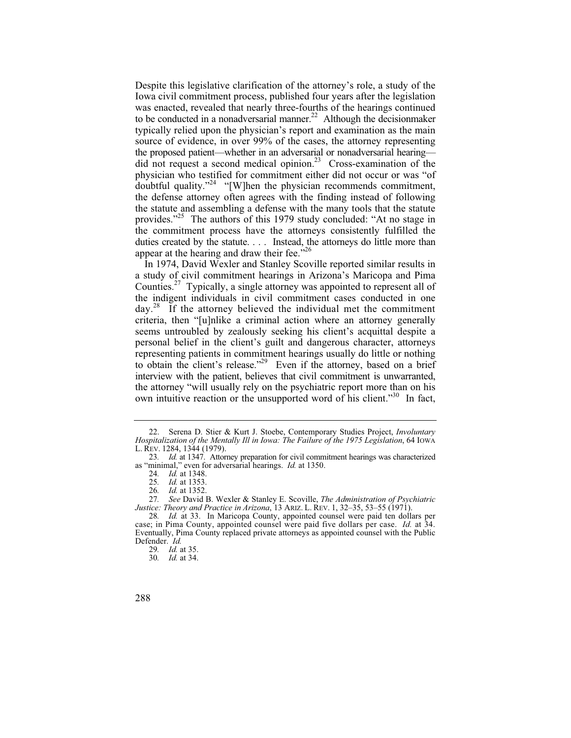Despite this legislative clarification of the attorney's role, a study of the Iowa civil commitment process, published four years after the legislation was enacted, revealed that nearly three-fourths of the hearings continued to be conducted in a nonadversarial manner.[22] Although the decisionmaker typically relied upon the physician's report and examination as the main source of evidence, in over 99% of the cases, the attorney representing the proposed patient—whether in an adversarial or nonadversarial hearing—did not request a second medical opinion.[23] Cross-examination of the physician who testified for commitment either did not occur or was "of doubtful quality."[24] "[W]hen the physician recommends commitment, the defense attorney often agrees with the finding instead of following the statute and assembling a defense with the many tools that the statute provides."[25] The authors of this 1979 study concluded: "At no stage in the commitment process have the attorneys consistently fulfilled the duties created by the statute. . . . Instead, the attorneys do little more than appear at the hearing and draw their fee."[26]

In 1974, David Wexler and Stanley Scoville reported similar results in a study of civil commitment hearings in Arizona's Maricopa and Pima Counties.[27] Typically, a single attorney was appointed to represent all of the indigent individuals in civil commitment cases conducted in one day.[28] If the attorney believed the individual met the commitment criteria, then "[u]nlike a criminal action where an attorney generally seems untroubled by zealously seeking his client's acquittal despite a personal belief in the client's guilt and dangerous character, attorneys representing patients in commitment hearings usually do little or nothing to obtain the client's release."[29] Even if the attorney, based on a brief interview with the patient, believes that civil commitment is unwarranted, the attorney "will usually rely on the psychiatric report more than on his own intuitive reaction or the unsupported word of his client."[30] In fact,

---

22. Serena D. Stier & Kurt J. Stoebe, Contemporary Studies Project, *Involuntary Hospitalization of the Mentally Ill in Iowa: The Failure of the 1975 Legislation*, 64 IOWA L. REV. 1284, 1344 (1979).

23. *Id.* at 1347. Attorney preparation for civil commitment hearings was characterized as "minimal," even for adversarial hearings. *Id.* at 1350.

24. *Id.* at 1348.

25. *Id.* at 1353.

26. *Id.* at 1352.

27. *See* David B. Wexler & Stanley E. Scoville, *The Administration of Psychiatric Justice: Theory and Practice in Arizona*, 13 ARIZ. L. REV. 1, 32–35, 53–55 (1971).

28. *Id.* at 33. In Maricopa County, appointed counsel were paid ten dollars per case; in Pima County, appointed counsel were paid five dollars per case. *Id.* at 34. Eventually, Pima County replaced private attorneys as appointed counsel with the Public Defender. *Id.*

29. *Id.* at 35.

30. *Id.* at 34.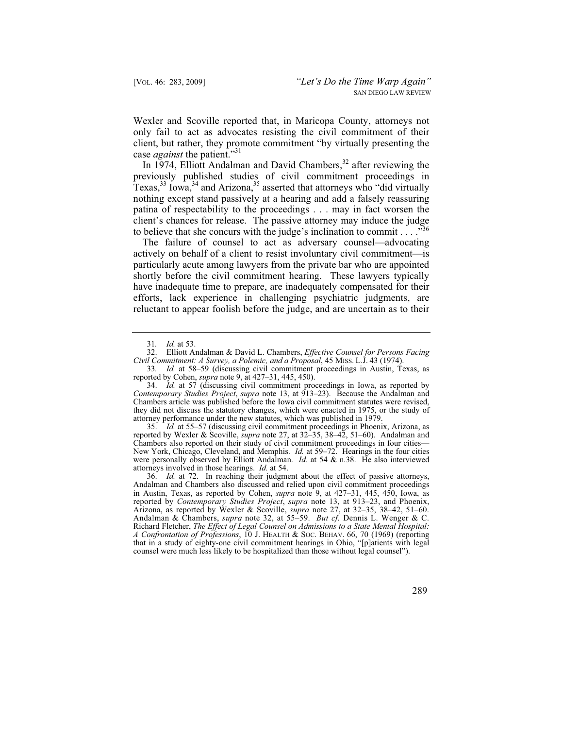Wexler and Scoville reported that, in Maricopa County, attorneys not only fail to act as advocates resisting the civil commitment of their client, but rather, they promote commitment "by virtually presenting the case *against* the patient."[31]

In 1974, Elliott Andalman and David Chambers,[32] after reviewing the previously published studies of civil commitment proceedings in Texas,[33] Iowa,[34] and Arizona,[35] asserted that attorneys who "did virtually nothing except stand passively at a hearing and add a falsely reassuring patina of respectability to the proceedings . . . may in fact worsen the client's chances for release. The passive attorney may induce the judge to believe that she concurs with the judge's inclination to commit . . . ."[36]

The failure of counsel to act as adversary counsel—advocating actively on behalf of a client to resist involuntary civil commitment—is particularly acute among lawyers from the private bar who are appointed shortly before the civil commitment hearing. These lawyers typically have inadequate time to prepare, are inadequately compensated for their efforts, lack experience in challenging psychiatric judgments, are reluctant to appear foolish before the judge, and are uncertain as to their

---

31. *Id.* at 53.

32. Elliott Andalman & David L. Chambers, *Effective Counsel for Persons Facing Civil Commitment: A Survey, a Polemic, and a Proposal*, 45 MISS. L.J. 43 (1974).

33. *Id.* at 58–59 (discussing civil commitment proceedings in Austin, Texas, as reported by Cohen, *supra* note 9, at 427–31, 445, 450).

34. *Id.* at 57 (discussing civil commitment proceedings in Iowa, as reported by *Contemporary Studies Project*, *supra* note 13, at 913–23). Because the Andalman and Chambers article was published before the Iowa civil commitment statutes were revised, they did not discuss the statutory changes, which were enacted in 1975, or the study of attorney performance under the new statutes, which was published in 1979.

35. *Id.* at 55–57 (discussing civil commitment proceedings in Phoenix, Arizona, as reported by Wexler & Scoville, *supra* note 27, at 32–35, 38–42, 51–60). Andalman and Chambers also reported on their study of civil commitment proceedings in four cities—New York, Chicago, Cleveland, and Memphis. *Id.* at 59–72. Hearings in the four cities were personally observed by Elliott Andalman. *Id.* at 54 & n.38. He also interviewed attorneys involved in those hearings. *Id.* at 54.

36. *Id.* at 72. In reaching their judgment about the effect of passive attorneys, Andalman and Chambers also discussed and relied upon civil commitment proceedings in Austin, Texas, as reported by Cohen, *supra* note 9, at 427–31, 445, 450, Iowa, as reported by *Contemporary Studies Project*, *supra* note 13, at 913–23, and Phoenix, Arizona, as reported by Wexler & Scoville, *supra* note 27, at 32–35, 38–42, 51–60. Andalman & Chambers, *supra* note 32, at 55–59. *But cf.* Dennis L. Wenger & C. Richard Fletcher, *The Effect of Legal Counsel on Admissions to a State Mental Hospital: A Confrontation of Professions*, 10 J. HEALTH & SOC. BEHAV. 66, 70 (1969) (reporting that in a study of eighty-one civil commitment hearings in Ohio, "[p]atients with legal counsel were much less likely to be hospitalized than those without legal counsel").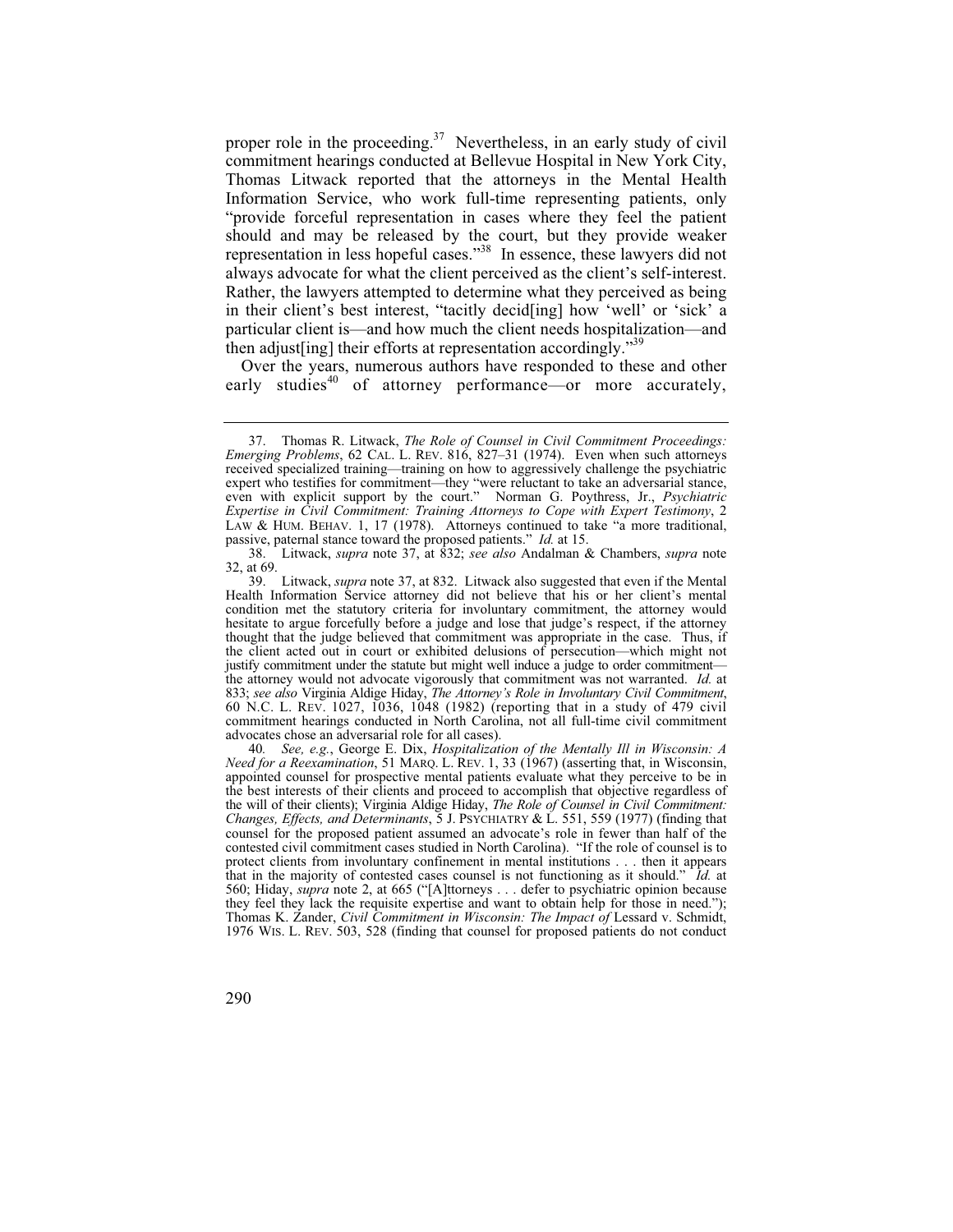proper role in the proceeding.[37] Nevertheless, in an early study of civil commitment hearings conducted at Bellevue Hospital in New York City, Thomas Litwack reported that the attorneys in the Mental Health Information Service, who work full-time representing patients, only "provide forceful representation in cases where they feel the patient should and may be released by the court, but they provide weaker representation in less hopeful cases."[38] In essence, these lawyers did not always advocate for what the client perceived as the client's self-interest. Rather, the lawyers attempted to determine what they perceived as being in their client's best interest, "tacitly decid[ing] how 'well' or 'sick' a particular client is—and how much the client needs hospitalization—and then adjust[ing] their efforts at representation accordingly."[39]

Over the years, numerous authors have responded to these and other early studies[40] of attorney performance—or more accurately,

---

37. Thomas R. Litwack, *The Role of Counsel in Civil Commitment Proceedings: Emerging Problems*, 62 CAL. L. REV. 816, 827–31 (1974). Even when such attorneys received specialized training—training on how to aggressively challenge the psychiatric expert who testifies for commitment—they "were reluctant to take an adversarial stance, even with explicit support by the court." Norman G. Poythress, Jr., *Psychiatric Expertise in Civil Commitment: Training Attorneys to Cope with Expert Testimony*, 2 LAW & HUM. BEHAV. 1, 17 (1978). Attorneys continued to take "a more traditional, passive, paternal stance toward the proposed patients." *Id.* at 15.

38. Litwack, *supra* note 37, at 832; *see also* Andalman & Chambers, *supra* note 32, at 69.

39. Litwack, *supra* note 37, at 832. Litwack also suggested that even if the Mental Health Information Service attorney did not believe that his or her client's mental condition met the statutory criteria for involuntary commitment, the attorney would hesitate to argue forcefully before a judge and lose that judge's respect, if the attorney thought that the judge believed that commitment was appropriate in the case. Thus, if the client acted out in court or exhibited delusions of persecution—which might not justify commitment under the statute but might well induce a judge to order commitment—the attorney would not advocate vigorously that commitment was not warranted. *Id.* at 833; *see also* Virginia Aldige Hiday, *The Attorney's Role in Involuntary Civil Commitment*, 60 N.C. L. REV. 1027, 1036, 1048 (1982) (reporting that in a study of 479 civil commitment hearings conducted in North Carolina, not all full-time civil commitment advocates chose an adversarial role for all cases).

40. *See, e.g.*, George E. Dix, *Hospitalization of the Mentally Ill in Wisconsin: A Need for a Reexamination*, 51 MARQ. L. REV. 1, 33 (1967) (asserting that, in Wisconsin, appointed counsel for prospective mental patients evaluate what they perceive to be in the best interests of their clients and proceed to accomplish that objective regardless of the will of their clients); Virginia Aldige Hiday, *The Role of Counsel in Civil Commitment: Changes, Effects, and Determinants*, 5 J. PSYCHIATRY & L. 551, 559 (1977) (finding that counsel for the proposed patient assumed an advocate's role in fewer than half of the contested civil commitment cases studied in North Carolina). "If the role of counsel is to protect clients from involuntary confinement in mental institutions . . . then it appears that in the majority of contested cases counsel is not functioning as it should." *Id.* at 560; Hiday, *supra* note 2, at 665 ("[A]ttorneys . . . defer to psychiatric opinion because they feel they lack the requisite expertise and want to obtain help for those in need."); Thomas K. Zander, *Civil Commitment in Wisconsin: The Impact of* Lessard v. Schmidt, 1976 WIS. L. REV. 503, 528 (finding that counsel for proposed patients do not conduct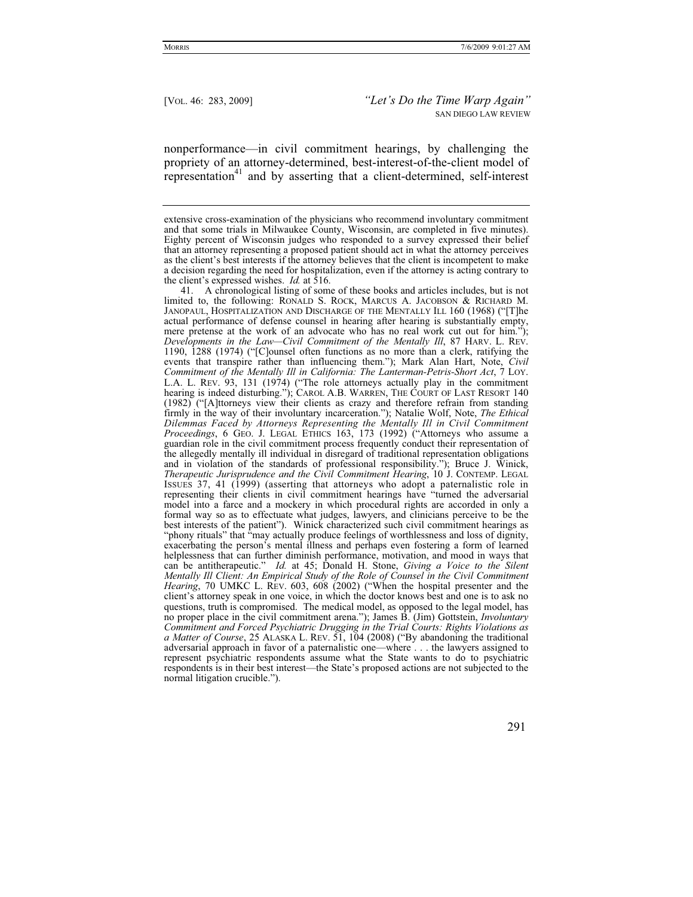nonperformance—in civil commitment hearings, by challenging the propriety of an attorney-determined, best-interest-of-the-client model of representation[41] and by asserting that a client-determined, self-interest

---

extensive cross-examination of the physicians who recommend involuntary commitment and that some trials in Milwaukee County, Wisconsin, are completed in five minutes). Eighty percent of Wisconsin judges who responded to a survey expressed their belief that an attorney representing a proposed patient should act in what the attorney perceives as the client's best interests if the attorney believes that the client is incompetent to make a decision regarding the need for hospitalization, even if the attorney is acting contrary to the client's expressed wishes. *Id.* at 516.

41. A chronological listing of some of these books and articles includes, but is not limited to, the following: RONALD S. ROCK, MARCUS A. JACOBSON & RICHARD M. JANOPAUL, HOSPITALIZATION AND DISCHARGE OF THE MENTALLY ILL 160 (1968) ("[T]he actual performance of defense counsel in hearing after hearing is substantially empty, mere pretense at the work of an advocate who has no real work cut out for him."); *Developments in the Law—Civil Commitment of the Mentally Ill*, 87 HARV. L. REV. 1190, 1288 (1974) ("[C]ounsel often functions as no more than a clerk, ratifying the events that transpire rather than influencing them."); Mark Alan Hart, Note, *Civil Commitment of the Mentally Ill in California: The Lanterman-Petris-Short Act*, 7 LOY. L.A. L. REV. 93, 131 (1974) ("The role attorneys actually play in the commitment hearing is indeed disturbing."); CAROL A.B. WARREN, THE COURT OF LAST RESORT 140 (1982) ("[A]ttorneys view their clients as crazy and therefore refrain from standing firmly in the way of their involuntary incarceration."); Natalie Wolf, Note, *The Ethical Dilemmas Faced by Attorneys Representing the Mentally Ill in Civil Commitment Proceedings*, 6 GEO. J. LEGAL ETHICS 163, 173 (1992) ("Attorneys who assume a guardian role in the civil commitment process frequently conduct their representation of the allegedly mentally ill individual in disregard of traditional representation obligations and in violation of the standards of professional responsibility."); Bruce J. Winick, *Therapeutic Jurisprudence and the Civil Commitment Hearing*, 10 J. CONTEMP. LEGAL ISSUES 37, 41 (1999) (asserting that attorneys who adopt a paternalistic role in representing their clients in civil commitment hearings have "turned the adversarial model into a farce and a mockery in which procedural rights are accorded in only a formal way so as to effectuate what judges, lawyers, and clinicians perceive to be the best interests of the patient"). Winick characterized such civil commitment hearings as "phony rituals" that "may actually produce feelings of worthlessness and loss of dignity, exacerbating the person's mental illness and perhaps even fostering a form of learned helplessness that can further diminish performance, motivation, and mood in ways that can be antitherapeutic." *Id.* at 45; Donald H. Stone, *Giving a Voice to the Silent Mentally Ill Client: An Empirical Study of the Role of Counsel in the Civil Commitment Hearing*, 70 UMKC L. REV. 603, 608 (2002) ("When the hospital presenter and the client's attorney speak in one voice, in which the doctor knows best and one is to ask no questions, truth is compromised. The medical model, as opposed to the legal model, has no proper place in the civil commitment arena."); James B. (Jim) Gottstein, *Involuntary Commitment and Forced Psychiatric Drugging in the Trial Courts: Rights Violations as a Matter of Course*, 25 ALASKA L. REV. 51, 104 (2008) ("By abandoning the traditional adversarial approach in favor of a paternalistic one—where . . . the lawyers assigned to represent psychiatric respondents assume what the State wants to do to psychiatric respondents is in their best interest—the State's proposed actions are not subjected to the normal litigation crucible.").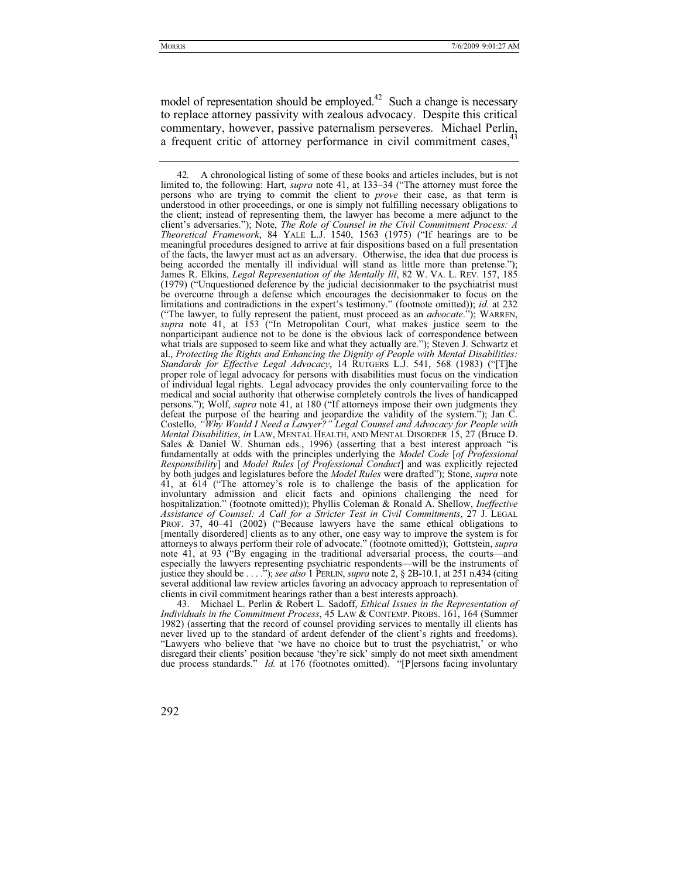model of representation should be employed.[42] Such a change is necessary to replace attorney passivity with zealous advocacy. Despite this critical commentary, however, passive paternalism perseveres. Michael Perlin, a frequent critic of attorney performance in civil commitment cases,[43]

---

42. A chronological listing of some of these books and articles includes, but is not limited to, the following: Hart, *supra* note 41, at 133–34 ("The attorney must force the persons who are trying to commit the client to *prove* their case, as that term is understood in other proceedings, or one is simply not fulfilling necessary obligations to the client; instead of representing them, the lawyer has become a mere adjunct to the client's adversaries."); Note, *The Role of Counsel in the Civil Commitment Process: A Theoretical Framework*, 84 YALE L.J. 1540, 1563 (1975) ("If hearings are to be meaningful procedures designed to arrive at fair dispositions based on a full presentation of the facts, the lawyer must act as an adversary. Otherwise, the idea that due process is being accorded the mentally ill individual will stand as little more than pretense."); James R. Elkins, *Legal Representation of the Mentally Ill*, 82 W. VA. L. REV. 157, 185 (1979) ("Unquestioned deference by the judicial decisionmaker to the psychiatrist must be overcome through a defense which encourages the decisionmaker to focus on the limitations and contradictions in the expert's testimony." (footnote omitted)); *id.* at 232 ("The lawyer, to fully represent the patient, must proceed as an *advocate*."); WARREN, *supra* note 41, at 153 ("In Metropolitan Court, what makes justice seem to the nonparticipant audience not to be done is the obvious lack of correspondence between what trials are supposed to seem like and what they actually are."); Steven J. Schwartz et al., *Protecting the Rights and Enhancing the Dignity of People with Mental Disabilities: Standards for Effective Legal Advocacy*, 14 RUTGERS L.J. 541, 568 (1983) ("[T]he proper role of legal advocacy for persons with disabilities must focus on the vindication of individual legal rights. Legal advocacy provides the only countervailing force to the medical and social authority that otherwise completely controls the lives of handicapped persons."); Wolf, *supra* note 41, at 180 ("If attorneys impose their own judgments they defeat the purpose of the hearing and jeopardize the validity of the system."); Jan C. Costello, *"Why Would I Need a Lawyer?" Legal Counsel and Advocacy for People with Mental Disabilities*, *in* LAW, MENTAL HEALTH, AND MENTAL DISORDER 15, 27 (Bruce D. Sales & Daniel W. Shuman eds., 1996) (asserting that a best interest approach "is fundamentally at odds with the principles underlying the *Model Code* [*of Professional Responsibility*] and *Model Rules* [*of Professional Conduct*] and was explicitly rejected by both judges and legislatures before the *Model Rules* were drafted"); Stone, *supra* note 41, at 614 ("The attorney's role is to challenge the basis of the application for involuntary admission and elicit facts and opinions challenging the need for hospitalization." (footnote omitted)); Phyllis Coleman & Ronald A. Shellow, *Ineffective Assistance of Counsel: A Call for a Stricter Test in Civil Commitments*, 27 J. LEGAL PROF. 37, 40–41 (2002) ("Because lawyers have the same ethical obligations to [mentally disordered] clients as to any other, one easy way to improve the system is for attorneys to always perform their role of advocate." (footnote omitted)); Gottstein, *supra* note 41, at 93 ("By engaging in the traditional adversarial process, the courts—and especially the lawyers representing psychiatric respondents—will be the instruments of justice they should be . . . ."); *see also* 1 PERLIN, *supra* note 2, § 2B-10.1, at 251 n.434 (citing several additional law review articles favoring an advocacy approach to representation of clients in civil commitment hearings rather than a best interests approach).

43. Michael L. Perlin & Robert L. Sadoff, *Ethical Issues in the Representation of Individuals in the Commitment Process*, 45 LAW & CONTEMP. PROBS. 161, 164 (Summer 1982) (asserting that the record of counsel providing services to mentally ill clients has never lived up to the standard of ardent defender of the client's rights and freedoms). "Lawyers who believe that 'we have no choice but to trust the psychiatrist,' or who disregard their clients' position because 'they're sick' simply do not meet sixth amendment due process standards." *Id.* at 176 (footnotes omitted). "[P]ersons facing involuntary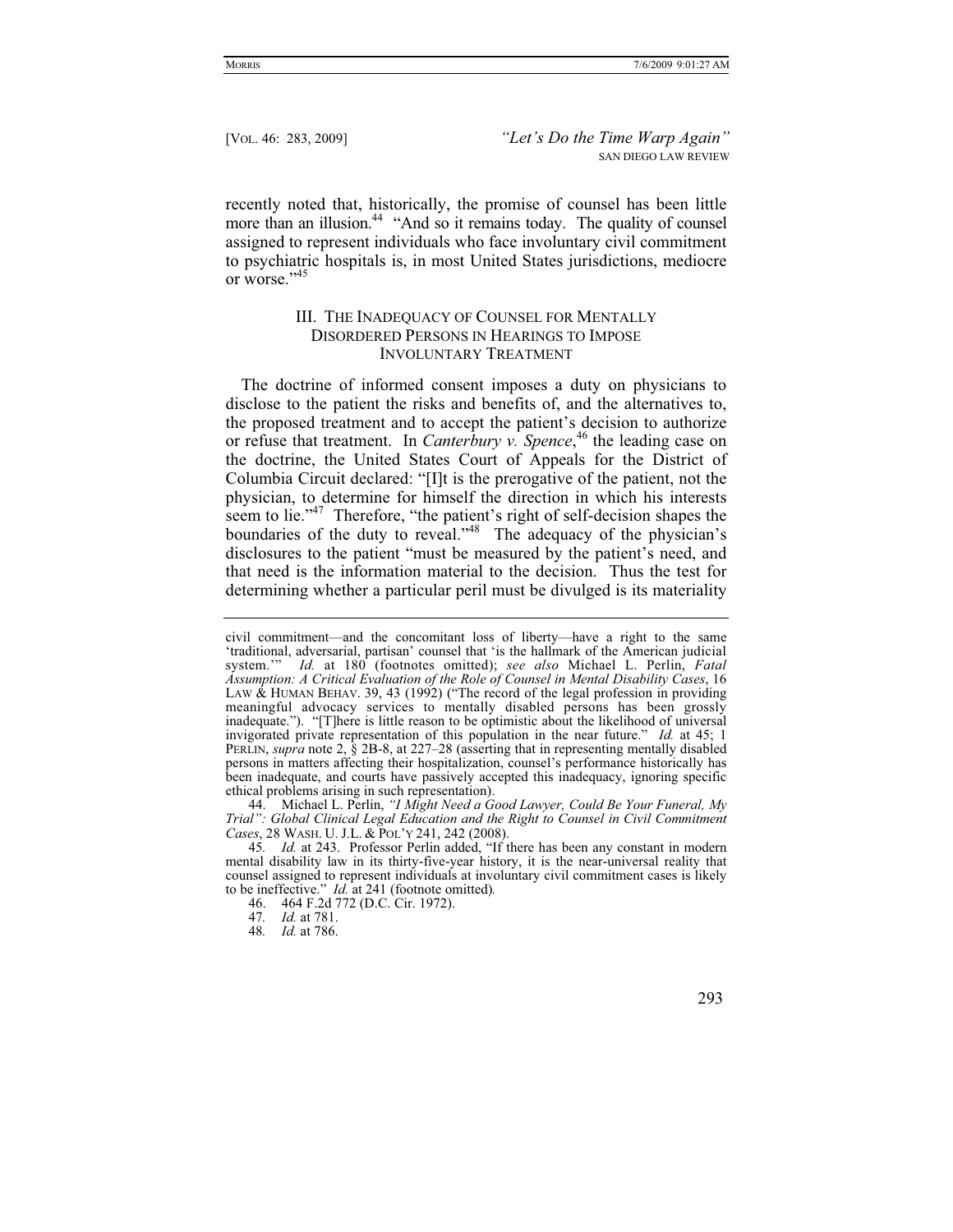recently noted that, historically, the promise of counsel has been little more than an illusion.[44] "And so it remains today. The quality of counsel assigned to represent individuals who face involuntary civil commitment to psychiatric hospitals is, in most United States jurisdictions, mediocre or worse."[45]

## III. The Inadequacy of Counsel for Mentally Disordered Persons in Hearings to Impose Involuntary Treatment

The doctrine of informed consent imposes a duty on physicians to disclose to the patient the risks and benefits of, and the alternatives to, the proposed treatment and to accept the patient's decision to authorize or refuse that treatment. In *Canterbury v. Spence*,[46] the leading case on the doctrine, the United States Court of Appeals for the District of Columbia Circuit declared: "[I]t is the prerogative of the patient, not the physician, to determine for himself the direction in which his interests seem to lie."[47] Therefore, "the patient's right of self-decision shapes the boundaries of the duty to reveal."[48] The adequacy of the physician's disclosures to the patient "must be measured by the patient's need, and that need is the information material to the decision. Thus the test for determining whether a particular peril must be divulged is its materiality

---

civil commitment—and the concomitant loss of liberty—have a right to the same 'traditional, adversarial, partisan' counsel that 'is the hallmark of the American judicial system.'" *Id.* at 180 (footnotes omitted); *see also* Michael L. Perlin, *Fatal Assumption: A Critical Evaluation of the Role of Counsel in Mental Disability Cases*, 16 LAW & HUMAN BEHAV. 39, 43 (1992) ("The record of the legal profession in providing meaningful advocacy services to mentally disabled persons has been grossly inadequate."). "[T]here is little reason to be optimistic about the likelihood of universal invigorated private representation of this population in the near future." *Id.* at 45; 1 PERLIN, *supra* note 2, § 2B-8, at 227–28 (asserting that in representing mentally disabled persons in matters affecting their hospitalization, counsel's performance historically has been inadequate, and courts have passively accepted this inadequacy, ignoring specific ethical problems arising in such representation).

44. Michael L. Perlin, *"I Might Need a Good Lawyer, Could Be Your Funeral, My Trial": Global Clinical Legal Education and the Right to Counsel in Civil Commitment Cases*, 28 WASH. U. J.L. & POL'Y 241, 242 (2008).

45. *Id.* at 243. Professor Perlin added, "If there has been any constant in modern mental disability law in its thirty-five-year history, it is the near-universal reality that counsel assigned to represent individuals at involuntary civil commitment cases is likely to be ineffective." *Id.* at 241 (footnote omitted).

46. 464 F.2d 772 (D.C. Cir. 1972).

47. *Id.* at 781.

48. *Id.* at 786.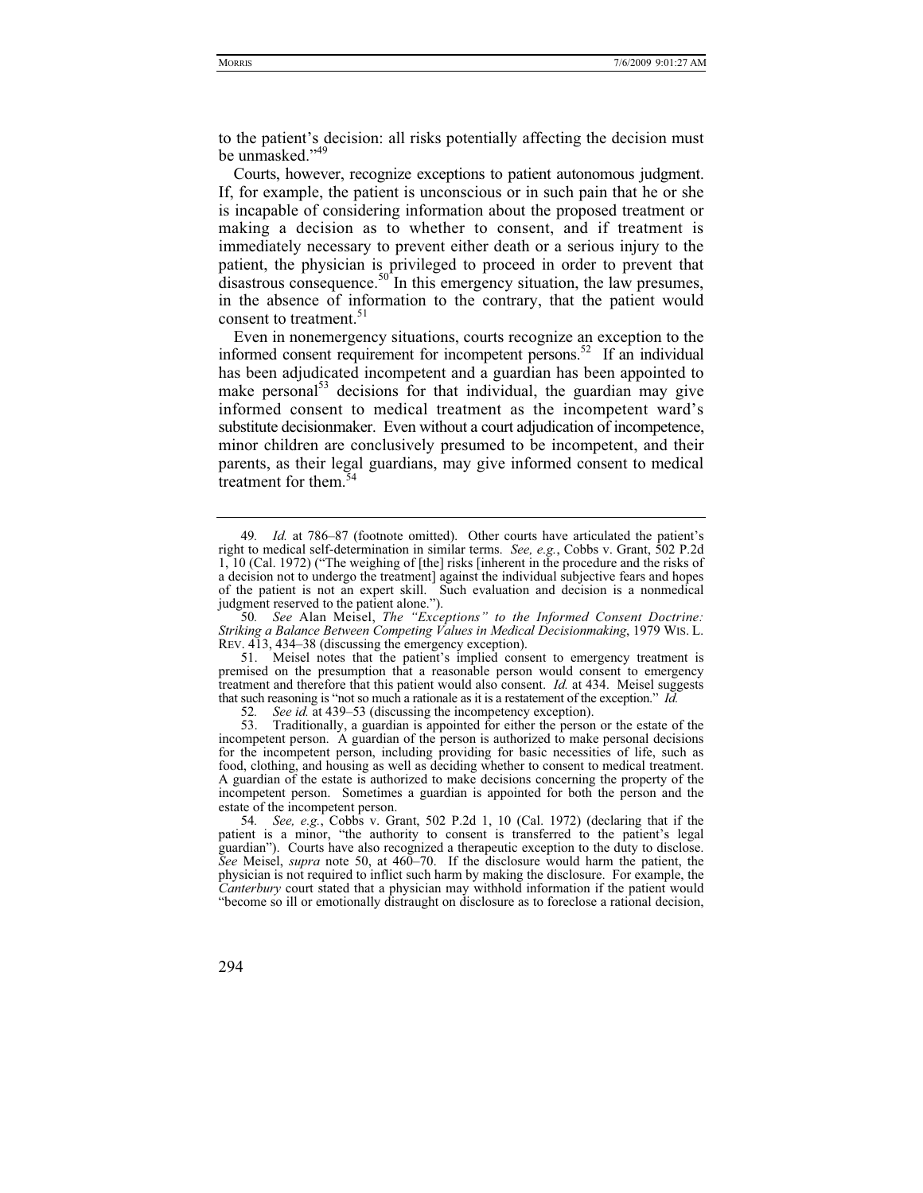to the patient's decision: all risks potentially affecting the decision must be unmasked."[49]

Courts, however, recognize exceptions to patient autonomous judgment. If, for example, the patient is unconscious or in such pain that he or she is incapable of considering information about the proposed treatment or making a decision as to whether to consent, and if treatment is immediately necessary to prevent either death or a serious injury to the patient, the physician is privileged to proceed in order to prevent that disastrous consequence.[50] In this emergency situation, the law presumes, in the absence of information to the contrary, that the patient would consent to treatment.[51]

Even in nonemergency situations, courts recognize an exception to the informed consent requirement for incompetent persons.[52] If an individual has been adjudicated incompetent and a guardian has been appointed to make personal[53] decisions for that individual, the guardian may give informed consent to medical treatment as the incompetent ward's substitute decisionmaker. Even without a court adjudication of incompetence, minor children are conclusively presumed to be incompetent, and their parents, as their legal guardians, may give informed consent to medical treatment for them.[54]

---

49. *Id.* at 786–87 (footnote omitted). Other courts have articulated the patient's right to medical self-determination in similar terms. *See, e.g.*, Cobbs v. Grant, 502 P.2d 1, 10 (Cal. 1972) ("The weighing of [the] risks [inherent in the procedure and the risks of a decision not to undergo the treatment] against the individual subjective fears and hopes of the patient is not an expert skill. Such evaluation and decision is a nonmedical judgment reserved to the patient alone.").

50. *See* Alan Meisel, *The "Exceptions" to the Informed Consent Doctrine: Striking a Balance Between Competing Values in Medical Decisionmaking*, 1979 WIS. L. REV. 413, 434–38 (discussing the emergency exception).

51. Meisel notes that the patient's implied consent to emergency treatment is premised on the presumption that a reasonable person would consent to emergency treatment and therefore that this patient would also consent. *Id.* at 434. Meisel suggests that such reasoning is "not so much a rationale as it is a restatement of the exception." *Id.*

52. *See id.* at 439–53 (discussing the incompetency exception).

53. Traditionally, a guardian is appointed for either the person or the estate of the incompetent person. A guardian of the person is authorized to make personal decisions for the incompetent person, including providing for basic necessities of life, such as food, clothing, and housing as well as deciding whether to consent to medical treatment. A guardian of the estate is authorized to make decisions concerning the property of the incompetent person. Sometimes a guardian is appointed for both the person and the estate of the incompetent person.

54. *See, e.g.*, Cobbs v. Grant, 502 P.2d 1, 10 (Cal. 1972) (declaring that if the patient is a minor, "the authority to consent is transferred to the patient's legal guardian"). Courts have also recognized a therapeutic exception to the duty to disclose. *See* Meisel, *supra* note 50, at 460–70. If the disclosure would harm the patient, the physician is not required to inflict such harm by making the disclosure. For example, the *Canterbury* court stated that a physician may withhold information if the patient would "become so ill or emotionally distraught on disclosure as to foreclose a rational decision,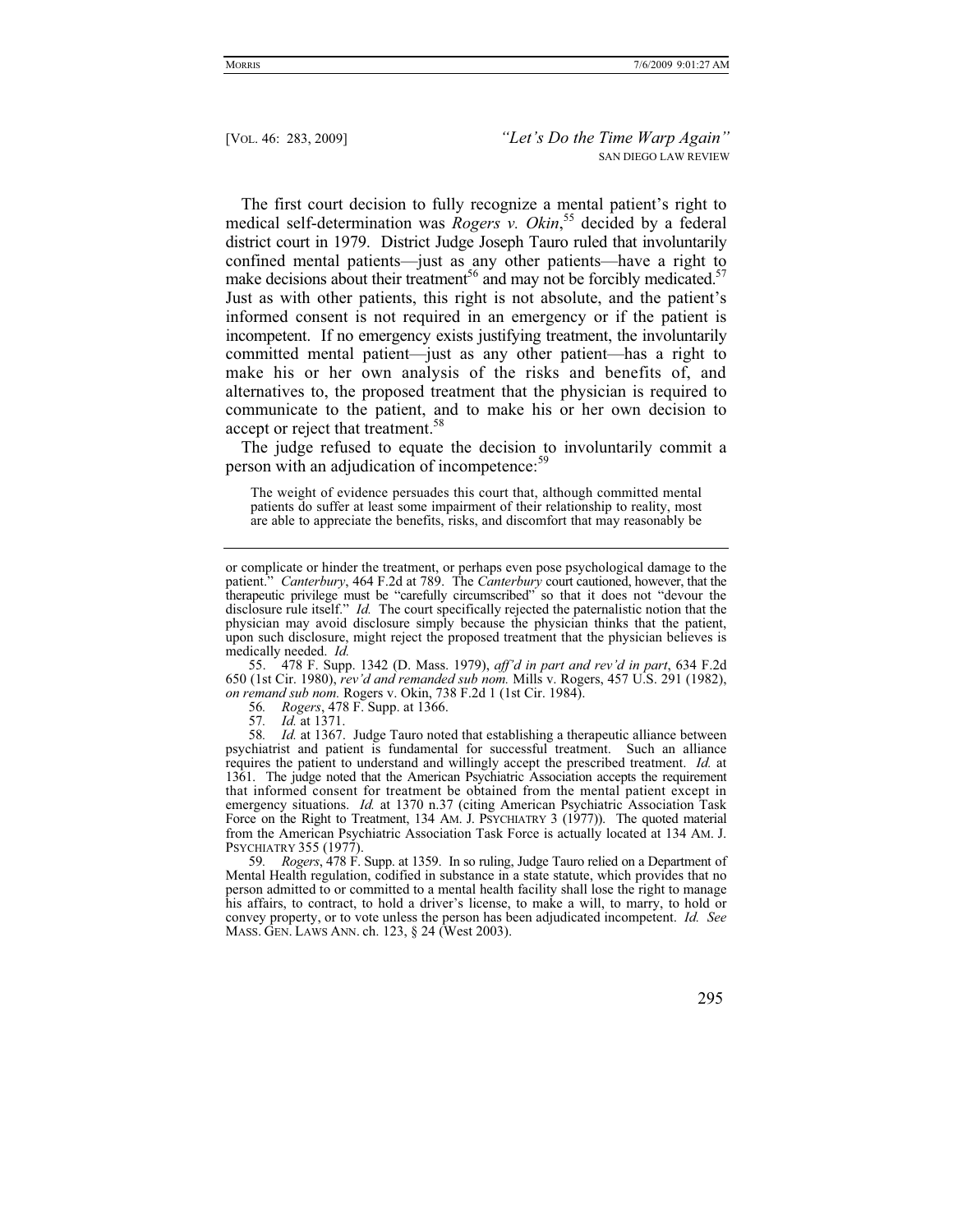The first court decision to fully recognize a mental patient's right to medical self-determination was *Rogers v. Okin*,[55] decided by a federal district court in 1979. District Judge Joseph Tauro ruled that involuntarily confined mental patients—just as any other patients—have a right to make decisions about their treatment[56] and may not be forcibly medicated.[57] Just as with other patients, this right is not absolute, and the patient's informed consent is not required in an emergency or if the patient is incompetent. If no emergency exists justifying treatment, the involuntarily committed mental patient—just as any other patient—has a right to make his or her own analysis of the risks and benefits of, and alternatives to, the proposed treatment that the physician is required to communicate to the patient, and to make his or her own decision to accept or reject that treatment.[58]

The judge refused to equate the decision to involuntarily commit a person with an adjudication of incompetence:[59]

> The weight of evidence persuades this court that, although committed mental patients do suffer at least some impairment of their relationship to reality, most are able to appreciate the benefits, risks, and discomfort that may reasonably be

---

or complicate or hinder the treatment, or perhaps even pose psychological damage to the patient." *Canterbury*, 464 F.2d at 789. The *Canterbury* court cautioned, however, that the therapeutic privilege must be "carefully circumscribed" so that it does not "devour the disclosure rule itself." *Id.* The court specifically rejected the paternalistic notion that the physician may avoid disclosure simply because the physician thinks that the patient, upon such disclosure, might reject the proposed treatment that the physician believes is medically needed. *Id.*

55. 478 F. Supp. 1342 (D. Mass. 1979), *aff'd in part and rev'd in part*, 634 F.2d 650 (1st Cir. 1980), *rev'd and remanded sub nom.* Mills v. Rogers, 457 U.S. 291 (1982), *on remand sub nom.* Rogers v. Okin, 738 F.2d 1 (1st Cir. 1984).

56. *Rogers*, 478 F. Supp. at 1366.

57. *Id.* at 1371.

58. *Id.* at 1367. Judge Tauro noted that establishing a therapeutic alliance between psychiatrist and patient is fundamental for successful treatment. Such an alliance requires the patient to understand and willingly accept the prescribed treatment. *Id.* at 1361. The judge noted that the American Psychiatric Association accepts the requirement that informed consent for treatment be obtained from the mental patient except in emergency situations. *Id.* at 1370 n.37 (citing American Psychiatric Association Task Force on the Right to Treatment, 134 AM. J. PSYCHIATRY 3 (1977)). The quoted material from the American Psychiatric Association Task Force is actually located at 134 AM. J. PSYCHIATRY 355 (1977).

59. *Rogers*, 478 F. Supp. at 1359. In so ruling, Judge Tauro relied on a Department of Mental Health regulation, codified in substance in a state statute, which provides that no person admitted to or committed to a mental health facility shall lose the right to manage his affairs, to contract, to hold a driver's license, to make a will, to marry, to hold or convey property, or to vote unless the person has been adjudicated incompetent. *Id. See* MASS. GEN. LAWS ANN. ch. 123, § 24 (West 2003).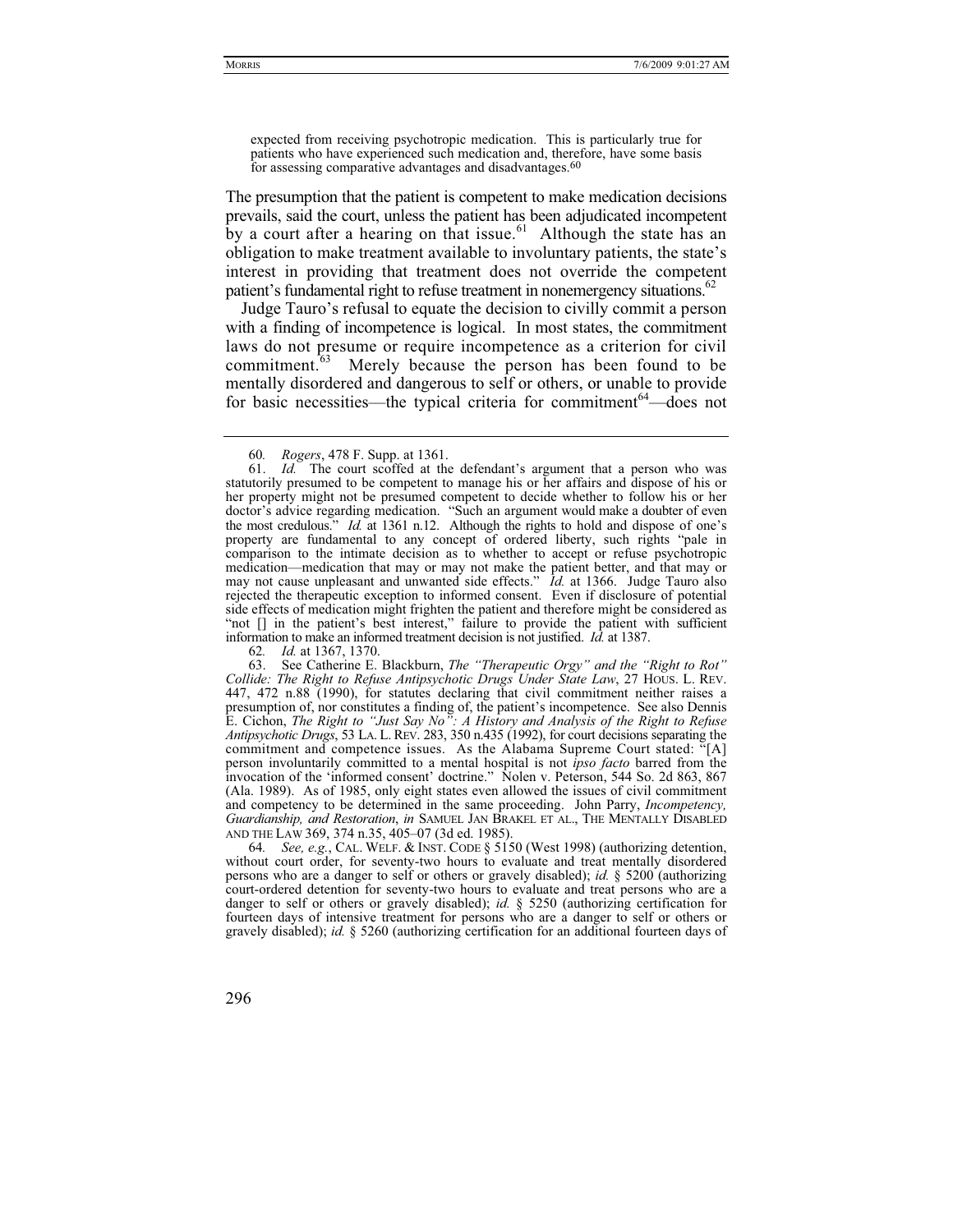> expected from receiving psychotropic medication. This is particularly true for patients who have experienced such medication and, therefore, have some basis for assessing comparative advantages and disadvantages.[60]

The presumption that the patient is competent to make medication decisions prevails, said the court, unless the patient has been adjudicated incompetent by a court after a hearing on that issue.[61] Although the state has an obligation to make treatment available to involuntary patients, the state's interest in providing that treatment does not override the competent patient's fundamental right to refuse treatment in nonemergency situations.[62]

Judge Tauro's refusal to equate the decision to civilly commit a person with a finding of incompetence is logical. In most states, the commitment laws do not presume or require incompetence as a criterion for civil commitment.[63] Merely because the person has been found to be mentally disordered and dangerous to self or others, or unable to provide for basic necessities—the typical criteria for commitment[64]—does not

---

60. *Rogers*, 478 F. Supp. at 1361.

61. *Id.* The court scoffed at the defendant's argument that a person who was statutorily presumed to be competent to manage his or her affairs and dispose of his or her property might not be presumed competent to decide whether to follow his or her doctor's advice regarding medication. "Such an argument would make a doubter of even the most credulous." *Id.* at 1361 n.12. Although the rights to hold and dispose of one's property are fundamental to any concept of ordered liberty, such rights "pale in comparison to the intimate decision as to whether to accept or refuse psychotropic medication—medication that may or may not make the patient better, and that may or may not cause unpleasant and unwanted side effects." *Id.* at 1366. Judge Tauro also rejected the therapeutic exception to informed consent. Even if disclosure of potential side effects of medication might frighten the patient and therefore might be considered as "not [] in the patient's best interest," failure to provide the patient with sufficient information to make an informed treatment decision is not justified. *Id.* at 1387.

62. *Id.* at 1367, 1370.

63. See Catherine E. Blackburn, *The "Therapeutic Orgy" and the "Right to Rot" Collide: The Right to Refuse Antipsychotic Drugs Under State Law*, 27 HOUS. L. REV. 447, 472 n.88 (1990), for statutes declaring that civil commitment neither raises a presumption of, nor constitutes a finding of, the patient's incompetence. See also Dennis E. Cichon, *The Right to "Just Say No": A History and Analysis of the Right to Refuse Antipsychotic Drugs*, 53 LA. L. REV. 283, 350 n.435 (1992), for court decisions separating the commitment and competence issues. As the Alabama Supreme Court stated: "[A] person involuntarily committed to a mental hospital is not *ipso facto* barred from the invocation of the 'informed consent' doctrine." Nolen v. Peterson, 544 So. 2d 863, 867 (Ala. 1989). As of 1985, only eight states even allowed the issues of civil commitment and competency to be determined in the same proceeding. John Parry, *Incompetency, Guardianship, and Restoration*, *in* SAMUEL JAN BRAKEL ET AL., THE MENTALLY DISABLED AND THE LAW 369, 374 n.35, 405–07 (3d ed. 1985).

64. *See, e.g.*, CAL. WELF. & INST. CODE § 5150 (West 1998) (authorizing detention, without court order, for seventy-two hours to evaluate and treat mentally disordered persons who are a danger to self or others or gravely disabled); *id.* § 5200 (authorizing court-ordered detention for seventy-two hours to evaluate and treat persons who are a danger to self or others or gravely disabled); *id.* § 5250 (authorizing certification for fourteen days of intensive treatment for persons who are a danger to self or others or gravely disabled); *id.* § 5260 (authorizing certification for an additional fourteen days of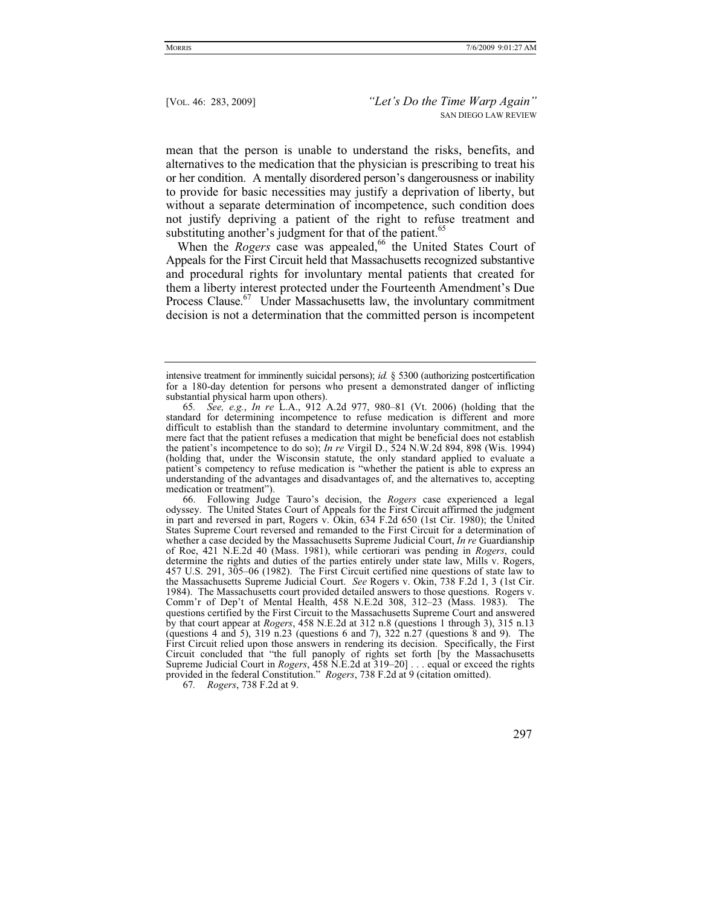mean that the person is unable to understand the risks, benefits, and alternatives to the medication that the physician is prescribing to treat his or her condition. A mentally disordered person's dangerousness or inability to provide for basic necessities may justify a deprivation of liberty, but without a separate determination of incompetence, such condition does not justify depriving a patient of the right to refuse treatment and substituting another's judgment for that of the patient.[65]

When the *Rogers* case was appealed,[66] the United States Court of Appeals for the First Circuit held that Massachusetts recognized substantive and procedural rights for involuntary mental patients that created for them a liberty interest protected under the Fourteenth Amendment's Due Process Clause.[67] Under Massachusetts law, the involuntary commitment decision is not a determination that the committed person is incompetent

---

intensive treatment for imminently suicidal persons); *id.* § 5300 (authorizing postcertification for a 180-day detention for persons who present a demonstrated danger of inflicting substantial physical harm upon others).

65. *See, e.g.*, *In re* L.A., 912 A.2d 977, 980–81 (Vt. 2006) (holding that the standard for determining incompetence to refuse medication is different and more difficult to establish than the standard to determine involuntary commitment, and the mere fact that the patient refuses a medication that might be beneficial does not establish the patient's incompetence to do so); *In re* Virgil D., 524 N.W.2d 894, 898 (Wis. 1994) (holding that, under the Wisconsin statute, the only standard applied to evaluate a patient's competency to refuse medication is "whether the patient is able to express an understanding of the advantages and disadvantages of, and the alternatives to, accepting medication or treatment").

66. Following Judge Tauro's decision, the *Rogers* case experienced a legal odyssey. The United States Court of Appeals for the First Circuit affirmed the judgment in part and reversed in part, Rogers v. Okin, 634 F.2d 650 (1st Cir. 1980); the United States Supreme Court reversed and remanded to the First Circuit for a determination of whether a case decided by the Massachusetts Supreme Judicial Court, *In re* Guardianship of Roe, 421 N.E.2d 40 (Mass. 1981), while certiorari was pending in *Rogers*, could determine the rights and duties of the parties entirely under state law, Mills v. Rogers, 457 U.S. 291, 305–06 (1982). The First Circuit certified nine questions of state law to the Massachusetts Supreme Judicial Court. *See* Rogers v. Okin, 738 F.2d 1, 3 (1st Cir. 1984). The Massachusetts court provided detailed answers to those questions. Rogers v. Comm'r of Dep't of Mental Health, 458 N.E.2d 308, 312–23 (Mass. 1983). The questions certified by the First Circuit to the Massachusetts Supreme Court and answered by that court appear at *Rogers*, 458 N.E.2d at 312 n.8 (questions 1 through 3), 315 n.13 (questions 4 and 5), 319 n.23 (questions 6 and 7), 322 n.27 (questions 8 and 9). The First Circuit relied upon those answers in rendering its decision. Specifically, the First Circuit concluded that "the full panoply of rights set forth [by the Massachusetts Supreme Judicial Court in *Rogers*, 458 N.E.2d at 319–20] . . . equal or exceed the rights provided in the federal Constitution." *Rogers*, 738 F.2d at 9 (citation omitted).

67. *Rogers*, 738 F.2d at 9.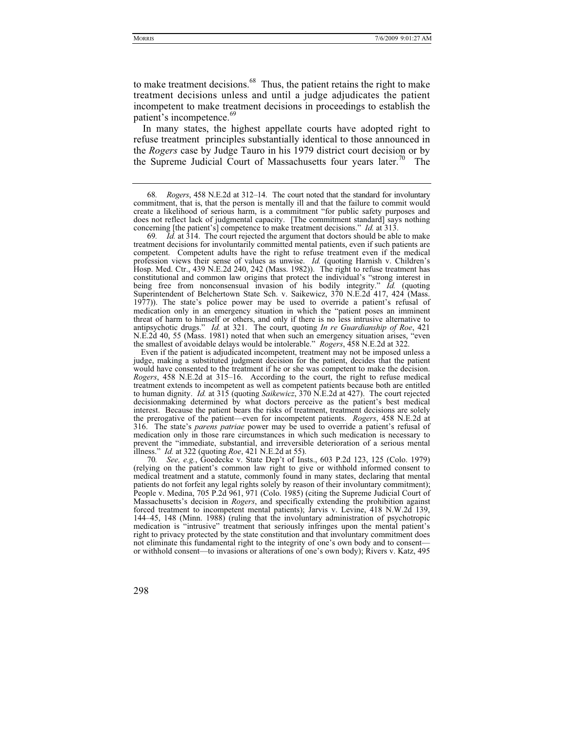to make treatment decisions.[68] Thus, the patient retains the right to make treatment decisions unless and until a judge adjudicates the patient incompetent to make treatment decisions in proceedings to establish the patient's incompetence.[69]

In many states, the highest appellate courts have adopted right to refuse treatment principles substantially identical to those announced in the *Rogers* case by Judge Tauro in his 1979 district court decision or by the Supreme Judicial Court of Massachusetts four years later.[70] The

---

68. *Rogers*, 458 N.E.2d at 312–14. The court noted that the standard for involuntary commitment, that is, that the person is mentally ill and that the failure to commit would create a likelihood of serious harm, is a commitment "for public safety purposes and does not reflect lack of judgmental capacity. [The commitment standard] says nothing concerning [the patient's] competence to make treatment decisions." *Id.* at 313.

69. *Id.* at 314. The court rejected the argument that doctors should be able to make treatment decisions for involuntarily committed mental patients, even if such patients are competent. Competent adults have the right to refuse treatment even if the medical profession views their sense of values as unwise. *Id.* (quoting Harnish v. Children's Hosp. Med. Ctr., 439 N.E.2d 240, 242 (Mass. 1982)). The right to refuse treatment has constitutional and common law origins that protect the individual's "strong interest in being free from nonconsensual invasion of his bodily integrity." *Id.* (quoting Superintendent of Belchertown State Sch. v. Saikewicz, 370 N.E.2d 417, 424 (Mass. 1977)). The state's police power may be used to override a patient's refusal of medication only in an emergency situation in which the "patient poses an imminent threat of harm to himself or others, and only if there is no less intrusive alternative to antipsychotic drugs." *Id.* at 321. The court, quoting *In re Guardianship of Roe*, 421 N.E.2d 40, 55 (Mass. 1981) noted that when such an emergency situation arises, "even the smallest of avoidable delays would be intolerable." *Rogers*, 458 N.E.2d at 322.

Even if the patient is adjudicated incompetent, treatment may not be imposed unless a judge, making a substituted judgment decision for the patient, decides that the patient would have consented to the treatment if he or she was competent to make the decision. *Rogers*, 458 N.E.2d at 315–16. According to the court, the right to refuse medical treatment extends to incompetent as well as competent patients because both are entitled to human dignity. *Id.* at 315 (quoting *Saikewicz*, 370 N.E.2d at 427). The court rejected decisionmaking determined by what doctors perceive as the patient's best medical interest. Because the patient bears the risks of treatment, treatment decisions are solely the prerogative of the patient—even for incompetent patients. *Rogers*, 458 N.E.2d at 316. The state's *parens patriae* power may be used to override a patient's refusal of medication only in those rare circumstances in which such medication is necessary to prevent the "immediate, substantial, and irreversible deterioration of a serious mental illness." *Id.* at 322 (quoting *Roe*, 421 N.E.2d at 55).

70. *See, e.g.*, Goedecke v. State Dep't of Insts., 603 P.2d 123, 125 (Colo. 1979) (relying on the patient's common law right to give or withhold informed consent to medical treatment and a statute, commonly found in many states, declaring that mental patients do not forfeit any legal rights solely by reason of their involuntary commitment); People v. Medina, 705 P.2d 961, 971 (Colo. 1985) (citing the Supreme Judicial Court of Massachusetts's decision in *Rogers*, and specifically extending the prohibition against forced treatment to incompetent mental patients); Jarvis v. Levine, 418 N.W.2d 139, 144–45, 148 (Minn. 1988) (ruling that the involuntary administration of psychotropic medication is "intrusive" treatment that seriously infringes upon the mental patient's right to privacy protected by the state constitution and that involuntary commitment does not eliminate this fundamental right to the integrity of one's own body and to consent—or withhold consent—to invasions or alterations of one's own body); Rivers v. Katz, 495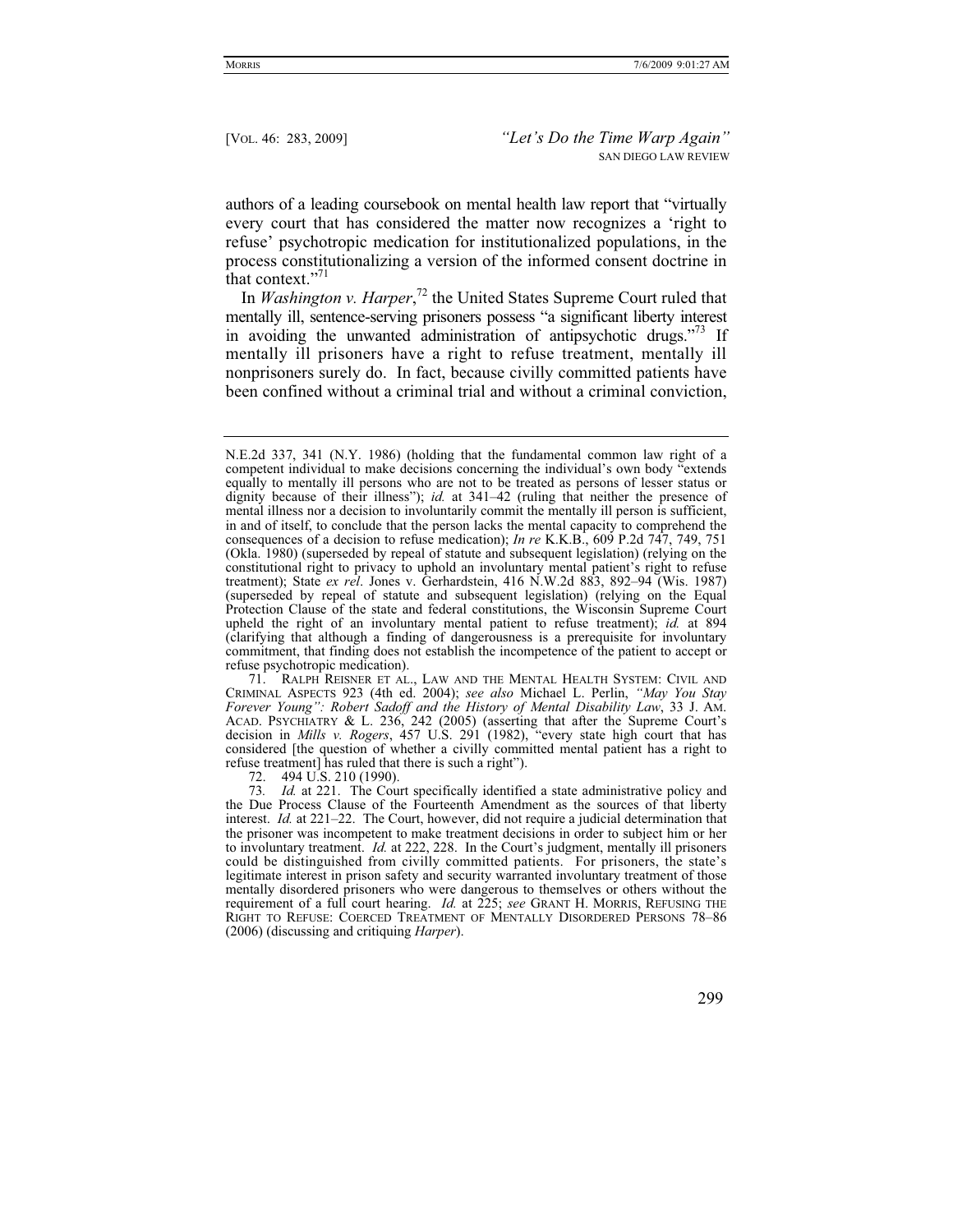authors of a leading coursebook on mental health law report that "virtually every court that has considered the matter now recognizes a 'right to refuse' psychotropic medication for institutionalized populations, in the process constitutionalizing a version of the informed consent doctrine in that context."[71]

In *Washington v. Harper*,[72] the United States Supreme Court ruled that mentally ill, sentence-serving prisoners possess "a significant liberty interest in avoiding the unwanted administration of antipsychotic drugs."[73] If mentally ill prisoners have a right to refuse treatment, mentally ill nonprisoners surely do. In fact, because civilly committed patients have been confined without a criminal trial and without a criminal conviction,

---

N.E.2d 337, 341 (N.Y. 1986) (holding that the fundamental common law right of a competent individual to make decisions concerning the individual's own body "extends equally to mentally ill persons who are not to be treated as persons of lesser status or dignity because of their illness"); *id.* at 341–42 (ruling that neither the presence of mental illness nor a decision to involuntarily commit the mentally ill person is sufficient, in and of itself, to conclude that the person lacks the mental capacity to comprehend the consequences of a decision to refuse medication); *In re* K.K.B., 609 P.2d 747, 749, 751 (Okla. 1980) (superseded by repeal of statute and subsequent legislation) (relying on the constitutional right to privacy to uphold an involuntary mental patient's right to refuse treatment); State *ex rel*. Jones v. Gerhardstein, 416 N.W.2d 883, 892–94 (Wis. 1987) (superseded by repeal of statute and subsequent legislation) (relying on the Equal Protection Clause of the state and federal constitutions, the Wisconsin Supreme Court upheld the right of an involuntary mental patient to refuse treatment); *id.* at 894 (clarifying that although a finding of dangerousness is a prerequisite for involuntary commitment, that finding does not establish the incompetence of the patient to accept or refuse psychotropic medication).

71. RALPH REISNER ET AL., LAW AND THE MENTAL HEALTH SYSTEM: CIVIL AND CRIMINAL ASPECTS 923 (4th ed. 2004); *see also* Michael L. Perlin, *"May You Stay Forever Young": Robert Sadoff and the History of Mental Disability Law*, 33 J. AM. ACAD. PSYCHIATRY & L. 236, 242 (2005) (asserting that after the Supreme Court's decision in *Mills v. Rogers*, 457 U.S. 291 (1982), "every state high court that has considered [the question of whether a civilly committed mental patient has a right to refuse treatment] has ruled that there is such a right").

72. 494 U.S. 210 (1990).

73. *Id.* at 221. The Court specifically identified a state administrative policy and the Due Process Clause of the Fourteenth Amendment as the sources of that liberty interest. *Id.* at 221–22. The Court, however, did not require a judicial determination that the prisoner was incompetent to make treatment decisions in order to subject him or her to involuntary treatment. *Id.* at 222, 228. In the Court's judgment, mentally ill prisoners could be distinguished from civilly committed patients. For prisoners, the state's legitimate interest in prison safety and security warranted involuntary treatment of those mentally disordered prisoners who were dangerous to themselves or others without the requirement of a full court hearing. *Id.* at 225; *see* GRANT H. MORRIS, REFUSING THE RIGHT TO REFUSE: COERCED TREATMENT OF MENTALLY DISORDERED PERSONS 78–86 (2006) (discussing and critiquing *Harper*).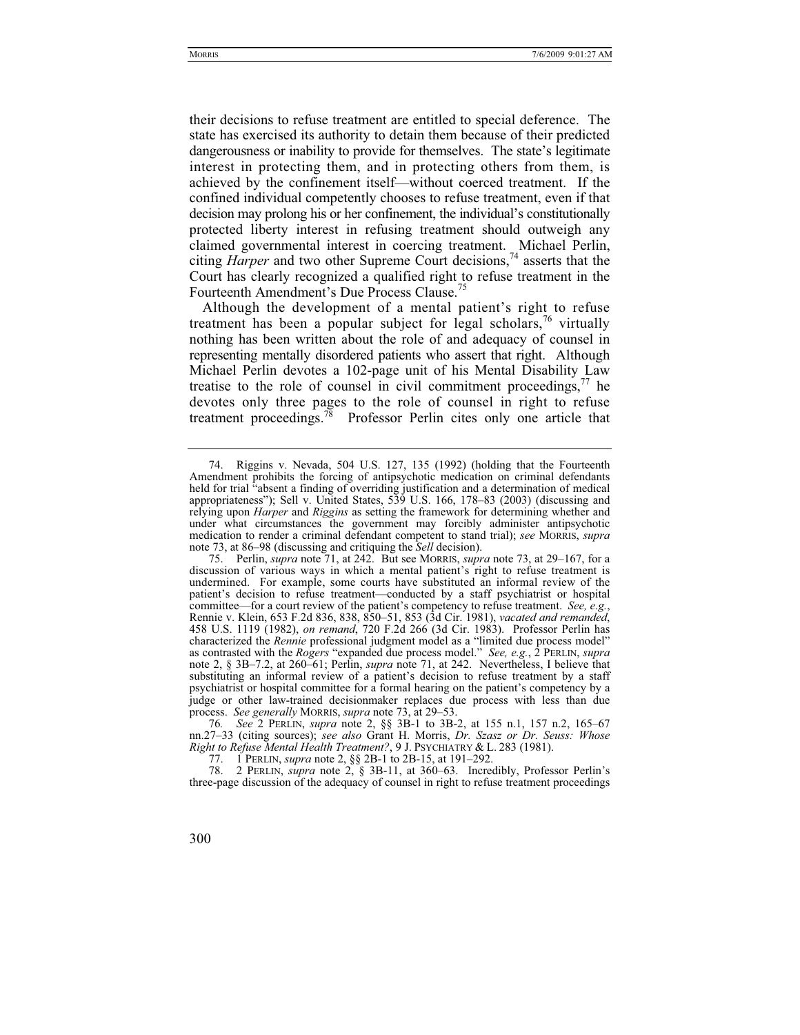their decisions to refuse treatment are entitled to special deference. The state has exercised its authority to detain them because of their predicted dangerousness or inability to provide for themselves. The state's legitimate interest in protecting them, and in protecting others from them, is achieved by the confinement itself—without coerced treatment. If the confined individual competently chooses to refuse treatment, even if that decision may prolong his or her confinement, the individual's constitutionally protected liberty interest in refusing treatment should outweigh any claimed governmental interest in coercing treatment. Michael Perlin, citing *Harper* and two other Supreme Court decisions,[74] asserts that the Court has clearly recognized a qualified right to refuse treatment in the Fourteenth Amendment's Due Process Clause.[75]

Although the development of a mental patient's right to refuse treatment has been a popular subject for legal scholars,[76] virtually nothing has been written about the role of and adequacy of counsel in representing mentally disordered patients who assert that right. Although Michael Perlin devotes a 102-page unit of his Mental Disability Law treatise to the role of counsel in civil commitment proceedings,[77] he devotes only three pages to the role of counsel in right to refuse treatment proceedings.[78] Professor Perlin cites only one article that

---

74. Riggins v. Nevada, 504 U.S. 127, 135 (1992) (holding that the Fourteenth Amendment prohibits the forcing of antipsychotic medication on criminal defendants held for trial "absent a finding of overriding justification and a determination of medical appropriateness"); Sell v. United States, 539 U.S. 166, 178–83 (2003) (discussing and relying upon *Harper* and *Riggins* as setting the framework for determining whether and under what circumstances the government may forcibly administer antipsychotic medication to render a criminal defendant competent to stand trial); *see* MORRIS, *supra* note 73, at 86–98 (discussing and critiquing the *Sell* decision).

75. Perlin, *supra* note 71, at 242. But see MORRIS, *supra* note 73, at 29–167, for a discussion of various ways in which a mental patient's right to refuse treatment is undermined. For example, some courts have substituted an informal review of the patient's decision to refuse treatment—conducted by a staff psychiatrist or hospital committee—for a court review of the patient's competency to refuse treatment. *See, e.g.*, Rennie v. Klein, 653 F.2d 836, 838, 850–51, 853 (3d Cir. 1981), *vacated and remanded*, 458 U.S. 1119 (1982), *on remand*, 720 F.2d 266 (3d Cir. 1983). Professor Perlin has characterized the *Rennie* professional judgment model as a "limited due process model" as contrasted with the *Rogers* "expanded due process model." *See, e.g.*, 2 PERLIN, *supra* note 2, § 3B–7.2, at 260–61; Perlin, *supra* note 71, at 242. Nevertheless, I believe that substituting an informal review of a patient's decision to refuse treatment by a staff psychiatrist or hospital committee for a formal hearing on the patient's competency by a judge or other law-trained decisionmaker replaces due process with less than due process. *See generally* MORRIS, *supra* note 73, at 29–53.

76. *See* 2 PERLIN, *supra* note 2, §§ 3B-1 to 3B-2, at 155 n.1, 157 n.2, 165–67 nn.27–33 (citing sources); *see also* Grant H. Morris, *Dr. Szasz or Dr. Seuss: Whose Right to Refuse Mental Health Treatment?*, 9 J. PSYCHIATRY & L. 283 (1981).

77. 1 PERLIN, *supra* note 2, §§ 2B-1 to 2B-15, at 191–292.

78. 2 PERLIN, *supra* note 2, § 3B-11, at 360–63. Incredibly, Professor Perlin's three-page discussion of the adequacy of counsel in right to refuse treatment proceedings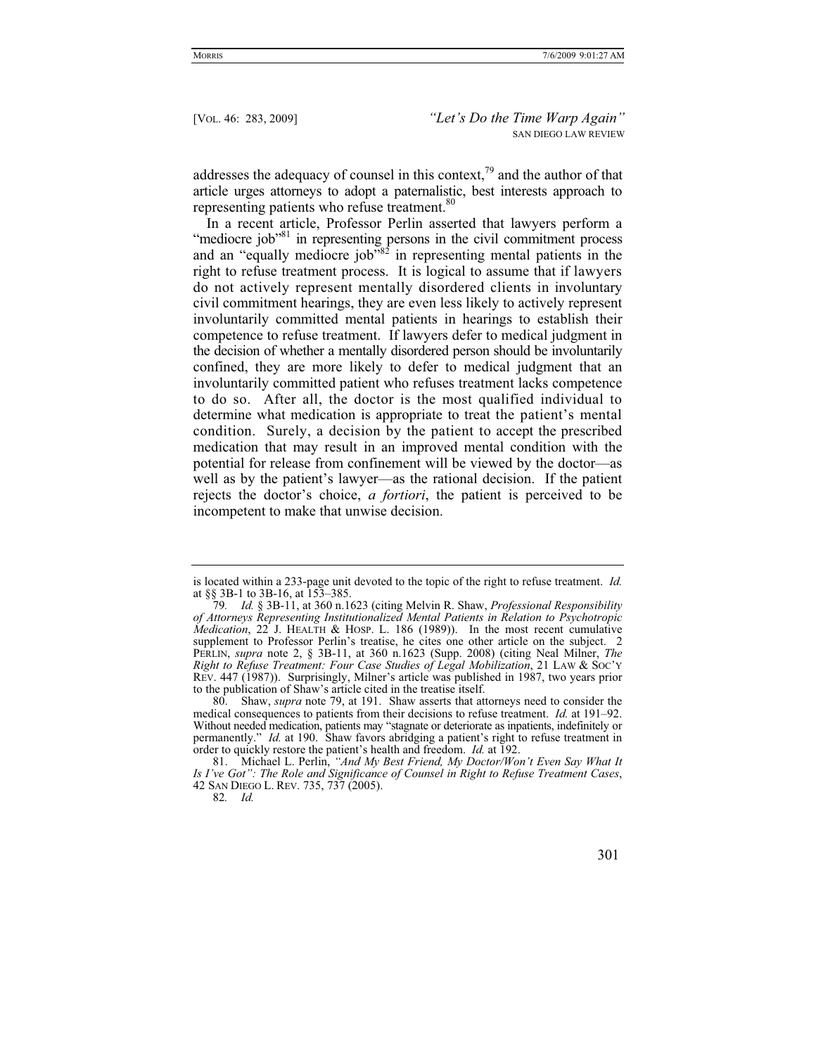addresses the adequacy of counsel in this context,[79] and the author of that article urges attorneys to adopt a paternalistic, best interests approach to representing patients who refuse treatment.[80]

In a recent article, Professor Perlin asserted that lawyers perform a "mediocre job"[81] in representing persons in the civil commitment process and an "equally mediocre job"[82] in representing mental patients in the right to refuse treatment process. It is logical to assume that if lawyers do not actively represent mentally disordered clients in involuntary civil commitment hearings, they are even less likely to actively represent involuntarily committed mental patients in hearings to establish their competence to refuse treatment. If lawyers defer to medical judgment in the decision of whether a mentally disordered person should be involuntarily confined, they are more likely to defer to medical judgment that an involuntarily committed patient who refuses treatment lacks competence to do so. After all, the doctor is the most qualified individual to determine what medication is appropriate to treat the patient's mental condition. Surely, a decision by the patient to accept the prescribed medication that may result in an improved mental condition with the potential for release from confinement will be viewed by the doctor—as well as by the patient's lawyer—as the rational decision. If the patient rejects the doctor's choice, *a fortiori*, the patient is perceived to be incompetent to make that unwise decision.

---

is located within a 233-page unit devoted to the topic of the right to refuse treatment. *Id.* at §§ 3B-1 to 3B-16, at 153–385.

79. *Id.* § 3B-11, at 360 n.1623 (citing Melvin R. Shaw, *Professional Responsibility of Attorneys Representing Institutionalized Mental Patients in Relation to Psychotropic Medication*, 22 J. HEALTH & HOSP. L. 186 (1989)). In the most recent cumulative supplement to Professor Perlin's treatise, he cites one other article on the subject. 2 PERLIN, *supra* note 2, § 3B-11, at 360 n.1623 (Supp. 2008) (citing Neal Milner, *The Right to Refuse Treatment: Four Case Studies of Legal Mobilization*, 21 LAW & SOC'Y REV. 447 (1987)). Surprisingly, Milner's article was published in 1987, two years prior to the publication of Shaw's article cited in the treatise itself.

80. Shaw, *supra* note 79, at 191. Shaw asserts that attorneys need to consider the medical consequences to patients from their decisions to refuse treatment. *Id.* at 191–92. Without needed medication, patients may "stagnate or deteriorate as inpatients, indefinitely or permanently." *Id.* at 190. Shaw favors abridging a patient's right to refuse treatment in order to quickly restore the patient's health and freedom. *Id.* at 192.

81. Michael L. Perlin, *"And My Best Friend, My Doctor/Won't Even Say What It Is I've Got": The Role and Significance of Counsel in Right to Refuse Treatment Cases*, 42 SAN DIEGO L. REV. 735, 737 (2005).

82. *Id.*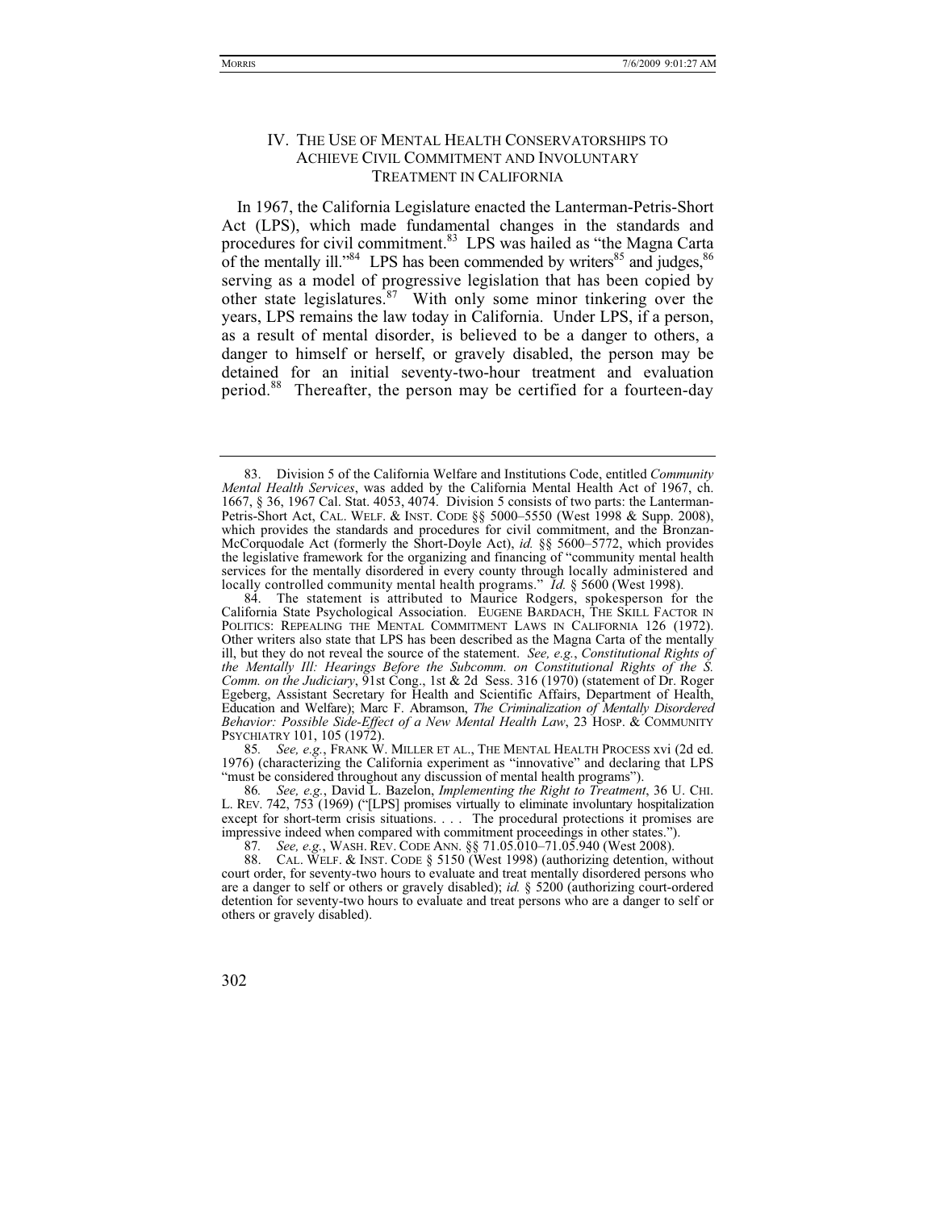## IV. THE USE OF MENTAL HEALTH CONSERVATORSHIPS TO ACHIEVE CIVIL COMMITMENT AND INVOLUNTARY TREATMENT IN CALIFORNIA

In 1967, the California Legislature enacted the Lanterman-Petris-Short Act (LPS), which made fundamental changes in the standards and procedures for civil commitment.[83] LPS was hailed as "the Magna Carta of the mentally ill."[84] LPS has been commended by writers[85] and judges,[86] serving as a model of progressive legislation that has been copied by other state legislatures.[87] With only some minor tinkering over the years, LPS remains the law today in California. Under LPS, if a person, as a result of mental disorder, is believed to be a danger to others, a danger to himself or herself, or gravely disabled, the person may be detained for an initial seventy-two-hour treatment and evaluation period.[88] Thereafter, the person may be certified for a fourteen-day

---

83. Division 5 of the California Welfare and Institutions Code, entitled *Community Mental Health Services*, was added by the California Mental Health Act of 1967, ch. 1667, § 36, 1967 Cal. Stat. 4053, 4074. Division 5 consists of two parts: the Lanterman-Petris-Short Act, CAL. WELF. & INST. CODE §§ 5000–5550 (West 1998 & Supp. 2008), which provides the standards and procedures for civil commitment, and the Bronzan-McCorquodale Act (formerly the Short-Doyle Act), *id.* §§ 5600–5772, which provides the legislative framework for the organizing and financing of "community mental health services for the mentally disordered in every county through locally administered and locally controlled community mental health programs." *Id.* § 5600 (West 1998).

84. The statement is attributed to Maurice Rodgers, spokesperson for the California State Psychological Association. EUGENE BARDACH, THE SKILL FACTOR IN POLITICS: REPEALING THE MENTAL COMMITMENT LAWS IN CALIFORNIA 126 (1972). Other writers also state that LPS has been described as the Magna Carta of the mentally ill, but they do not reveal the source of the statement. *See, e.g.*, *Constitutional Rights of the Mentally Ill: Hearings Before the Subcomm. on Constitutional Rights of the S. Comm. on the Judiciary*, 91st Cong., 1st & 2d Sess. 316 (1970) (statement of Dr. Roger Egeberg, Assistant Secretary for Health and Scientific Affairs, Department of Health, Education and Welfare); Marc F. Abramson, *The Criminalization of Mentally Disordered Behavior: Possible Side-Effect of a New Mental Health Law*, 23 HOSP. & COMMUNITY PSYCHIATRY 101, 105 (1972).

85. *See, e.g.*, FRANK W. MILLER ET AL., THE MENTAL HEALTH PROCESS xvi (2d ed. 1976) (characterizing the California experiment as "innovative" and declaring that LPS "must be considered throughout any discussion of mental health programs").

86. *See, e.g.*, David L. Bazelon, *Implementing the Right to Treatment*, 36 U. CHI. L. REV. 742, 753 (1969) ("[LPS] promises virtually to eliminate involuntary hospitalization except for short-term crisis situations. . . . The procedural protections it promises are impressive indeed when compared with commitment proceedings in other states.").

87. *See, e.g.*, WASH. REV. CODE ANN. §§ 71.05.010–71.05.940 (West 2008).

88. CAL. WELF. & INST. CODE § 5150 (West 1998) (authorizing detention, without court order, for seventy-two hours to evaluate and treat mentally disordered persons who are a danger to self or others or gravely disabled); *id.* § 5200 (authorizing court-ordered detention for seventy-two hours to evaluate and treat persons who are a danger to self or others or gravely disabled).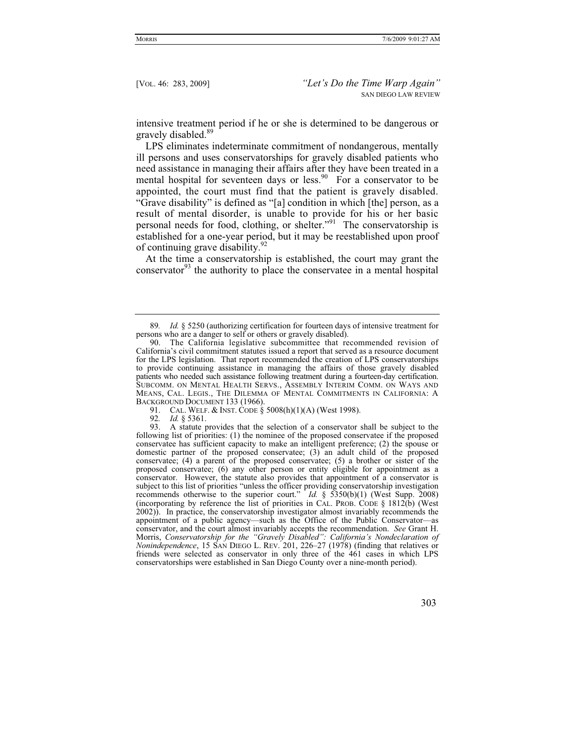intensive treatment period if he or she is determined to be dangerous or gravely disabled.[89]

LPS eliminates indeterminate commitment of nondangerous, mentally ill persons and uses conservatorships for gravely disabled patients who need assistance in managing their affairs after they have been treated in a mental hospital for seventeen days or less.[90] For a conservator to be appointed, the court must find that the patient is gravely disabled. "Grave disability" is defined as "[a] condition in which [the] person, as a result of mental disorder, is unable to provide for his or her basic personal needs for food, clothing, or shelter."[91] The conservatorship is established for a one-year period, but it may be reestablished upon proof of continuing grave disability.[92]

At the time a conservatorship is established, the court may grant the conservator[93] the authority to place the conservatee in a mental hospital

---

89. *Id.* § 5250 (authorizing certification for fourteen days of intensive treatment for persons who are a danger to self or others or gravely disabled).

90. The California legislative subcommittee that recommended revision of California's civil commitment statutes issued a report that served as a resource document for the LPS legislation. That report recommended the creation of LPS conservatorships to provide continuing assistance in managing the affairs of those gravely disabled patients who needed such assistance following treatment during a fourteen-day certification. SUBCOMM. ON MENTAL HEALTH SERVS., ASSEMBLY INTERIM COMM. ON WAYS AND MEANS, CAL. LEGIS., THE DILEMMA OF MENTAL COMMITMENTS IN CALIFORNIA: A BACKGROUND DOCUMENT 133 (1966).

91. CAL. WELF. & INST. CODE § 5008(h)(1)(A) (West 1998).

92. *Id.* § 5361.

93. A statute provides that the selection of a conservator shall be subject to the following list of priorities: (1) the nominee of the proposed conservatee if the proposed conservatee has sufficient capacity to make an intelligent preference; (2) the spouse or domestic partner of the proposed conservatee; (3) an adult child of the proposed conservatee; (4) a parent of the proposed conservatee; (5) a brother or sister of the proposed conservatee; (6) any other person or entity eligible for appointment as a conservator. However, the statute also provides that appointment of a conservator is subject to this list of priorities "unless the officer providing conservatorship investigation recommends otherwise to the superior court." *Id.* § 5350(b)(1) (West Supp. 2008) (incorporating by reference the list of priorities in CAL. PROB. CODE § 1812(b) (West 2002)). In practice, the conservatorship investigator almost invariably recommends the appointment of a public agency—such as the Office of the Public Conservator—as conservator, and the court almost invariably accepts the recommendation. *See* Grant H. Morris, *Conservatorship for the "Gravely Disabled": California's Nondeclaration of Nonindependence*, 15 SAN DIEGO L. REV. 201, 226–27 (1978) (finding that relatives or friends were selected as conservator in only three of the 461 cases in which LPS conservatorships were established in San Diego County over a nine-month period).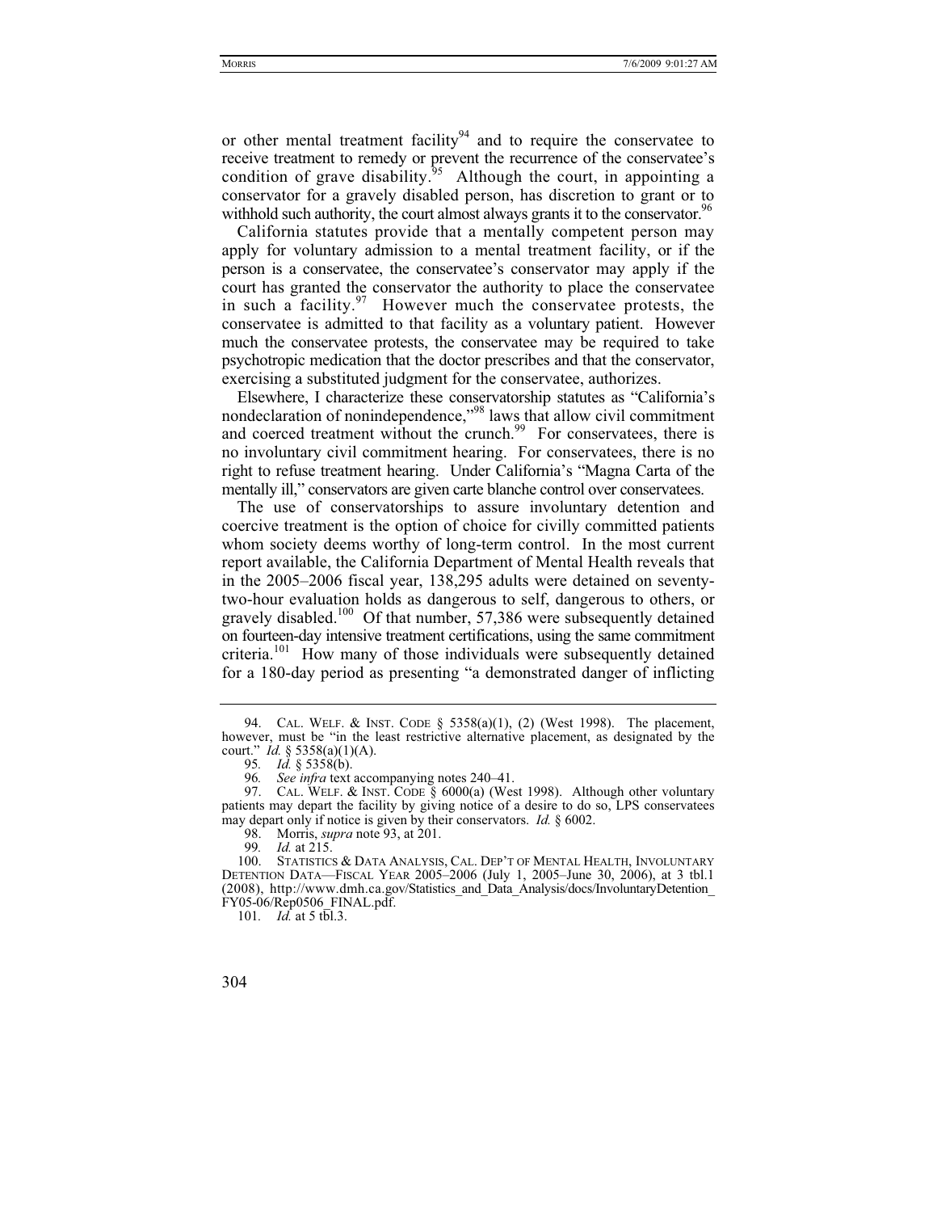or other mental treatment facility[94] and to require the conservatee to receive treatment to remedy or prevent the recurrence of the conservatee's condition of grave disability.[95] Although the court, in appointing a conservator for a gravely disabled person, has discretion to grant or to withhold such authority, the court almost always grants it to the conservator.[96]

California statutes provide that a mentally competent person may apply for voluntary admission to a mental treatment facility, or if the person is a conservatee, the conservatee's conservator may apply if the court has granted the conservator the authority to place the conservatee in such a facility.[97] However much the conservatee protests, the conservatee is admitted to that facility as a voluntary patient. However much the conservatee protests, the conservatee may be required to take psychotropic medication that the doctor prescribes and that the conservator, exercising a substituted judgment for the conservatee, authorizes.

Elsewhere, I characterize these conservatorship statutes as "California's nondeclaration of nonindependence,"[98] laws that allow civil commitment and coerced treatment without the crunch.[99] For conservatees, there is no involuntary civil commitment hearing. For conservatees, there is no right to refuse treatment hearing. Under California's "Magna Carta of the mentally ill," conservators are given carte blanche control over conservatees.

The use of conservatorships to assure involuntary detention and coercive treatment is the option of choice for civilly committed patients whom society deems worthy of long-term control. In the most current report available, the California Department of Mental Health reveals that in the 2005–2006 fiscal year, 138,295 adults were detained on seventy-two-hour evaluation holds as dangerous to self, dangerous to others, or gravely disabled.[100] Of that number, 57,386 were subsequently detained on fourteen-day intensive treatment certifications, using the same commitment criteria.[101] How many of those individuals were subsequently detained for a 180-day period as presenting "a demonstrated danger of inflicting

---

94. CAL. WELF. & INST. CODE § 5358(a)(1), (2) (West 1998). The placement, however, must be "in the least restrictive alternative placement, as designated by the court." *Id.* § 5358(a)(1)(A).

95. *Id.* § 5358(b).

96. *See infra* text accompanying notes 240–41.

97. CAL. WELF. & INST. CODE § 6000(a) (West 1998). Although other voluntary patients may depart the facility by giving notice of a desire to do so, LPS conservatees may depart only if notice is given by their conservators. *Id.* § 6002.

98. Morris, *supra* note 93, at 201.

99. *Id.* at 215.

100. STATISTICS & DATA ANALYSIS, CAL. DEP'T OF MENTAL HEALTH, INVOLUNTARY DETENTION DATA—FISCAL YEAR 2005–2006 (July 1, 2005–June 30, 2006), at 3 tbl.1 (2008), http://www.dmh.ca.gov/Statistics_and_Data_Analysis/docs/InvoluntaryDetention_FY05-06/Rep0506_FINAL.pdf.

101. *Id.* at 5 tbl.3.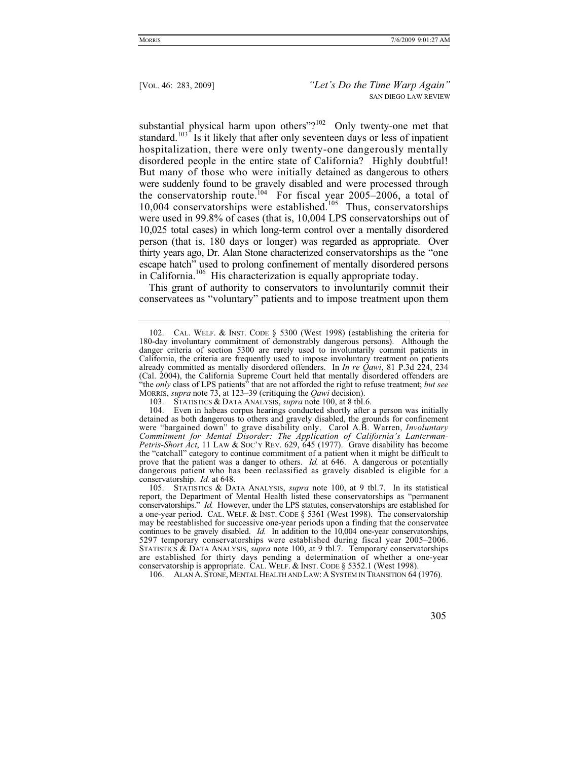substantial physical harm upon others"?[102] Only twenty-one met that standard.[103] Is it likely that after only seventeen days or less of inpatient hospitalization, there were only twenty-one dangerously mentally disordered people in the entire state of California? Highly doubtful! But many of those who were initially detained as dangerous to others were suddenly found to be gravely disabled and were processed through the conservatorship route.[104] For fiscal year 2005–2006, a total of 10,004 conservatorships were established.[105] Thus, conservatorships were used in 99.8% of cases (that is, 10,004 LPS conservatorships out of 10,025 total cases) in which long-term control over a mentally disordered person (that is, 180 days or longer) was regarded as appropriate. Over thirty years ago, Dr. Alan Stone characterized conservatorships as the "one escape hatch" used to prolong confinement of mentally disordered persons in California.[106] His characterization is equally appropriate today.

This grant of authority to conservators to involuntarily commit their conservatees as "voluntary" patients and to impose treatment upon them

---

102. CAL. WELF. & INST. CODE § 5300 (West 1998) (establishing the criteria for 180-day involuntary commitment of demonstrably dangerous persons). Although the danger criteria of section 5300 are rarely used to involuntarily commit patients in California, the criteria are frequently used to impose involuntary treatment on patients already committed as mentally disordered offenders. In *In re Qawi*, 81 P.3d 224, 234 (Cal. 2004), the California Supreme Court held that mentally disordered offenders are "the *only* class of LPS patients" that are not afforded the right to refuse treatment; *but see* MORRIS, *supra* note 73, at 123–39 (critiquing the *Qawi* decision).

103. STATISTICS & DATA ANALYSIS, *supra* note 100, at 8 tbl.6.

104. Even in habeas corpus hearings conducted shortly after a person was initially detained as both dangerous to others and gravely disabled, the grounds for confinement were "bargained down" to grave disability only. Carol A.B. Warren, *Involuntary Commitment for Mental Disorder: The Application of California's Lanterman-Petris-Short Act*, 11 LAW & SOC'Y REV. 629, 645 (1977). Grave disability has become the "catchall" category to continue commitment of a patient when it might be difficult to prove that the patient was a danger to others. *Id.* at 646. A dangerous or potentially dangerous patient who has been reclassified as gravely disabled is eligible for a conservatorship. *Id.* at 648.

105. STATISTICS & DATA ANALYSIS, *supra* note 100, at 9 tbl.7. In its statistical report, the Department of Mental Health listed these conservatorships as "permanent conservatorships." *Id.* However, under the LPS statutes, conservatorships are established for a one-year period. CAL. WELF. & INST. CODE § 5361 (West 1998). The conservatorship may be reestablished for successive one-year periods upon a finding that the conservatee continues to be gravely disabled. *Id.* In addition to the 10,004 one-year conservatorships, 5297 temporary conservatorships were established during fiscal year 2005–2006. STATISTICS & DATA ANALYSIS, *supra* note 100, at 9 tbl.7. Temporary conservatorships are established for thirty days pending a determination of whether a one-year conservatorship is appropriate. CAL. WELF. & INST. CODE § 5352.1 (West 1998).

106. ALAN A. STONE, MENTAL HEALTH AND LAW: A SYSTEM IN TRANSITION 64 (1976).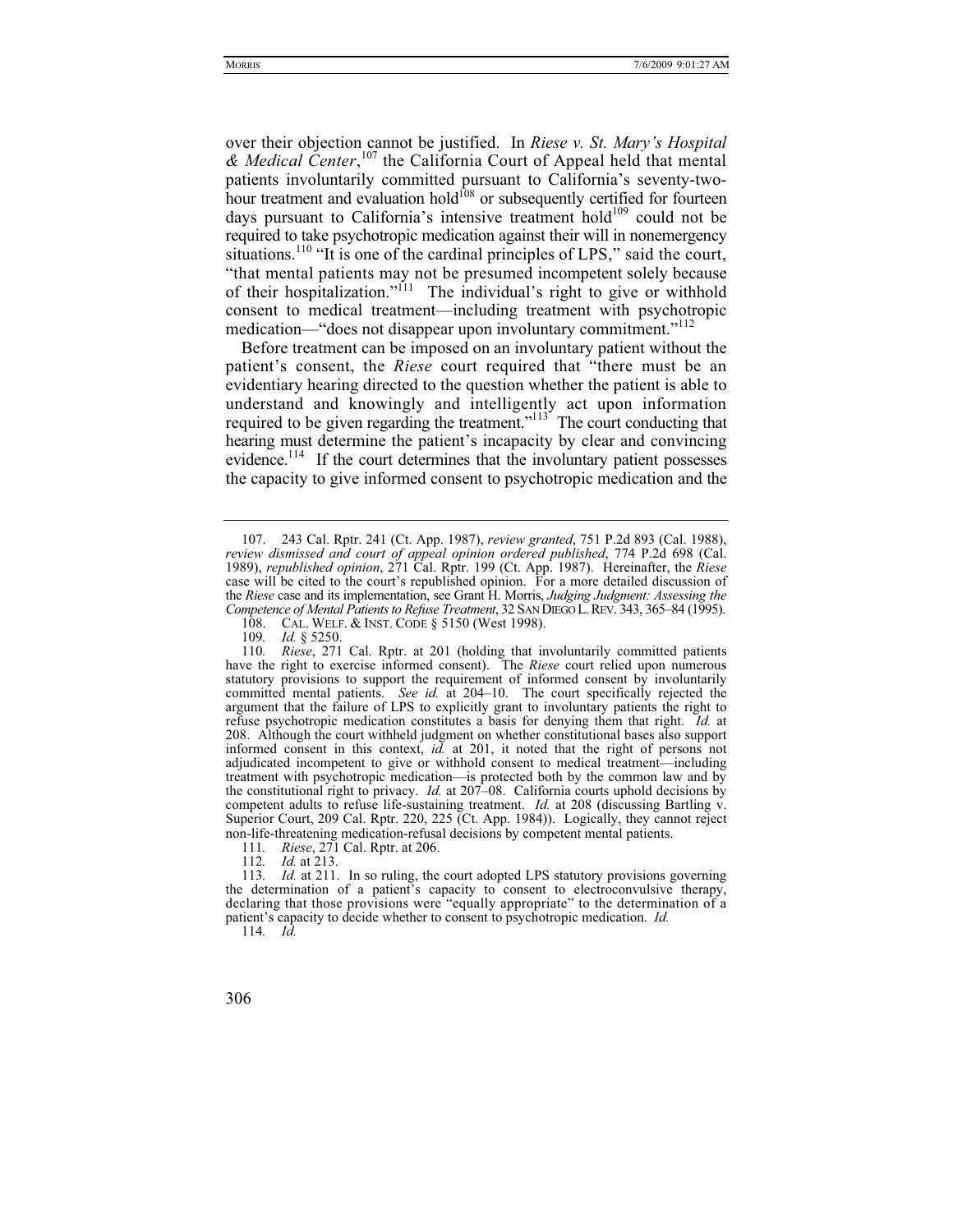over their objection cannot be justified. In *Riese v. St. Mary's Hospital & Medical Center*,[107] the California Court of Appeal held that mental patients involuntarily committed pursuant to California's seventy-two-hour treatment and evaluation hold[108] or subsequently certified for fourteen days pursuant to California's intensive treatment hold[109] could not be required to take psychotropic medication against their will in nonemergency situations.[110] "It is one of the cardinal principles of LPS," said the court, "that mental patients may not be presumed incompetent solely because of their hospitalization."[111] The individual's right to give or withhold consent to medical treatment—including treatment with psychotropic medication—"does not disappear upon involuntary commitment."[112]

Before treatment can be imposed on an involuntary patient without the patient's consent, the *Riese* court required that "there must be an evidentiary hearing directed to the question whether the patient is able to understand and knowingly and intelligently act upon information required to be given regarding the treatment."[113] The court conducting that hearing must determine the patient's incapacity by clear and convincing evidence.[114] If the court determines that the involuntary patient possesses the capacity to give informed consent to psychotropic medication and the

---

107. 243 Cal. Rptr. 241 (Ct. App. 1987), *review granted*, 751 P.2d 893 (Cal. 1988), *review dismissed and court of appeal opinion ordered published*, 774 P.2d 698 (Cal. 1989), *republished opinion*, 271 Cal. Rptr. 199 (Ct. App. 1987). Hereinafter, the *Riese* case will be cited to the court's republished opinion. For a more detailed discussion of the *Riese* case and its implementation, see Grant H. Morris, *Judging Judgment: Assessing the Competence of Mental Patients to Refuse Treatment*, 32 SAN DIEGO L. REV. 343, 365–84 (1995).

108. CAL. WELF. & INST. CODE § 5150 (West 1998).

109. *Id.* § 5250.

110. *Riese*, 271 Cal. Rptr. at 201 (holding that involuntarily committed patients have the right to exercise informed consent). The *Riese* court relied upon numerous statutory provisions to support the requirement of informed consent by involuntarily committed mental patients. *See id.* at 204–10. The court specifically rejected the argument that the failure of LPS to explicitly grant to involuntary patients the right to refuse psychotropic medication constitutes a basis for denying them that right. *Id.* at 208. Although the court withheld judgment on whether constitutional bases also support informed consent in this context, *id.* at 201, it noted that the right of persons not adjudicated incompetent to give or withhold consent to medical treatment—including treatment with psychotropic medication—is protected both by the common law and by the constitutional right to privacy. *Id.* at 207–08. California courts uphold decisions by competent adults to refuse life-sustaining treatment. *Id.* at 208 (discussing Bartling v. Superior Court, 209 Cal. Rptr. 220, 225 (Ct. App. 1984)). Logically, they cannot reject non-life-threatening medication-refusal decisions by competent mental patients.

111. *Riese*, 271 Cal. Rptr. at 206.

112. *Id.* at 213.

113. *Id.* at 211. In so ruling, the court adopted LPS statutory provisions governing the determination of a patient's capacity to consent to electroconvulsive therapy, declaring that those provisions were "equally appropriate" to the determination of a patient's capacity to decide whether to consent to psychotropic medication. *Id.*

114. *Id.*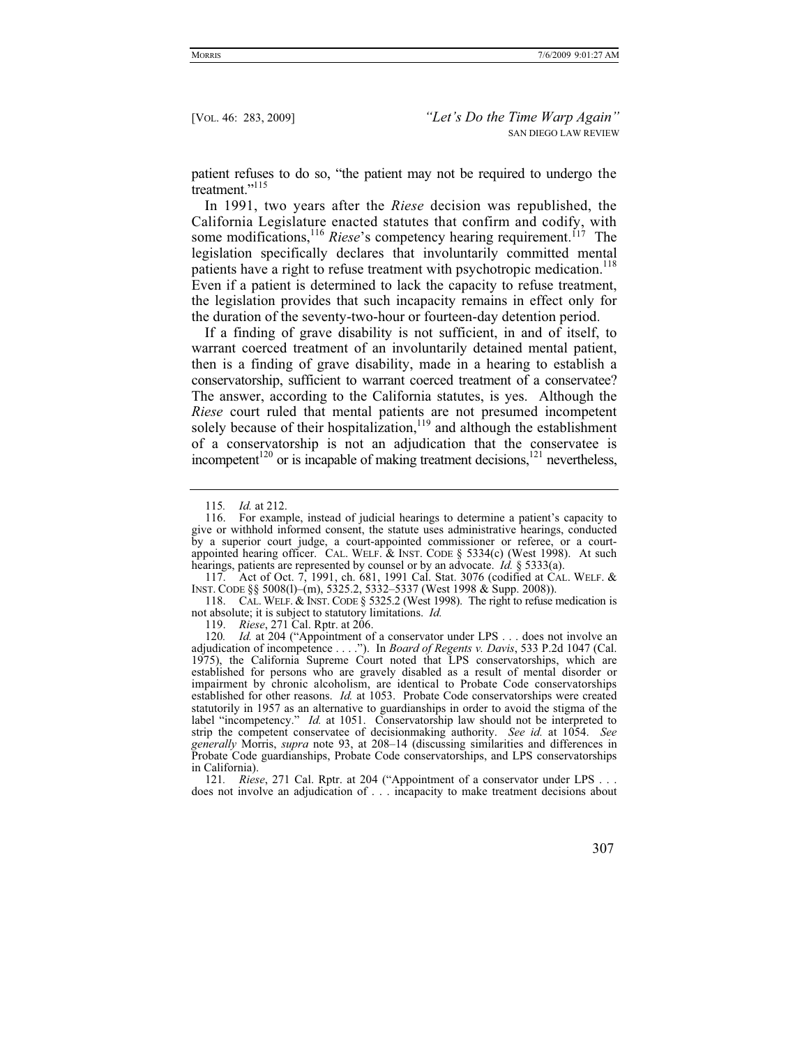patient refuses to do so, "the patient may not be required to undergo the treatment."[115]

In 1991, two years after the *Riese* decision was republished, the California Legislature enacted statutes that confirm and codify, with some modifications,[116] *Riese*'s competency hearing requirement.[117] The legislation specifically declares that involuntarily committed mental patients have a right to refuse treatment with psychotropic medication.[118] Even if a patient is determined to lack the capacity to refuse treatment, the legislation provides that such incapacity remains in effect only for the duration of the seventy-two-hour or fourteen-day detention period.

If a finding of grave disability is not sufficient, in and of itself, to warrant coerced treatment of an involuntarily detained mental patient, then is a finding of grave disability, made in a hearing to establish a conservatorship, sufficient to warrant coerced treatment of a conservatee? The answer, according to the California statutes, is yes. Although the *Riese* court ruled that mental patients are not presumed incompetent solely because of their hospitalization,[119] and although the establishment of a conservatorship is not an adjudication that the conservatee is incompetent[120] or is incapable of making treatment decisions,[121] nevertheless,

---

115. *Id.* at 212.

116. For example, instead of judicial hearings to determine a patient's capacity to give or withhold informed consent, the statute uses administrative hearings, conducted by a superior court judge, a court-appointed commissioner or referee, or a court-appointed hearing officer. CAL. WELF. & INST. CODE § 5334(c) (West 1998). At such hearings, patients are represented by counsel or by an advocate. *Id.* § 5333(a).

117. Act of Oct. 7, 1991, ch. 681, 1991 Cal. Stat. 3076 (codified at CAL. WELF. & INST. CODE §§ 5008(l)–(m), 5325.2, 5332–5337 (West 1998 & Supp. 2008)).

118. CAL. WELF. & INST. CODE § 5325.2 (West 1998). The right to refuse medication is not absolute; it is subject to statutory limitations. *Id.*

119. *Riese*, 271 Cal. Rptr. at 206.

120. *Id.* at 204 ("Appointment of a conservator under LPS . . . does not involve an adjudication of incompetence . . . ."). In *Board of Regents v. Davis*, 533 P.2d 1047 (Cal. 1975), the California Supreme Court noted that LPS conservatorships, which are established for persons who are gravely disabled as a result of mental disorder or impairment by chronic alcoholism, are identical to Probate Code conservatorships established for other reasons. *Id.* at 1053. Probate Code conservatorships were created statutorily in 1957 as an alternative to guardianships in order to avoid the stigma of the label "incompetency." *Id.* at 1051. Conservatorship law should not be interpreted to strip the competent conservatee of decisionmaking authority. *See id.* at 1054. *See generally* Morris, *supra* note 93, at 208–14 (discussing similarities and differences in Probate Code guardianships, Probate Code conservatorships, and LPS conservatorships in California).

121. *Riese*, 271 Cal. Rptr. at 204 ("Appointment of a conservator under LPS . . . does not involve an adjudication of . . . incapacity to make treatment decisions about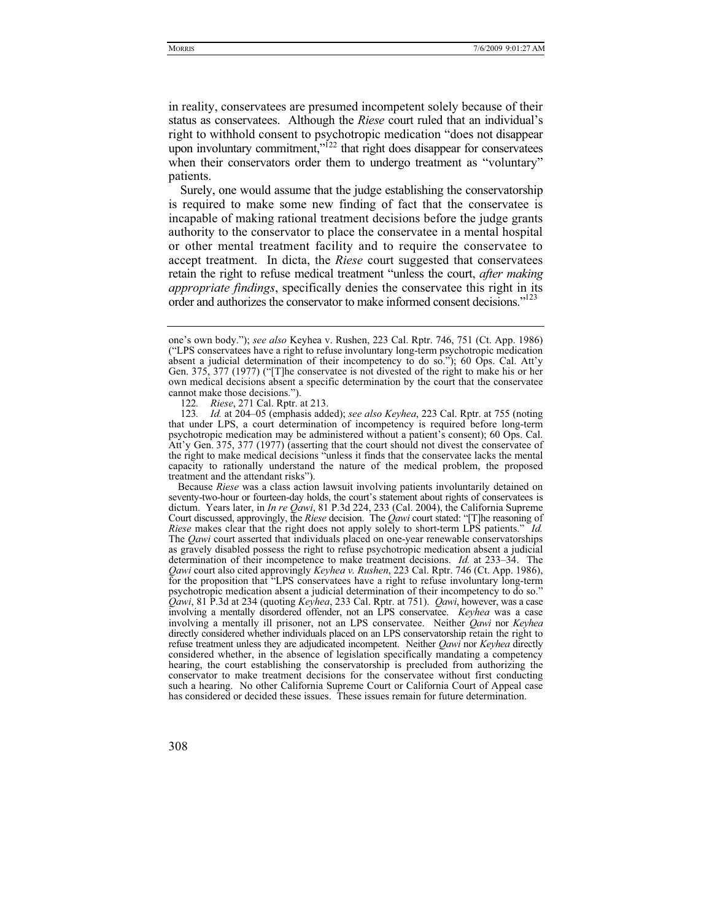in reality, conservatees are presumed incompetent solely because of their status as conservatees. Although the *Riese* court ruled that an individual's right to withhold consent to psychotropic medication "does not disappear upon involuntary commitment,"[122] that right does disappear for conservatees when their conservators order them to undergo treatment as "voluntary" patients.

Surely, one would assume that the judge establishing the conservatorship is required to make some new finding of fact that the conservatee is incapable of making rational treatment decisions before the judge grants authority to the conservator to place the conservatee in a mental hospital or other mental treatment facility and to require the conservatee to accept treatment. In dicta, the *Riese* court suggested that conservatees retain the right to refuse medical treatment "unless the court, *after making appropriate findings*, specifically denies the conservatee this right in its order and authorizes the conservator to make informed consent decisions."[123]

---

one's own body."); *see also* Keyhea v. Rushen, 223 Cal. Rptr. 746, 751 (Ct. App. 1986) ("LPS conservatees have a right to refuse involuntary long-term psychotropic medication absent a judicial determination of their incompetency to do so."); 60 Ops. Cal. Att'y Gen. 375, 377 (1977) ("[T]he conservatee is not divested of the right to make his or her own medical decisions absent a specific determination by the court that the conservatee cannot make those decisions.").

122. *Riese*, 271 Cal. Rptr. at 213.

123. *Id.* at 204–05 (emphasis added); *see also Keyhea*, 223 Cal. Rptr. at 755 (noting that under LPS, a court determination of incompetency is required before long-term psychotropic medication may be administered without a patient's consent); 60 Ops. Cal. Att'y Gen. 375, 377 (1977) (asserting that the court should not divest the conservatee of the right to make medical decisions "unless it finds that the conservatee lacks the mental capacity to rationally understand the nature of the medical problem, the proposed treatment and the attendant risks").

Because *Riese* was a class action lawsuit involving patients involuntarily detained on seventy-two-hour or fourteen-day holds, the court's statement about rights of conservatees is dictum. Years later, in *In re Qawi*, 81 P.3d 224, 233 (Cal. 2004), the California Supreme Court discussed, approvingly, the *Riese* decision. The *Qawi* court stated: "[T]he reasoning of *Riese* makes clear that the right does not apply solely to short-term LPS patients." *Id.* The *Qawi* court asserted that individuals placed on one-year renewable conservatorships as gravely disabled possess the right to refuse psychotropic medication absent a judicial determination of their incompetence to make treatment decisions. *Id.* at 233–34. The *Qawi* court also cited approvingly *Keyhea v. Rushen*, 223 Cal. Rptr. 746 (Ct. App. 1986), for the proposition that "LPS conservatees have a right to refuse involuntary long-term psychotropic medication absent a judicial determination of their incompetency to do so." *Qawi*, 81 P.3d at 234 (quoting *Keyhea*, 233 Cal. Rptr. at 751). *Qawi*, however, was a case involving a mentally disordered offender, not an LPS conservatee. *Keyhea* was a case involving a mentally ill prisoner, not an LPS conservatee. Neither *Qawi* nor *Keyhea* directly considered whether individuals placed on an LPS conservatorship retain the right to refuse treatment unless they are adjudicated incompetent. Neither *Qawi* nor *Keyhea* directly considered whether, in the absence of legislation specifically mandating a competency hearing, the court establishing the conservatorship is precluded from authorizing the conservator to make treatment decisions for the conservatee without first conducting such a hearing. No other California Supreme Court or California Court of Appeal case has considered or decided these issues. These issues remain for future determination.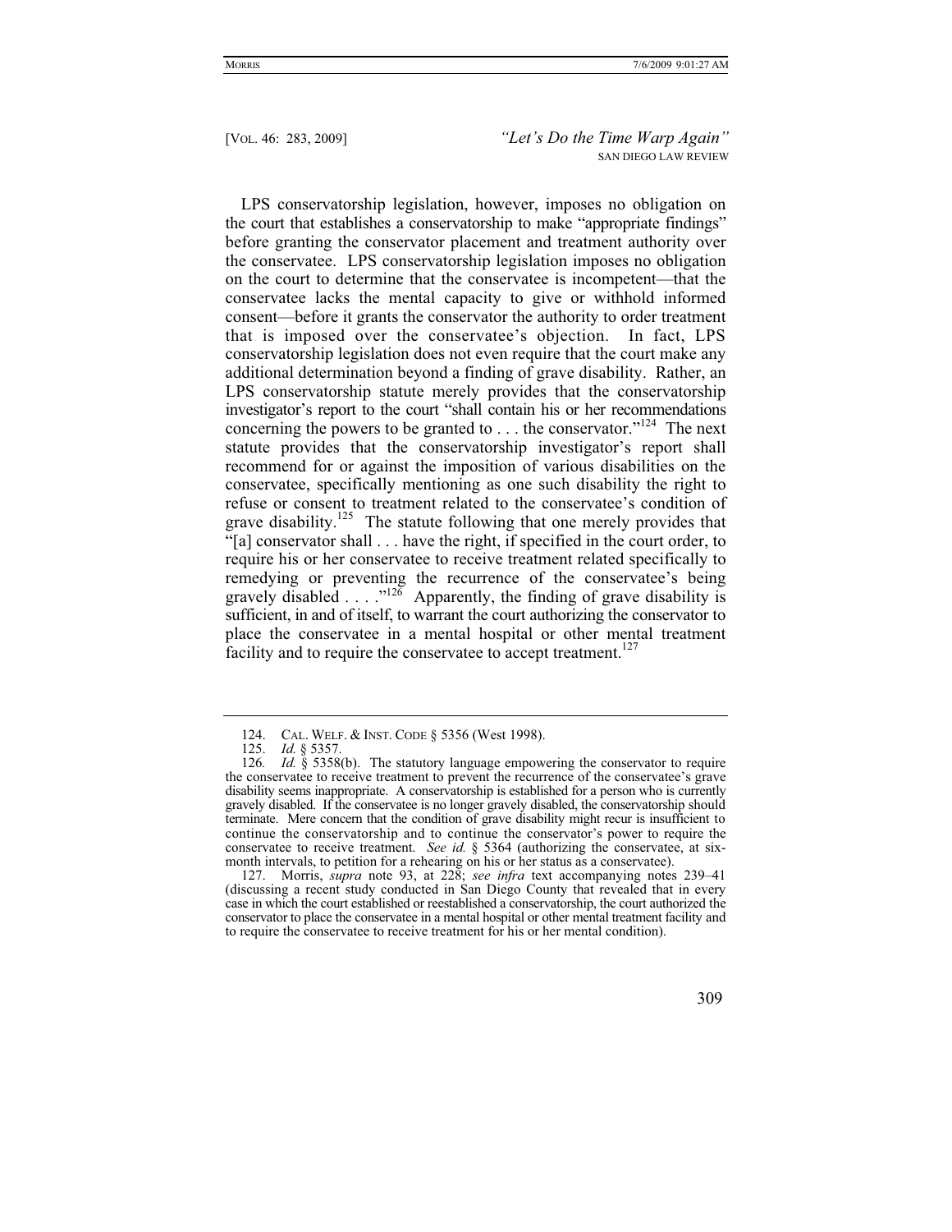LPS conservatorship legislation, however, imposes no obligation on the court that establishes a conservatorship to make "appropriate findings" before granting the conservator placement and treatment authority over the conservatee. LPS conservatorship legislation imposes no obligation on the court to determine that the conservatee is incompetent—that the conservatee lacks the mental capacity to give or withhold informed consent—before it grants the conservator the authority to order treatment that is imposed over the conservatee's objection. In fact, LPS conservatorship legislation does not even require that the court make any additional determination beyond a finding of grave disability. Rather, an LPS conservatorship statute merely provides that the conservatorship investigator's report to the court "shall contain his or her recommendations concerning the powers to be granted to . . . the conservator."[124] The next statute provides that the conservatorship investigator's report shall recommend for or against the imposition of various disabilities on the conservatee, specifically mentioning as one such disability the right to refuse or consent to treatment related to the conservatee's condition of grave disability.[125] The statute following that one merely provides that "[a] conservator shall . . . have the right, if specified in the court order, to require his or her conservatee to receive treatment related specifically to remedying or preventing the recurrence of the conservatee's being gravely disabled . . . ."[126] Apparently, the finding of grave disability is sufficient, in and of itself, to warrant the court authorizing the conservator to place the conservatee in a mental hospital or other mental treatment facility and to require the conservatee to accept treatment.[127]

---

124. CAL. WELF. & INST. CODE § 5356 (West 1998).

125. *Id.* § 5357.

126. *Id.* § 5358(b). The statutory language empowering the conservator to require the conservatee to receive treatment to prevent the recurrence of the conservatee's grave disability seems inappropriate. A conservatorship is established for a person who is currently gravely disabled. If the conservatee is no longer gravely disabled, the conservatorship should terminate. Mere concern that the condition of grave disability might recur is insufficient to continue the conservatorship and to continue the conservator's power to require the conservatee to receive treatment. *See id.* § 5364 (authorizing the conservatee, at six-month intervals, to petition for a rehearing on his or her status as a conservatee).

127. Morris, *supra* note 93, at 228; *see infra* text accompanying notes 239–41 (discussing a recent study conducted in San Diego County that revealed that in every case in which the court established or reestablished a conservatorship, the court authorized the conservator to place the conservatee in a mental hospital or other mental treatment facility and to require the conservatee to receive treatment for his or her mental condition).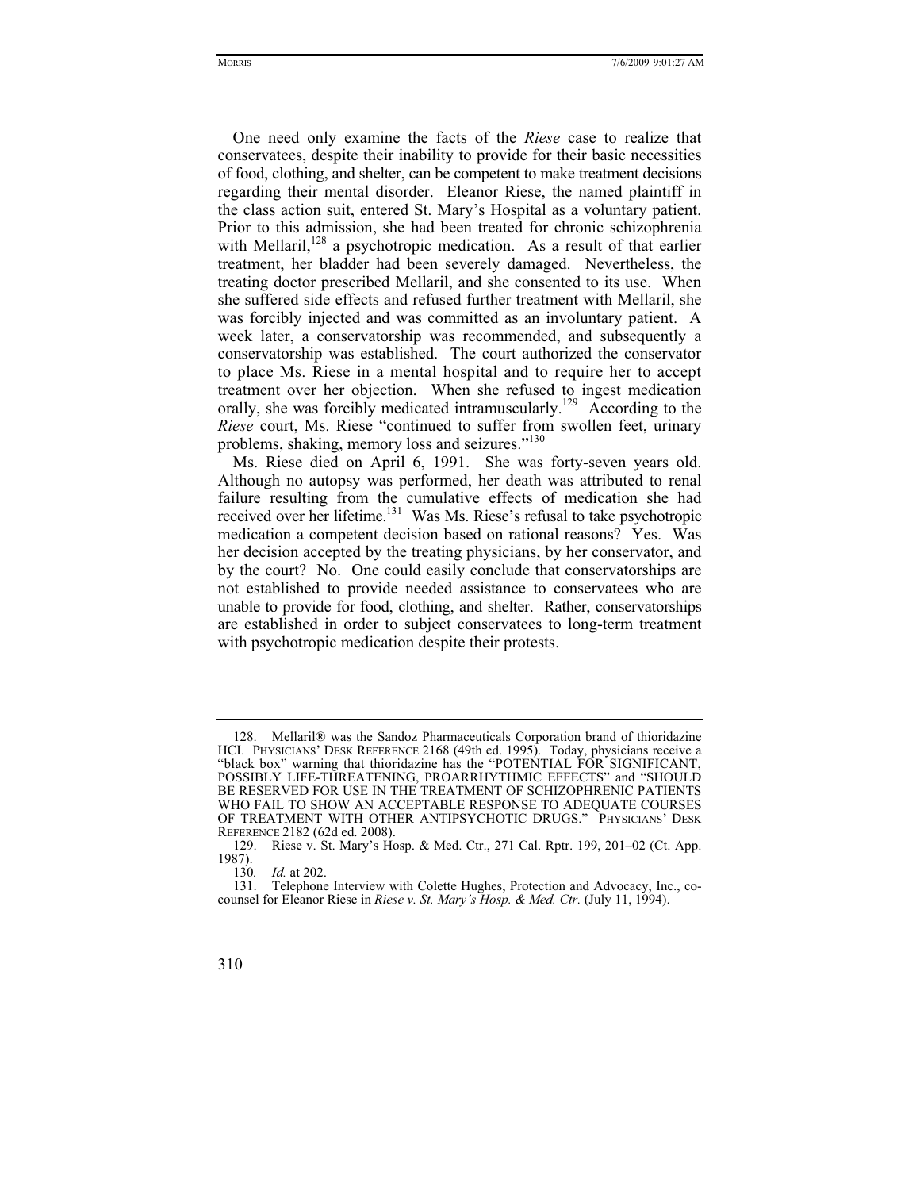One need only examine the facts of the *Riese* case to realize that conservatees, despite their inability to provide for their basic necessities of food, clothing, and shelter, can be competent to make treatment decisions regarding their mental disorder. Eleanor Riese, the named plaintiff in the class action suit, entered St. Mary's Hospital as a voluntary patient. Prior to this admission, she had been treated for chronic schizophrenia with Mellaril,[128] a psychotropic medication. As a result of that earlier treatment, her bladder had been severely damaged. Nevertheless, the treating doctor prescribed Mellaril, and she consented to its use. When she suffered side effects and refused further treatment with Mellaril, she was forcibly injected and was committed as an involuntary patient. A week later, a conservatorship was recommended, and subsequently a conservatorship was established. The court authorized the conservator to place Ms. Riese in a mental hospital and to require her to accept treatment over her objection. When she refused to ingest medication orally, she was forcibly medicated intramuscularly.[129] According to the *Riese* court, Ms. Riese "continued to suffer from swollen feet, urinary problems, shaking, memory loss and seizures."[130]

Ms. Riese died on April 6, 1991. She was forty-seven years old. Although no autopsy was performed, her death was attributed to renal failure resulting from the cumulative effects of medication she had received over her lifetime.[131] Was Ms. Riese's refusal to take psychotropic medication a competent decision based on rational reasons? Yes. Was her decision accepted by the treating physicians, by her conservator, and by the court? No. One could easily conclude that conservatorships are not established to provide needed assistance to conservatees who are unable to provide for food, clothing, and shelter. Rather, conservatorships are established in order to subject conservatees to long-term treatment with psychotropic medication despite their protests.

---

128. Mellaril® was the Sandoz Pharmaceuticals Corporation brand of thioridazine HCI. PHYSICIANS' DESK REFERENCE 2168 (49th ed. 1995). Today, physicians receive a "black box" warning that thioridazine has the "POTENTIAL FOR SIGNIFICANT, POSSIBLY LIFE-THREATENING, PROARRHYTHMIC EFFECTS" and "SHOULD BE RESERVED FOR USE IN THE TREATMENT OF SCHIZOPHRENIC PATIENTS WHO FAIL TO SHOW AN ACCEPTABLE RESPONSE TO ADEQUATE COURSES OF TREATMENT WITH OTHER ANTIPSYCHOTIC DRUGS." PHYSICIANS' DESK REFERENCE 2182 (62d ed. 2008).

129. Riese v. St. Mary's Hosp. & Med. Ctr., 271 Cal. Rptr. 199, 201–02 (Ct. App. 1987).

130. *Id.* at 202.

131. Telephone Interview with Colette Hughes, Protection and Advocacy, Inc., co-counsel for Eleanor Riese in *Riese v. St. Mary's Hosp. & Med. Ctr.* (July 11, 1994).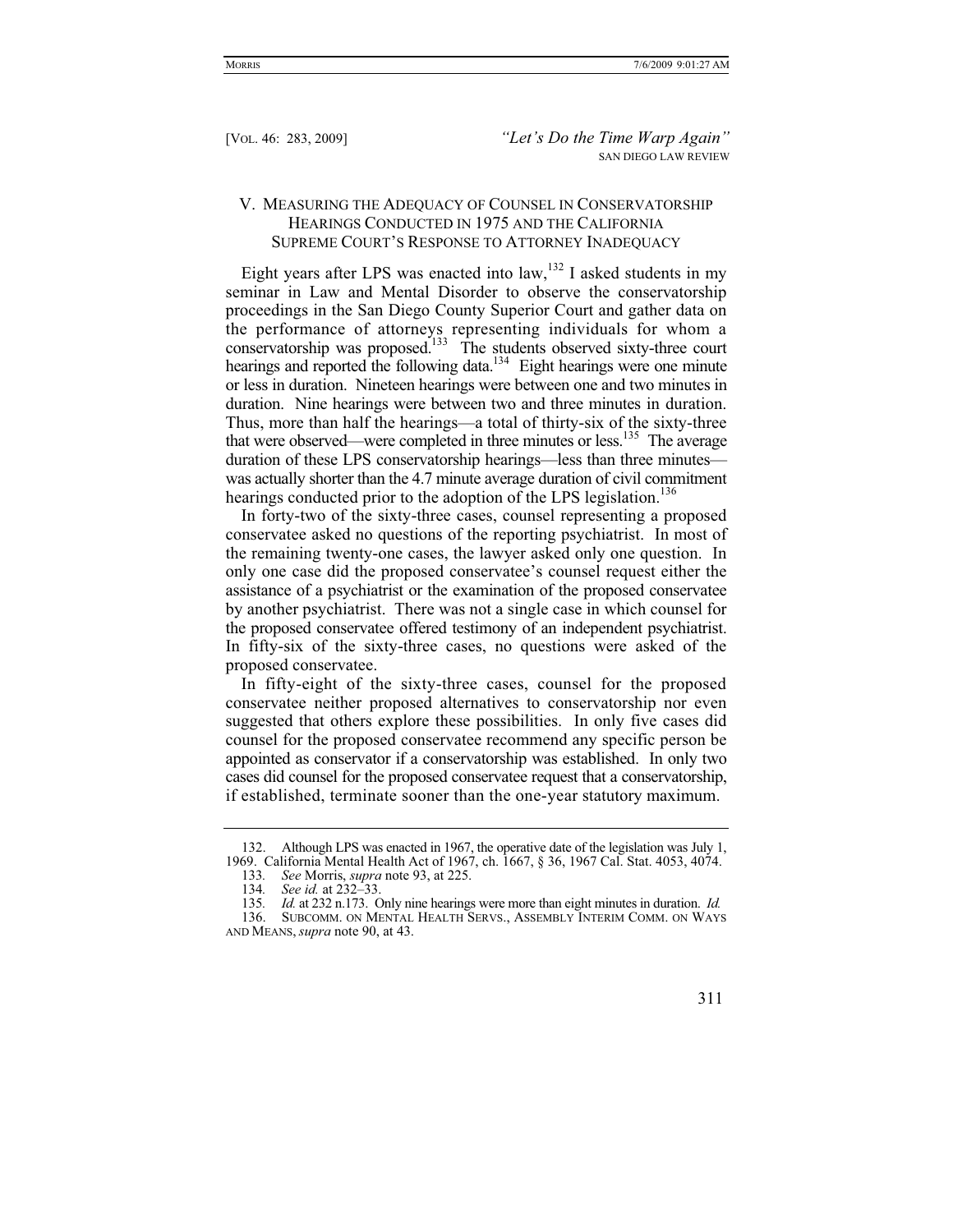## V. MEASURING THE ADEQUACY OF COUNSEL IN CONSERVATORSHIP HEARINGS CONDUCTED IN 1975 AND THE CALIFORNIA SUPREME COURT'S RESPONSE TO ATTORNEY INADEQUACY

Eight years after LPS was enacted into law,[132] I asked students in my seminar in Law and Mental Disorder to observe the conservatorship proceedings in the San Diego County Superior Court and gather data on the performance of attorneys representing individuals for whom a conservatorship was proposed.[133] The students observed sixty-three court hearings and reported the following data.[134] Eight hearings were one minute or less in duration. Nineteen hearings were between one and two minutes in duration. Nine hearings were between two and three minutes in duration. Thus, more than half the hearings—a total of thirty-six of the sixty-three that were observed—were completed in three minutes or less.[135] The average duration of these LPS conservatorship hearings—less than three minutes—was actually shorter than the 4.7 minute average duration of civil commitment hearings conducted prior to the adoption of the LPS legislation.[136]

In forty-two of the sixty-three cases, counsel representing a proposed conservatee asked no questions of the reporting psychiatrist. In most of the remaining twenty-one cases, the lawyer asked only one question. In only one case did the proposed conservatee's counsel request either the assistance of a psychiatrist or the examination of the proposed conservatee by another psychiatrist. There was not a single case in which counsel for the proposed conservatee offered testimony of an independent psychiatrist. In fifty-six of the sixty-three cases, no questions were asked of the proposed conservatee.

In fifty-eight of the sixty-three cases, counsel for the proposed conservatee neither proposed alternatives to conservatorship nor even suggested that others explore these possibilities. In only five cases did counsel for the proposed conservatee recommend any specific person be appointed as conservator if a conservatorship was established. In only two cases did counsel for the proposed conservatee request that a conservatorship, if established, terminate sooner than the one-year statutory maximum.

---

132. Although LPS was enacted in 1967, the operative date of the legislation was July 1, 1969. California Mental Health Act of 1967, ch. 1667, § 36, 1967 Cal. Stat. 4053, 4074.

133. *See* Morris, *supra* note 93, at 225.

134. *See id.* at 232–33.

135. *Id.* at 232 n.173. Only nine hearings were more than eight minutes in duration. *Id.*

136. SUBCOMM. ON MENTAL HEALTH SERVS., ASSEMBLY INTERIM COMM. ON WAYS AND MEANS, *supra* note 90, at 43.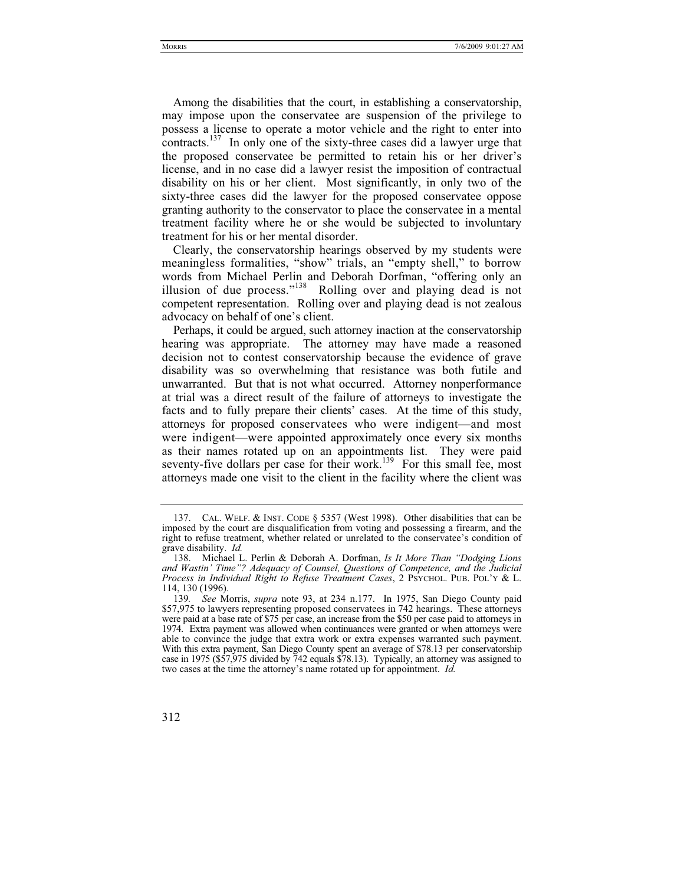Among the disabilities that the court, in establishing a conservatorship, may impose upon the conservatee are suspension of the privilege to possess a license to operate a motor vehicle and the right to enter into contracts.[137] In only one of the sixty-three cases did a lawyer urge that the proposed conservatee be permitted to retain his or her driver's license, and in no case did a lawyer resist the imposition of contractual disability on his or her client. Most significantly, in only two of the sixty-three cases did the lawyer for the proposed conservatee oppose granting authority to the conservator to place the conservatee in a mental treatment facility where he or she would be subjected to involuntary treatment for his or her mental disorder.

Clearly, the conservatorship hearings observed by my students were meaningless formalities, "show" trials, an "empty shell," to borrow words from Michael Perlin and Deborah Dorfman, "offering only an illusion of due process."[138] Rolling over and playing dead is not competent representation. Rolling over and playing dead is not zealous advocacy on behalf of one's client.

Perhaps, it could be argued, such attorney inaction at the conservatorship hearing was appropriate. The attorney may have made a reasoned decision not to contest conservatorship because the evidence of grave disability was so overwhelming that resistance was both futile and unwarranted. But that is not what occurred. Attorney nonperformance at trial was a direct result of the failure of attorneys to investigate the facts and to fully prepare their clients' cases. At the time of this study, attorneys for proposed conservatees who were indigent—and most were indigent—were appointed approximately once every six months as their names rotated up on an appointments list. They were paid seventy-five dollars per case for their work.[139] For this small fee, most attorneys made one visit to the client in the facility where the client was

---

137. CAL. WELF. & INST. CODE § 5357 (West 1998). Other disabilities that can be imposed by the court are disqualification from voting and possessing a firearm, and the right to refuse treatment, whether related or unrelated to the conservatee's condition of grave disability. *Id.*

138. Michael L. Perlin & Deborah A. Dorfman, *Is It More Than "Dodging Lions and Wastin' Time"? Adequacy of Counsel, Questions of Competence, and the Judicial Process in Individual Right to Refuse Treatment Cases*, 2 PSYCHOL. PUB. POL'Y & L. 114, 130 (1996).

139. *See* Morris, *supra* note 93, at 234 n.177. In 1975, San Diego County paid $57,975 to lawyers representing proposed conservatees in 742 hearings. These attorneys were paid at a base rate of $75 per case, an increase from the $50 per case paid to attorneys in 1974. Extra payment was allowed when continuances were granted or when attorneys were able to convince the judge that extra work or extra expenses warranted such payment. With this extra payment, San Diego County spent an average of $78.13 per conservatorship case in 1975 ($57,975 divided by 742 equals $78.13). Typically, an attorney was assigned to two cases at the time the attorney's name rotated up for appointment. *Id.*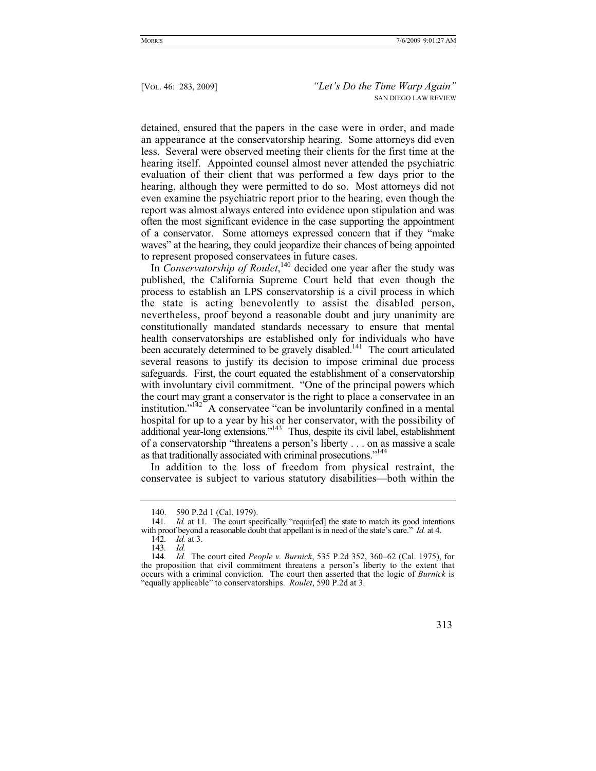detained, ensured that the papers in the case were in order, and made an appearance at the conservatorship hearing. Some attorneys did even less. Several were observed meeting their clients for the first time at the hearing itself. Appointed counsel almost never attended the psychiatric evaluation of their client that was performed a few days prior to the hearing, although they were permitted to do so. Most attorneys did not even examine the psychiatric report prior to the hearing, even though the report was almost always entered into evidence upon stipulation and was often the most significant evidence in the case supporting the appointment of a conservator. Some attorneys expressed concern that if they "make waves" at the hearing, they could jeopardize their chances of being appointed to represent proposed conservatees in future cases.

In *Conservatorship of Roulet*,[140] decided one year after the study was published, the California Supreme Court held that even though the process to establish an LPS conservatorship is a civil process in which the state is acting benevolently to assist the disabled person, nevertheless, proof beyond a reasonable doubt and jury unanimity are constitutionally mandated standards necessary to ensure that mental health conservatorships are established only for individuals who have been accurately determined to be gravely disabled.[141] The court articulated several reasons to justify its decision to impose criminal due process safeguards. First, the court equated the establishment of a conservatorship with involuntary civil commitment. "One of the principal powers which the court may grant a conservator is the right to place a conservatee in an institution."[142] A conservatee "can be involuntarily confined in a mental hospital for up to a year by his or her conservator, with the possibility of additional year-long extensions."[143] Thus, despite its civil label, establishment of a conservatorship "threatens a person's liberty . . . on as massive a scale as that traditionally associated with criminal prosecutions."[144]

In addition to the loss of freedom from physical restraint, the conservatee is subject to various statutory disabilities—both within the

---

140. 590 P.2d 1 (Cal. 1979).

141. *Id.* at 11. The court specifically "requir[ed] the state to match its good intentions with proof beyond a reasonable doubt that appellant is in need of the state's care." *Id.* at 4.

142. *Id.* at 3.

143. *Id.*

144. *Id.* The court cited *People v. Burnick*, 535 P.2d 352, 360–62 (Cal. 1975), for the proposition that civil commitment threatens a person's liberty to the extent that occurs with a criminal conviction. The court then asserted that the logic of *Burnick* is "equally applicable" to conservatorships. *Roulet*, 590 P.2d at 3.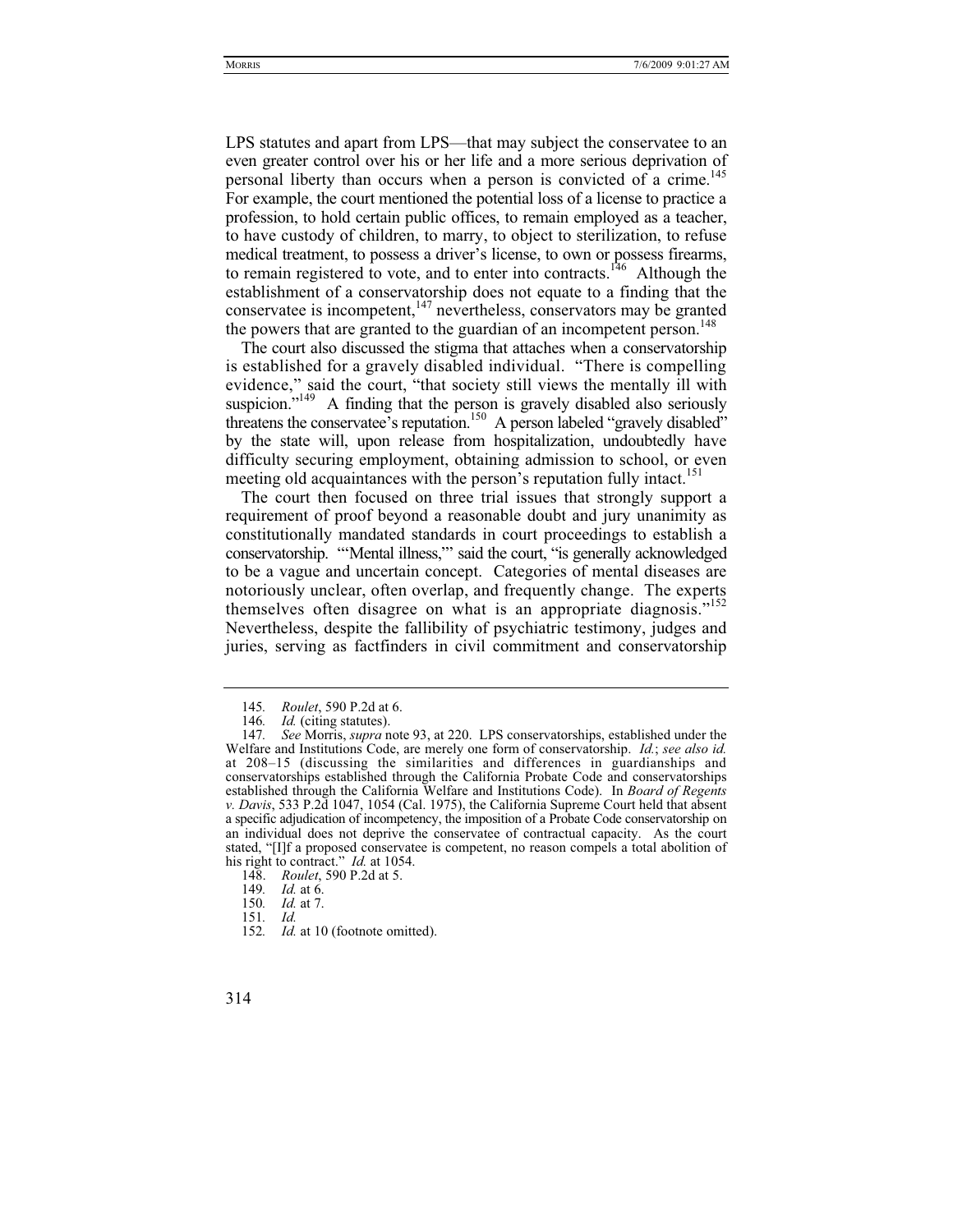LPS statutes and apart from LPS—that may subject the conservatee to an even greater control over his or her life and a more serious deprivation of personal liberty than occurs when a person is convicted of a crime.[145] For example, the court mentioned the potential loss of a license to practice a profession, to hold certain public offices, to remain employed as a teacher, to have custody of children, to marry, to object to sterilization, to refuse medical treatment, to possess a driver's license, to own or possess firearms, to remain registered to vote, and to enter into contracts.[146] Although the establishment of a conservatorship does not equate to a finding that the conservatee is incompetent,[147] nevertheless, conservators may be granted the powers that are granted to the guardian of an incompetent person.[148]

The court also discussed the stigma that attaches when a conservatorship is established for a gravely disabled individual. "There is compelling evidence," said the court, "that society still views the mentally ill with suspicion."[149] A finding that the person is gravely disabled also seriously threatens the conservatee's reputation.[150] A person labeled "gravely disabled" by the state will, upon release from hospitalization, undoubtedly have difficulty securing employment, obtaining admission to school, or even meeting old acquaintances with the person's reputation fully intact.[151]

The court then focused on three trial issues that strongly support a requirement of proof beyond a reasonable doubt and jury unanimity as constitutionally mandated standards in court proceedings to establish a conservatorship. "'Mental illness,'" said the court, "is generally acknowledged to be a vague and uncertain concept. Categories of mental diseases are notoriously unclear, often overlap, and frequently change. The experts themselves often disagree on what is an appropriate diagnosis."[152] Nevertheless, despite the fallibility of psychiatric testimony, judges and juries, serving as factfinders in civil commitment and conservatorship

---

145. *Roulet*, 590 P.2d at 6.

146. *Id.* (citing statutes).

147. *See* Morris, *supra* note 93, at 220. LPS conservatorships, established under the Welfare and Institutions Code, are merely one form of conservatorship. *Id.*; *see also id.* at 208–15 (discussing the similarities and differences in guardianships and conservatorships established through the California Probate Code and conservatorships established through the California Welfare and Institutions Code). In *Board of Regents v. Davis*, 533 P.2d 1047, 1054 (Cal. 1975), the California Supreme Court held that absent a specific adjudication of incompetency, the imposition of a Probate Code conservatorship on an individual does not deprive the conservatee of contractual capacity. As the court stated, "[I]f a proposed conservatee is competent, no reason compels a total abolition of his right to contract." *Id.* at 1054.

148. *Roulet*, 590 P.2d at 5.

149. *Id.* at 6.

150. *Id.* at 7.

151. *Id.*

152. *Id.* at 10 (footnote omitted).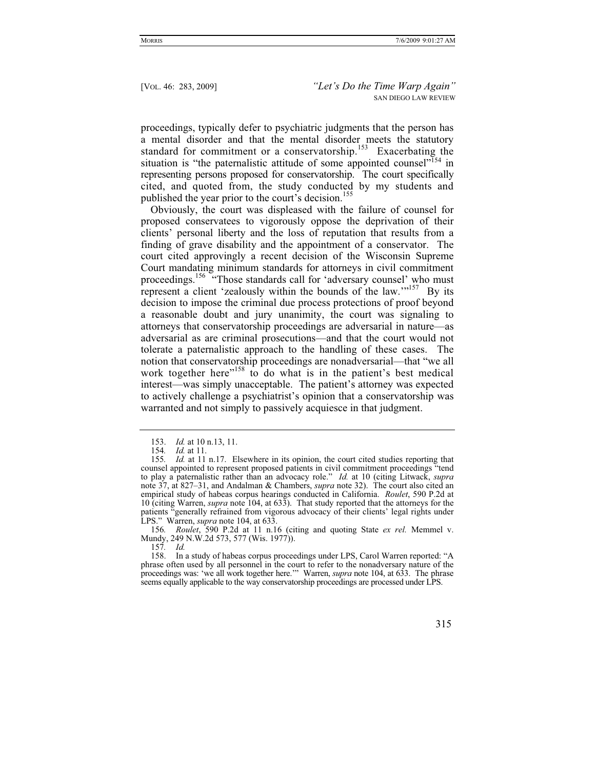proceedings, typically defer to psychiatric judgments that the person has a mental disorder and that the mental disorder meets the statutory standard for commitment or a conservatorship.[153] Exacerbating the situation is "the paternalistic attitude of some appointed counsel"[154] in representing persons proposed for conservatorship. The court specifically cited, and quoted from, the study conducted by my students and published the year prior to the court's decision.[155]

Obviously, the court was displeased with the failure of counsel for proposed conservatees to vigorously oppose the deprivation of their clients' personal liberty and the loss of reputation that results from a finding of grave disability and the appointment of a conservator. The court cited approvingly a recent decision of the Wisconsin Supreme Court mandating minimum standards for attorneys in civil commitment proceedings.[156] "Those standards call for 'adversary counsel' who must represent a client 'zealously within the bounds of the law.'"[157] By its decision to impose the criminal due process protections of proof beyond a reasonable doubt and jury unanimity, the court was signaling to attorneys that conservatorship proceedings are adversarial in nature—as adversarial as are criminal prosecutions—and that the court would not tolerate a paternalistic approach to the handling of these cases. The notion that conservatorship proceedings are nonadversarial—that "we all work together here"[158] to do what is in the patient's best medical interest—was simply unacceptable. The patient's attorney was expected to actively challenge a psychiatrist's opinion that a conservatorship was warranted and not simply to passively acquiesce in that judgment.

---

153. *Id.* at 10 n.13, 11.

154. *Id.* at 11.

155. *Id.* at 11 n.17. Elsewhere in its opinion, the court cited studies reporting that counsel appointed to represent proposed patients in civil commitment proceedings "tend to play a paternalistic rather than an advocacy role." *Id.* at 10 (citing Litwack, *supra* note 37, at 827–31, and Andalman & Chambers, *supra* note 32). The court also cited an empirical study of habeas corpus hearings conducted in California. *Roulet*, 590 P.2d at 10 (citing Warren, *supra* note 104, at 633). That study reported that the attorneys for the patients "generally refrained from vigorous advocacy of their clients' legal rights under LPS." Warren, *supra* note 104, at 633.

156. *Roulet*, 590 P.2d at 11 n.16 (citing and quoting State *ex rel.* Memmel v. Mundy, 249 N.W.2d 573, 577 (Wis. 1977)).

157. *Id.*

158. In a study of habeas corpus proceedings under LPS, Carol Warren reported: "A phrase often used by all personnel in the court to refer to the nonadversary nature of the proceedings was: 'we all work together here.'" Warren, *supra* note 104, at 633. The phrase seems equally applicable to the way conservatorship proceedings are processed under LPS.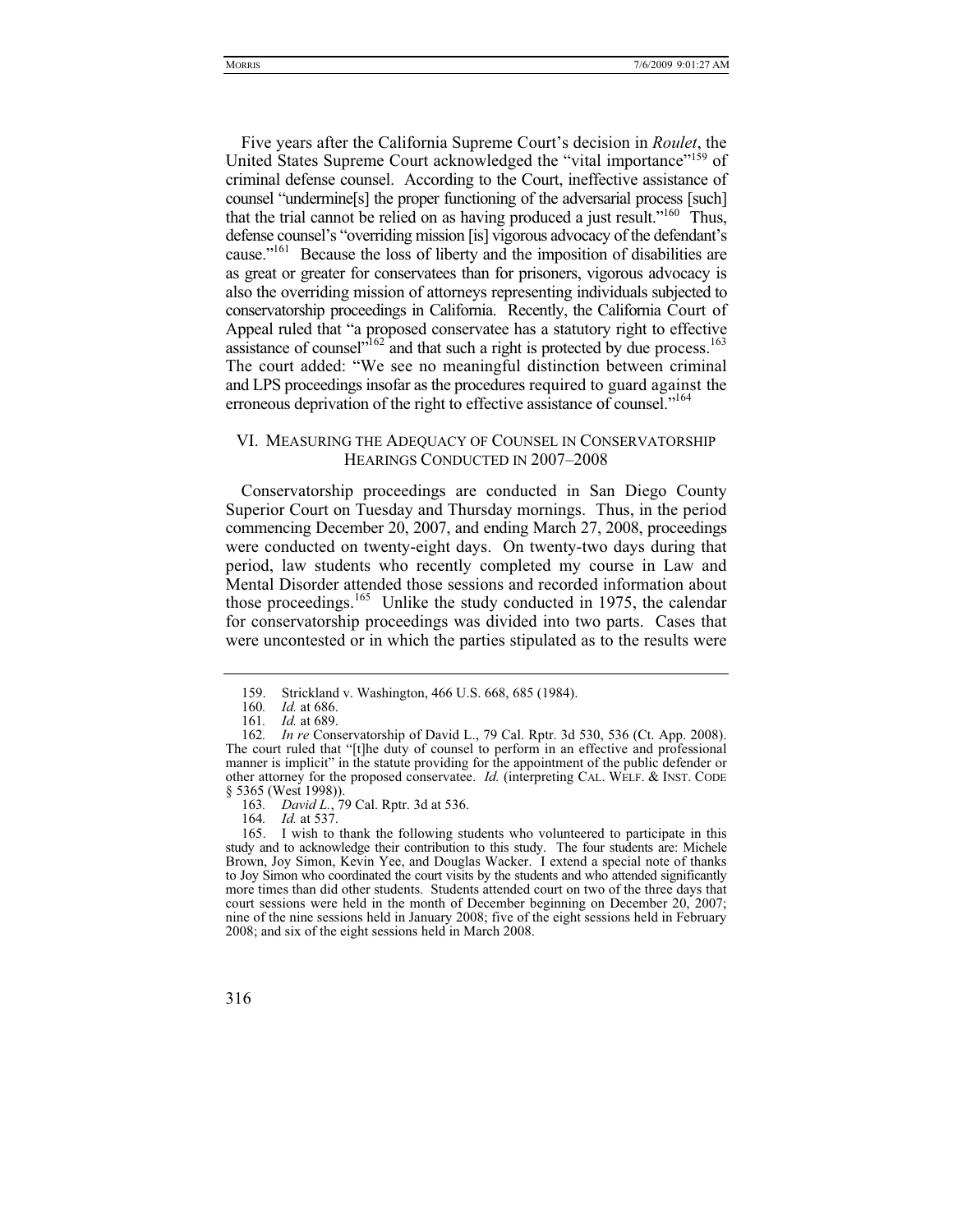Five years after the California Supreme Court's decision in *Roulet*, the United States Supreme Court acknowledged the "vital importance"[159] of criminal defense counsel. According to the Court, ineffective assistance of counsel "undermine[s] the proper functioning of the adversarial process [such] that the trial cannot be relied on as having produced a just result."[160] Thus, defense counsel's "overriding mission [is] vigorous advocacy of the defendant's cause."[161] Because the loss of liberty and the imposition of disabilities are as great or greater for conservatees than for prisoners, vigorous advocacy is also the overriding mission of attorneys representing individuals subjected to conservatorship proceedings in California. Recently, the California Court of Appeal ruled that "a proposed conservatee has a statutory right to effective assistance of counsel"[162] and that such a right is protected by due process.[163] The court added: "We see no meaningful distinction between criminal and LPS proceedings insofar as the procedures required to guard against the erroneous deprivation of the right to effective assistance of counsel."[164]

## VI. Measuring the Adequacy of Counsel in Conservatorship Hearings Conducted in 2007–2008

Conservatorship proceedings are conducted in San Diego County Superior Court on Tuesday and Thursday mornings. Thus, in the period commencing December 20, 2007, and ending March 27, 2008, proceedings were conducted on twenty-eight days. On twenty-two days during that period, law students who recently completed my course in Law and Mental Disorder attended those sessions and recorded information about those proceedings.[165] Unlike the study conducted in 1975, the calendar for conservatorship proceedings was divided into two parts. Cases that were uncontested or in which the parties stipulated as to the results were

---

159. Strickland v. Washington, 466 U.S. 668, 685 (1984).

160. *Id.* at 686.

161. *Id.* at 689.

162. *In re* Conservatorship of David L., 79 Cal. Rptr. 3d 530, 536 (Ct. App. 2008). The court ruled that "[t]he duty of counsel to perform in an effective and professional manner is implicit" in the statute providing for the appointment of the public defender or other attorney for the proposed conservatee. *Id.* (interpreting CAL. WELF. & INST. CODE § 5365 (West 1998)).

163. *David L.*, 79 Cal. Rptr. 3d at 536.

164. *Id.* at 537.

165. I wish to thank the following students who volunteered to participate in this study and to acknowledge their contribution to this study. The four students are: Michele Brown, Joy Simon, Kevin Yee, and Douglas Wacker. I extend a special note of thanks to Joy Simon who coordinated the court visits by the students and who attended significantly more times than did other students. Students attended court on two of the three days that court sessions were held in the month of December beginning on December 20, 2007; nine of the nine sessions held in January 2008; five of the eight sessions held in February 2008; and six of the eight sessions held in March 2008.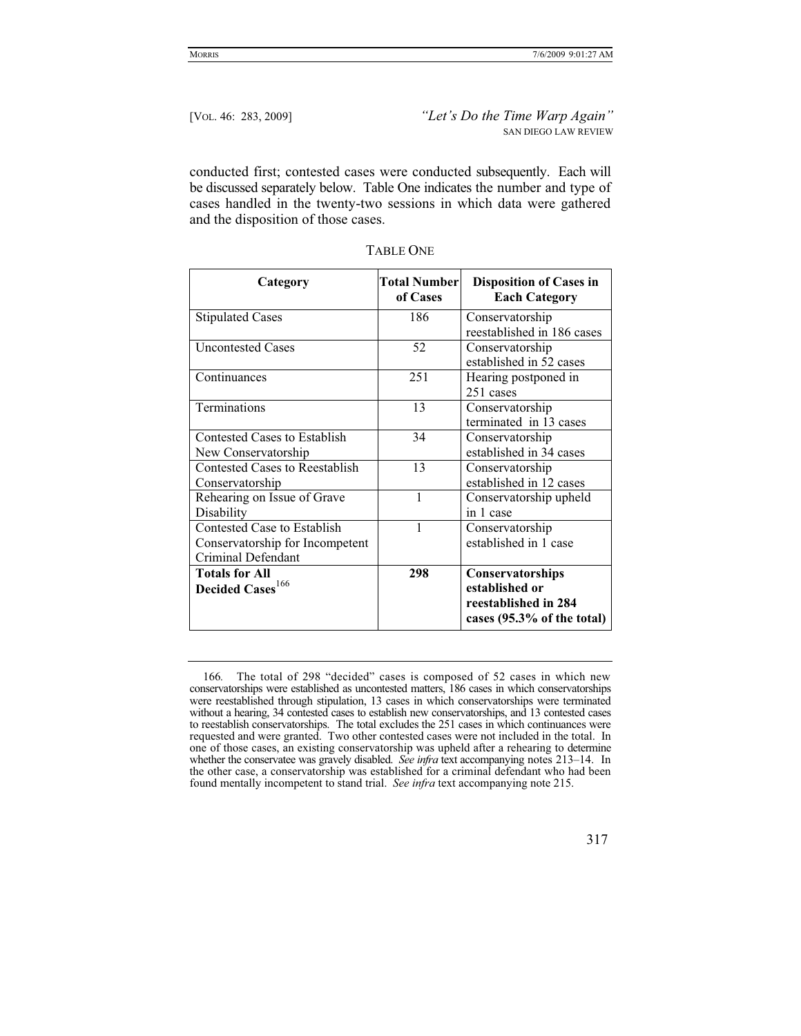conducted first; contested cases were conducted subsequently. Each will be discussed separately below. Table One indicates the number and type of cases handled in the twenty-two sessions in which data were gathered and the disposition of those cases.

TABLE ONE

| Category | Total Number of Cases | Disposition of Cases in Each Category |
|---|---|---|
| Stipulated Cases | 186 | Conservatorship reestablished in 186 cases |
| Uncontested Cases | 52 | Conservatorship established in 52 cases |
| Continuances | 251 | Hearing postponed in 251 cases |
| Terminations | 13 | Conservatorship terminated in 13 cases |
| Contested Cases to Establish New Conservatorship | 34 | Conservatorship established in 34 cases |
| Contested Cases to Reestablish Conservatorship | 13 | Conservatorship established in 12 cases |
| Rehearing on Issue of Grave Disability | 1 | Conservatorship upheld in 1 case |
| Contested Case to Establish Conservatorship for Incompetent Criminal Defendant | 1 | Conservatorship established in 1 case |
| **Totals for All Decided Cases**[166] | **298** | **Conservatorships established or reestablished in 284 cases (95.3% of the total)** |

166. The total of 298 "decided" cases is composed of 52 cases in which new conservatorships were established as uncontested matters, 186 cases in which conservatorships were reestablished through stipulation, 13 cases in which conservatorships were terminated without a hearing, 34 contested cases to establish new conservatorships, and 13 contested cases to reestablish conservatorships. The total excludes the 251 cases in which continuances were requested and were granted. Two other contested cases were not included in the total. In one of those cases, an existing conservatorship was upheld after a rehearing to determine whether the conservatee was gravely disabled. *See infra* text accompanying notes 213–14. In the other case, a conservatorship was established for a criminal defendant who had been found mentally incompetent to stand trial. *See infra* text accompanying note 215.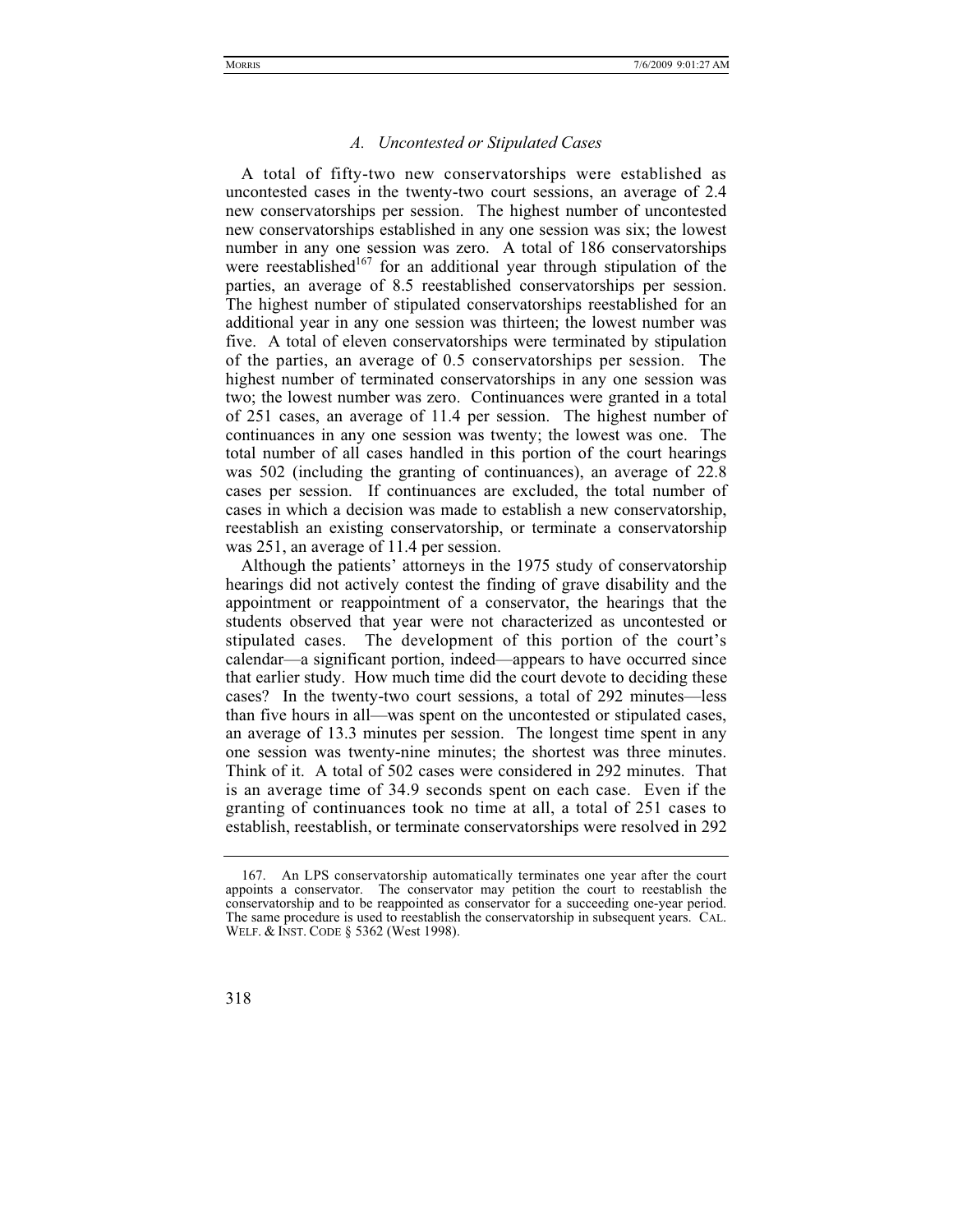### *A. Uncontested or Stipulated Cases*

A total of fifty-two new conservatorships were established as uncontested cases in the twenty-two court sessions, an average of 2.4 new conservatorships per session. The highest number of uncontested new conservatorships established in any one session was six; the lowest number in any one session was zero. A total of 186 conservatorships were reestablished[167] for an additional year through stipulation of the parties, an average of 8.5 reestablished conservatorships per session. The highest number of stipulated conservatorships reestablished for an additional year in any one session was thirteen; the lowest number was five. A total of eleven conservatorships were terminated by stipulation of the parties, an average of 0.5 conservatorships per session. The highest number of terminated conservatorships in any one session was two; the lowest number was zero. Continuances were granted in a total of 251 cases, an average of 11.4 per session. The highest number of continuances in any one session was twenty; the lowest was one. The total number of all cases handled in this portion of the court hearings was 502 (including the granting of continuances), an average of 22.8 cases per session. If continuances are excluded, the total number of cases in which a decision was made to establish a new conservatorship, reestablish an existing conservatorship, or terminate a conservatorship was 251, an average of 11.4 per session.

Although the patients' attorneys in the 1975 study of conservatorship hearings did not actively contest the finding of grave disability and the appointment or reappointment of a conservator, the hearings that the students observed that year were not characterized as uncontested or stipulated cases. The development of this portion of the court's calendar—a significant portion, indeed—appears to have occurred since that earlier study. How much time did the court devote to deciding these cases? In the twenty-two court sessions, a total of 292 minutes—less than five hours in all—was spent on the uncontested or stipulated cases, an average of 13.3 minutes per session. The longest time spent in any one session was twenty-nine minutes; the shortest was three minutes. Think of it. A total of 502 cases were considered in 292 minutes. That is an average time of 34.9 seconds spent on each case. Even if the granting of continuances took no time at all, a total of 251 cases to establish, reestablish, or terminate conservatorships were resolved in 292

---

167. An LPS conservatorship automatically terminates one year after the court appoints a conservator. The conservator may petition the court to reestablish the conservatorship and to be reappointed as conservator for a succeeding one-year period. The same procedure is used to reestablish the conservatorship in subsequent years. CAL. WELF. & INST. CODE § 5362 (West 1998).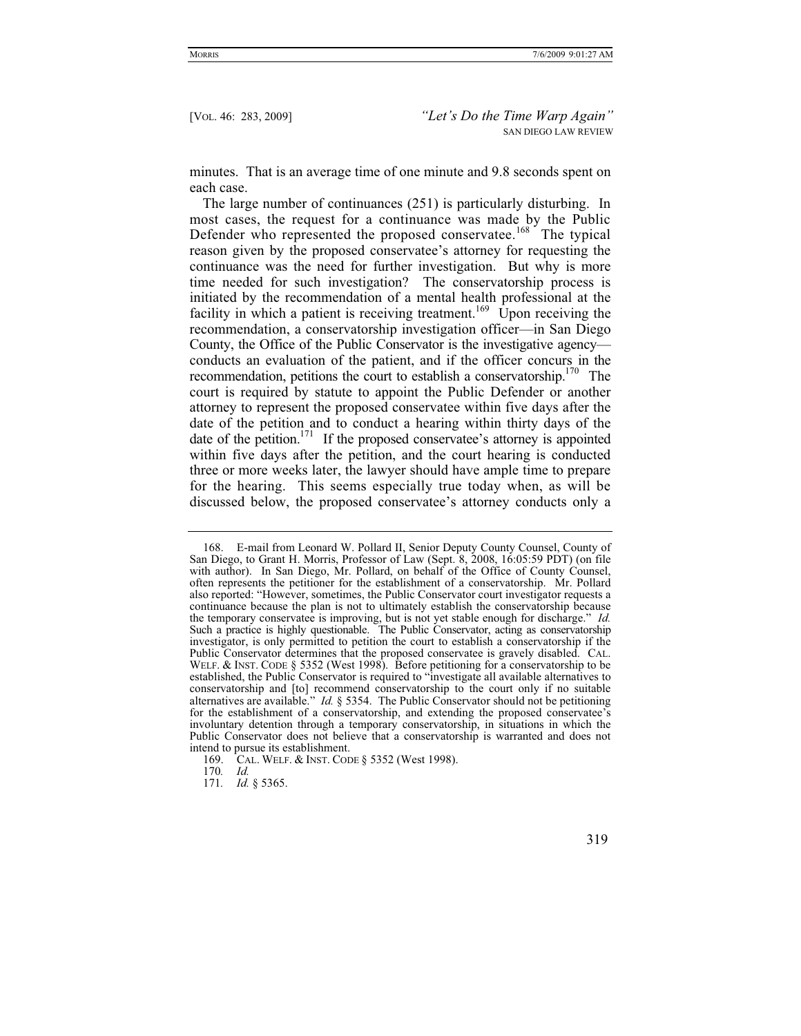minutes. That is an average time of one minute and 9.8 seconds spent on each case.

The large number of continuances (251) is particularly disturbing. In most cases, the request for a continuance was made by the Public Defender who represented the proposed conservatee.[168] The typical reason given by the proposed conservatee's attorney for requesting the continuance was the need for further investigation. But why is more time needed for such investigation? The conservatorship process is initiated by the recommendation of a mental health professional at the facility in which a patient is receiving treatment.[169] Upon receiving the recommendation, a conservatorship investigation officer—in San Diego County, the Office of the Public Conservator is the investigative agency—conducts an evaluation of the patient, and if the officer concurs in the recommendation, petitions the court to establish a conservatorship.[170] The court is required by statute to appoint the Public Defender or another attorney to represent the proposed conservatee within five days after the date of the petition and to conduct a hearing within thirty days of the date of the petition.[171] If the proposed conservatee's attorney is appointed within five days after the petition, and the court hearing is conducted three or more weeks later, the lawyer should have ample time to prepare for the hearing. This seems especially true today when, as will be discussed below, the proposed conservatee's attorney conducts only a

---

168. E-mail from Leonard W. Pollard II, Senior Deputy County Counsel, County of San Diego, to Grant H. Morris, Professor of Law (Sept. 8, 2008, 16:05:59 PDT) (on file with author). In San Diego, Mr. Pollard, on behalf of the Office of County Counsel, often represents the petitioner for the establishment of a conservatorship. Mr. Pollard also reported: "However, sometimes, the Public Conservator court investigator requests a continuance because the plan is not to ultimately establish the conservatorship because the temporary conservatee is improving, but is not yet stable enough for discharge." *Id.* Such a practice is highly questionable. The Public Conservator, acting as conservatorship investigator, is only permitted to petition the court to establish a conservatorship if the Public Conservator determines that the proposed conservatee is gravely disabled. CAL. WELF. & INST. CODE § 5352 (West 1998). Before petitioning for a conservatorship to be established, the Public Conservator is required to "investigate all available alternatives to conservatorship and [to] recommend conservatorship to the court only if no suitable alternatives are available." *Id.* § 5354. The Public Conservator should not be petitioning for the establishment of a conservatorship, and extending the proposed conservatee's involuntary detention through a temporary conservatorship, in situations in which the Public Conservator does not believe that a conservatorship is warranted and does not intend to pursue its establishment.

169. CAL. WELF. & INST. CODE § 5352 (West 1998).

170. *Id.*

171. *Id.* § 5365.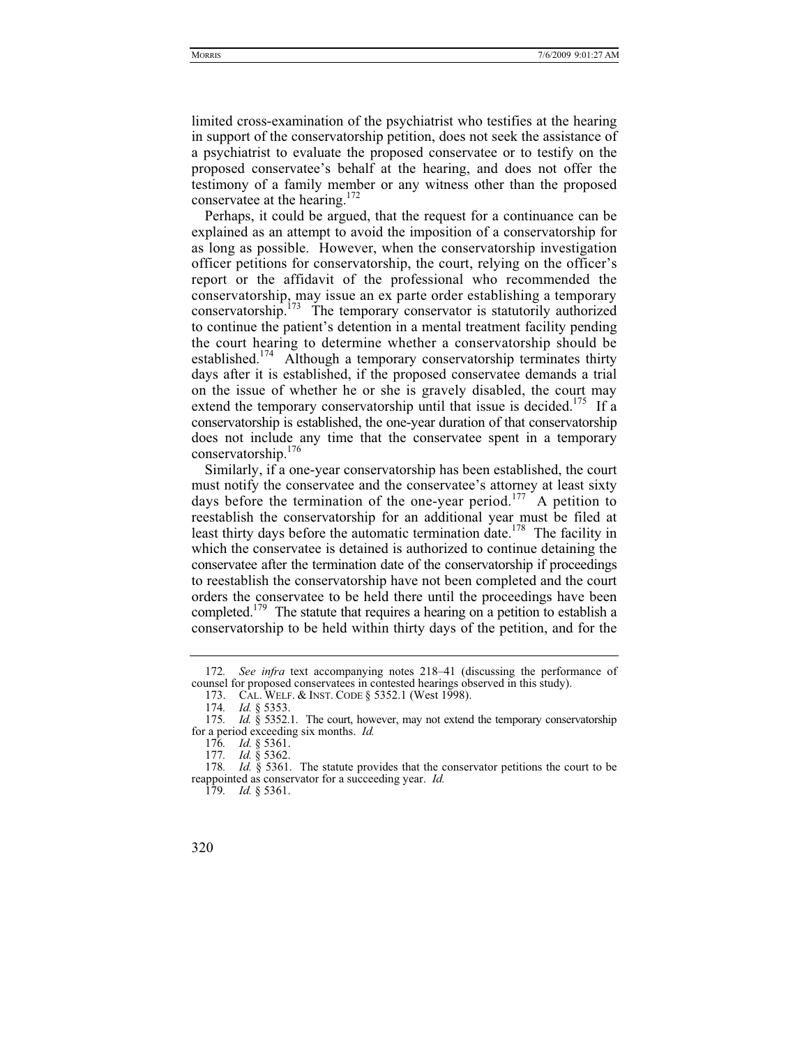limited cross-examination of the psychiatrist who testifies at the hearing in support of the conservatorship petition, does not seek the assistance of a psychiatrist to evaluate the proposed conservatee or to testify on the proposed conservatee's behalf at the hearing, and does not offer the testimony of a family member or any witness other than the proposed conservatee at the hearing.[172]

Perhaps, it could be argued, that the request for a continuance can be explained as an attempt to avoid the imposition of a conservatorship for as long as possible. However, when the conservatorship investigation officer petitions for conservatorship, the court, relying on the officer's report or the affidavit of the professional who recommended the conservatorship, may issue an ex parte order establishing a temporary conservatorship.[173] The temporary conservator is statutorily authorized to continue the patient's detention in a mental treatment facility pending the court hearing to determine whether a conservatorship should be established.[174] Although a temporary conservatorship terminates thirty days after it is established, if the proposed conservatee demands a trial on the issue of whether he or she is gravely disabled, the court may extend the temporary conservatorship until that issue is decided.[175] If a conservatorship is established, the one-year duration of that conservatorship does not include any time that the conservatee spent in a temporary conservatorship.[176]

Similarly, if a one-year conservatorship has been established, the court must notify the conservatee and the conservatee's attorney at least sixty days before the termination of the one-year period.[177] A petition to reestablish the conservatorship for an additional year must be filed at least thirty days before the automatic termination date.[178] The facility in which the conservatee is detained is authorized to continue detaining the conservatee after the termination date of the conservatorship if proceedings to reestablish the conservatorship have not been completed and the court orders the conservatee to be held there until the proceedings have been completed.[179] The statute that requires a hearing on a petition to establish a conservatorship to be held within thirty days of the petition, and for the

---

172. *See infra* text accompanying notes 218–41 (discussing the performance of counsel for proposed conservatees in contested hearings observed in this study).

173. CAL. WELF. & INST. CODE § 5352.1 (West 1998).

174. *Id.* § 5353.

175. *Id.* § 5352.1. The court, however, may not extend the temporary conservatorship for a period exceeding six months. *Id.*

176. *Id.* § 5361.

177. *Id.* § 5362.

178. *Id.* § 5361. The statute provides that the conservator petitions the court to be reappointed as conservator for a succeeding year. *Id.*

179. *Id.* § 5361.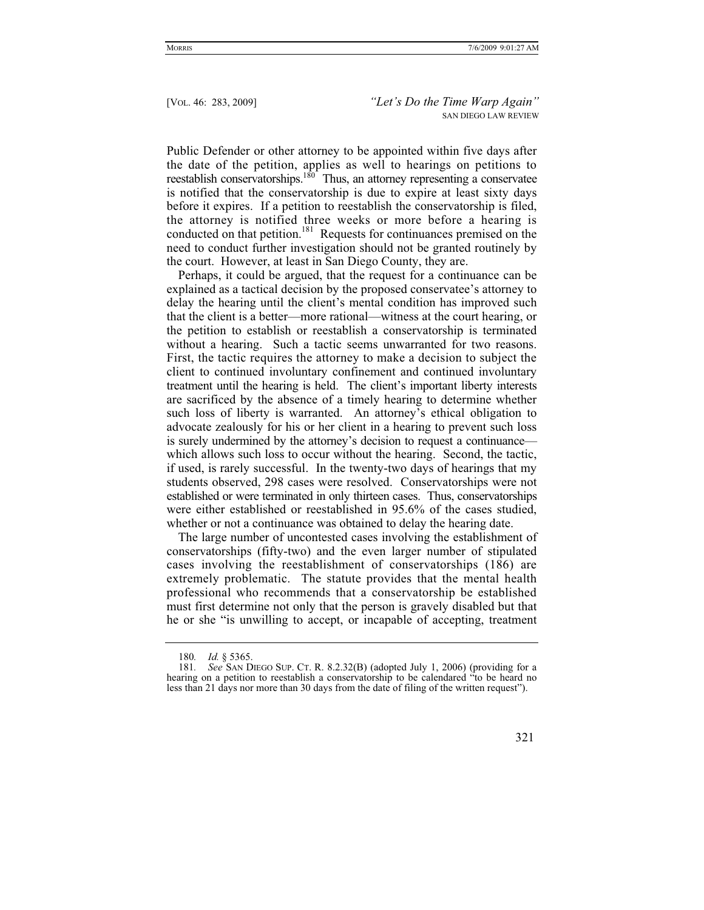Public Defender or other attorney to be appointed within five days after the date of the petition, applies as well to hearings on petitions to reestablish conservatorships.[180] Thus, an attorney representing a conservatee is notified that the conservatorship is due to expire at least sixty days before it expires. If a petition to reestablish the conservatorship is filed, the attorney is notified three weeks or more before a hearing is conducted on that petition.[181] Requests for continuances premised on the need to conduct further investigation should not be granted routinely by the court. However, at least in San Diego County, they are.

Perhaps, it could be argued, that the request for a continuance can be explained as a tactical decision by the proposed conservatee's attorney to delay the hearing until the client's mental condition has improved such that the client is a better—more rational—witness at the court hearing, or the petition to establish or reestablish a conservatorship is terminated without a hearing. Such a tactic seems unwarranted for two reasons. First, the tactic requires the attorney to make a decision to subject the client to continued involuntary confinement and continued involuntary treatment until the hearing is held. The client's important liberty interests are sacrificed by the absence of a timely hearing to determine whether such loss of liberty is warranted. An attorney's ethical obligation to advocate zealously for his or her client in a hearing to prevent such loss is surely undermined by the attorney's decision to request a continuance—which allows such loss to occur without the hearing. Second, the tactic, if used, is rarely successful. In the twenty-two days of hearings that my students observed, 298 cases were resolved. Conservatorships were not established or were terminated in only thirteen cases. Thus, conservatorships were either established or reestablished in 95.6% of the cases studied, whether or not a continuance was obtained to delay the hearing date.

The large number of uncontested cases involving the establishment of conservatorships (fifty-two) and the even larger number of stipulated cases involving the reestablishment of conservatorships (186) are extremely problematic. The statute provides that the mental health professional who recommends that a conservatorship be established must first determine not only that the person is gravely disabled but that he or she "is unwilling to accept, or incapable of accepting, treatment

---

180. *Id.* § 5365.

181. *See* SAN DIEGO SUP. CT. R. 8.2.32(B) (adopted July 1, 2006) (providing for a hearing on a petition to reestablish a conservatorship to be calendared "to be heard no less than 21 days nor more than 30 days from the date of filing of the written request").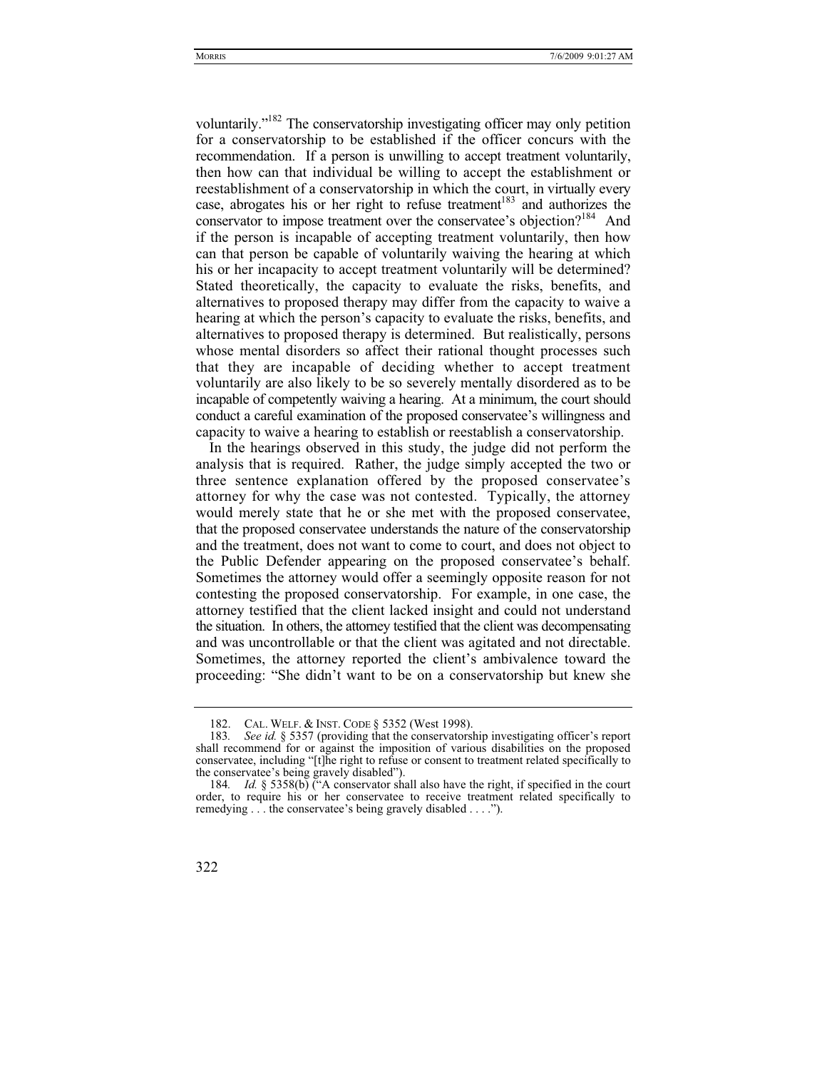voluntarily."[182] The conservatorship investigating officer may only petition for a conservatorship to be established if the officer concurs with the recommendation. If a person is unwilling to accept treatment voluntarily, then how can that individual be willing to accept the establishment or reestablishment of a conservatorship in which the court, in virtually every case, abrogates his or her right to refuse treatment[183] and authorizes the conservator to impose treatment over the conservatee's objection?[184] And if the person is incapable of accepting treatment voluntarily, then how can that person be capable of voluntarily waiving the hearing at which his or her incapacity to accept treatment voluntarily will be determined? Stated theoretically, the capacity to evaluate the risks, benefits, and alternatives to proposed therapy may differ from the capacity to waive a hearing at which the person's capacity to evaluate the risks, benefits, and alternatives to proposed therapy is determined. But realistically, persons whose mental disorders so affect their rational thought processes such that they are incapable of deciding whether to accept treatment voluntarily are also likely to be so severely mentally disordered as to be incapable of competently waiving a hearing. At a minimum, the court should conduct a careful examination of the proposed conservatee's willingness and capacity to waive a hearing to establish or reestablish a conservatorship.

In the hearings observed in this study, the judge did not perform the analysis that is required. Rather, the judge simply accepted the two or three sentence explanation offered by the proposed conservatee's attorney for why the case was not contested. Typically, the attorney would merely state that he or she met with the proposed conservatee, that the proposed conservatee understands the nature of the conservatorship and the treatment, does not want to come to court, and does not object to the Public Defender appearing on the proposed conservatee's behalf. Sometimes the attorney would offer a seemingly opposite reason for not contesting the proposed conservatorship. For example, in one case, the attorney testified that the client lacked insight and could not understand the situation. In others, the attorney testified that the client was decompensating and was uncontrollable or that the client was agitated and not directable. Sometimes, the attorney reported the client's ambivalence toward the proceeding: "She didn't want to be on a conservatorship but knew she

---

182. CAL. WELF. & INST. CODE § 5352 (West 1998).

183. *See id.* § 5357 (providing that the conservatorship investigating officer's report shall recommend for or against the imposition of various disabilities on the proposed conservatee, including "[t]he right to refuse or consent to treatment related specifically to the conservatee's being gravely disabled").

184. *Id.* § 5358(b) ("A conservator shall also have the right, if specified in the court order, to require his or her conservatee to receive treatment related specifically to remedying . . . the conservatee's being gravely disabled . . . .").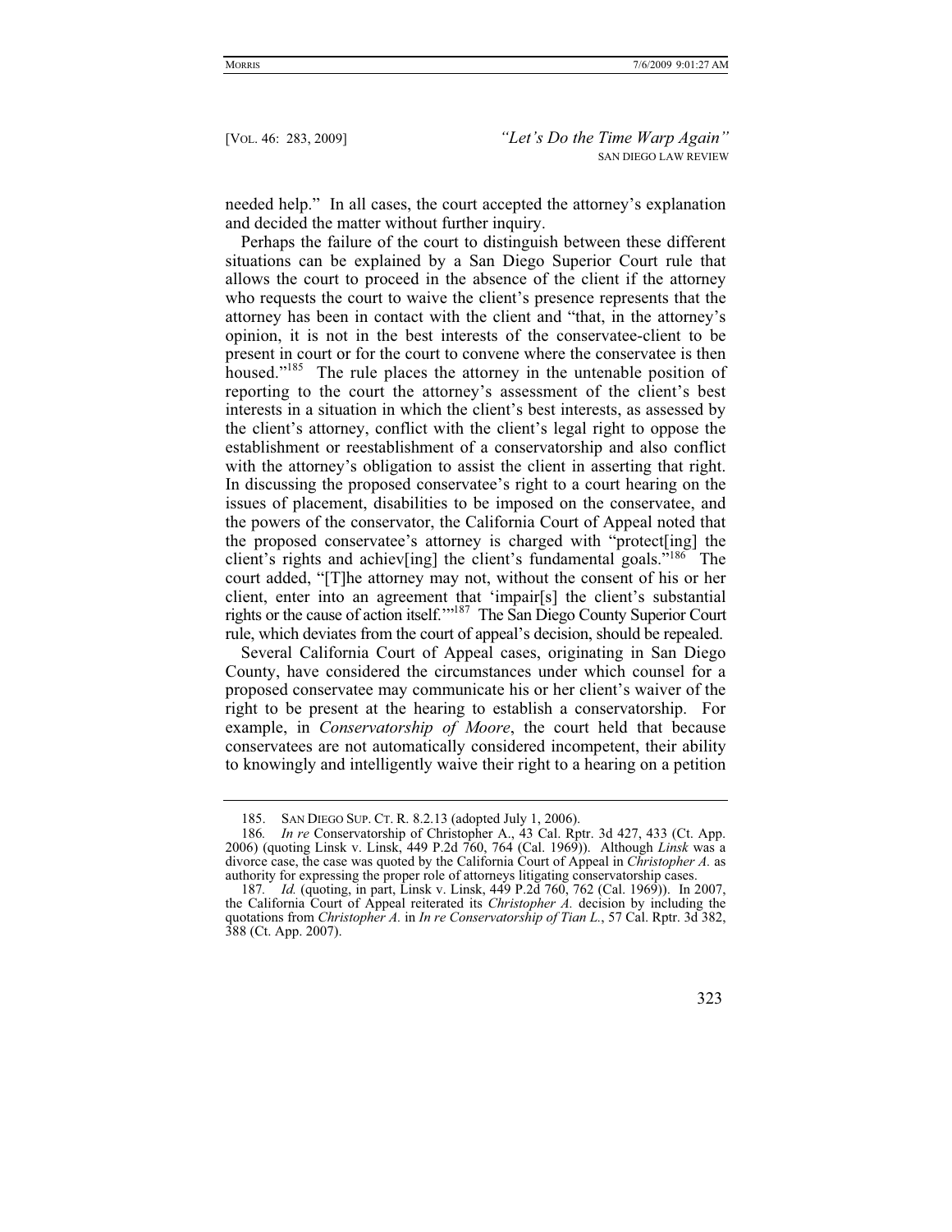needed help." In all cases, the court accepted the attorney's explanation and decided the matter without further inquiry.

Perhaps the failure of the court to distinguish between these different situations can be explained by a San Diego Superior Court rule that allows the court to proceed in the absence of the client if the attorney who requests the court to waive the client's presence represents that the attorney has been in contact with the client and "that, in the attorney's opinion, it is not in the best interests of the conservatee-client to be present in court or for the court to convene where the conservatee is then housed."[185] The rule places the attorney in the untenable position of reporting to the court the attorney's assessment of the client's best interests in a situation in which the client's best interests, as assessed by the client's attorney, conflict with the client's legal right to oppose the establishment or reestablishment of a conservatorship and also conflict with the attorney's obligation to assist the client in asserting that right. In discussing the proposed conservatee's right to a court hearing on the issues of placement, disabilities to be imposed on the conservatee, and the powers of the conservator, the California Court of Appeal noted that the proposed conservatee's attorney is charged with "protect[ing] the client's rights and achiev[ing] the client's fundamental goals."[186] The court added, "[T]he attorney may not, without the consent of his or her client, enter into an agreement that 'impair[s] the client's substantial rights or the cause of action itself.'"[187] The San Diego County Superior Court rule, which deviates from the court of appeal's decision, should be repealed.

Several California Court of Appeal cases, originating in San Diego County, have considered the circumstances under which counsel for a proposed conservatee may communicate his or her client's waiver of the right to be present at the hearing to establish a conservatorship. For example, in *Conservatorship of Moore*, the court held that because conservatees are not automatically considered incompetent, their ability to knowingly and intelligently waive their right to a hearing on a petition

---

185. SAN DIEGO SUP. CT. R. 8.2.13 (adopted July 1, 2006).

186. *In re* Conservatorship of Christopher A., 43 Cal. Rptr. 3d 427, 433 (Ct. App. 2006) (quoting Linsk v. Linsk, 449 P.2d 760, 764 (Cal. 1969)). Although *Linsk* was a divorce case, the case was quoted by the California Court of Appeal in *Christopher A.* as authority for expressing the proper role of attorneys litigating conservatorship cases.

187. *Id.* (quoting, in part, Linsk v. Linsk, 449 P.2d 760, 762 (Cal. 1969)). In 2007, the California Court of Appeal reiterated its *Christopher A.* decision by including the quotations from *Christopher A.* in *In re Conservatorship of Tian L.*, 57 Cal. Rptr. 3d 382, 388 (Ct. App. 2007).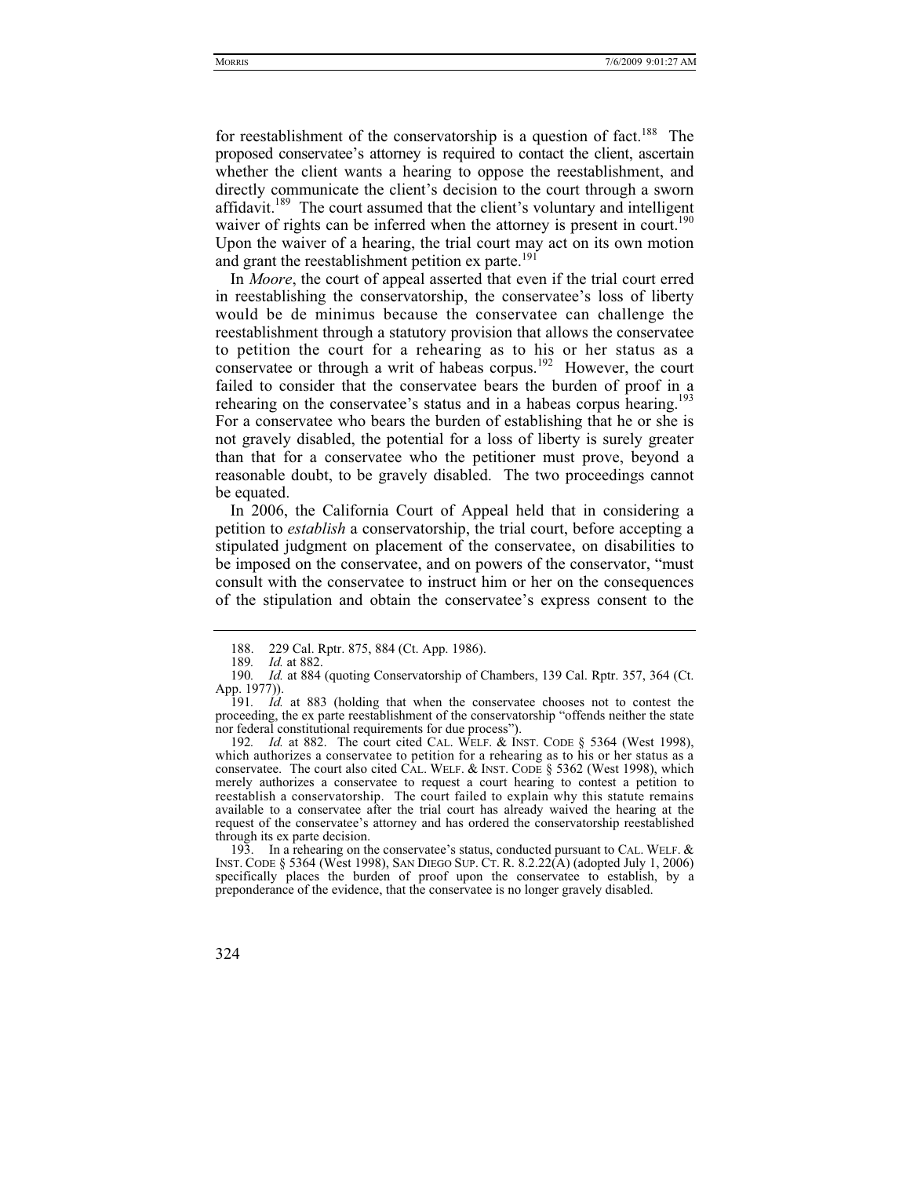for reestablishment of the conservatorship is a question of fact.[188] The proposed conservatee's attorney is required to contact the client, ascertain whether the client wants a hearing to oppose the reestablishment, and directly communicate the client's decision to the court through a sworn affidavit.[189] The court assumed that the client's voluntary and intelligent waiver of rights can be inferred when the attorney is present in court.[190] Upon the waiver of a hearing, the trial court may act on its own motion and grant the reestablishment petition ex parte.[191]

In *Moore*, the court of appeal asserted that even if the trial court erred in reestablishing the conservatorship, the conservatee's loss of liberty would be de minimus because the conservatee can challenge the reestablishment through a statutory provision that allows the conservatee to petition the court for a rehearing as to his or her status as a conservatee or through a writ of habeas corpus.[192] However, the court failed to consider that the conservatee bears the burden of proof in a rehearing on the conservatee's status and in a habeas corpus hearing.[193] For a conservatee who bears the burden of establishing that he or she is not gravely disabled, the potential for a loss of liberty is surely greater than that for a conservatee who the petitioner must prove, beyond a reasonable doubt, to be gravely disabled. The two proceedings cannot be equated.

In 2006, the California Court of Appeal held that in considering a petition to *establish* a conservatorship, the trial court, before accepting a stipulated judgment on placement of the conservatee, on disabilities to be imposed on the conservatee, and on powers of the conservator, "must consult with the conservatee to instruct him or her on the consequences of the stipulation and obtain the conservatee's express consent to the

---

188. 229 Cal. Rptr. 875, 884 (Ct. App. 1986).

189. *Id.* at 882.

190. *Id.* at 884 (quoting Conservatorship of Chambers, 139 Cal. Rptr. 357, 364 (Ct. App. 1977)).

191. *Id.* at 883 (holding that when the conservatee chooses not to contest the proceeding, the ex parte reestablishment of the conservatorship "offends neither the state nor federal constitutional requirements for due process").

192. *Id.* at 882. The court cited CAL. WELF. & INST. CODE § 5364 (West 1998), which authorizes a conservatee to petition for a rehearing as to his or her status as a conservatee. The court also cited CAL. WELF. & INST. CODE § 5362 (West 1998), which merely authorizes a conservatee to request a court hearing to contest a petition to reestablish a conservatorship. The court failed to explain why this statute remains available to a conservatee after the trial court has already waived the hearing at the request of the conservatee's attorney and has ordered the conservatorship reestablished through its ex parte decision.

193. In a rehearing on the conservatee's status, conducted pursuant to CAL. WELF. & INST. CODE § 5364 (West 1998), SAN DIEGO SUP. CT. R. 8.2.22(A) (adopted July 1, 2006) specifically places the burden of proof upon the conservatee to establish, by a preponderance of the evidence, that the conservatee is no longer gravely disabled.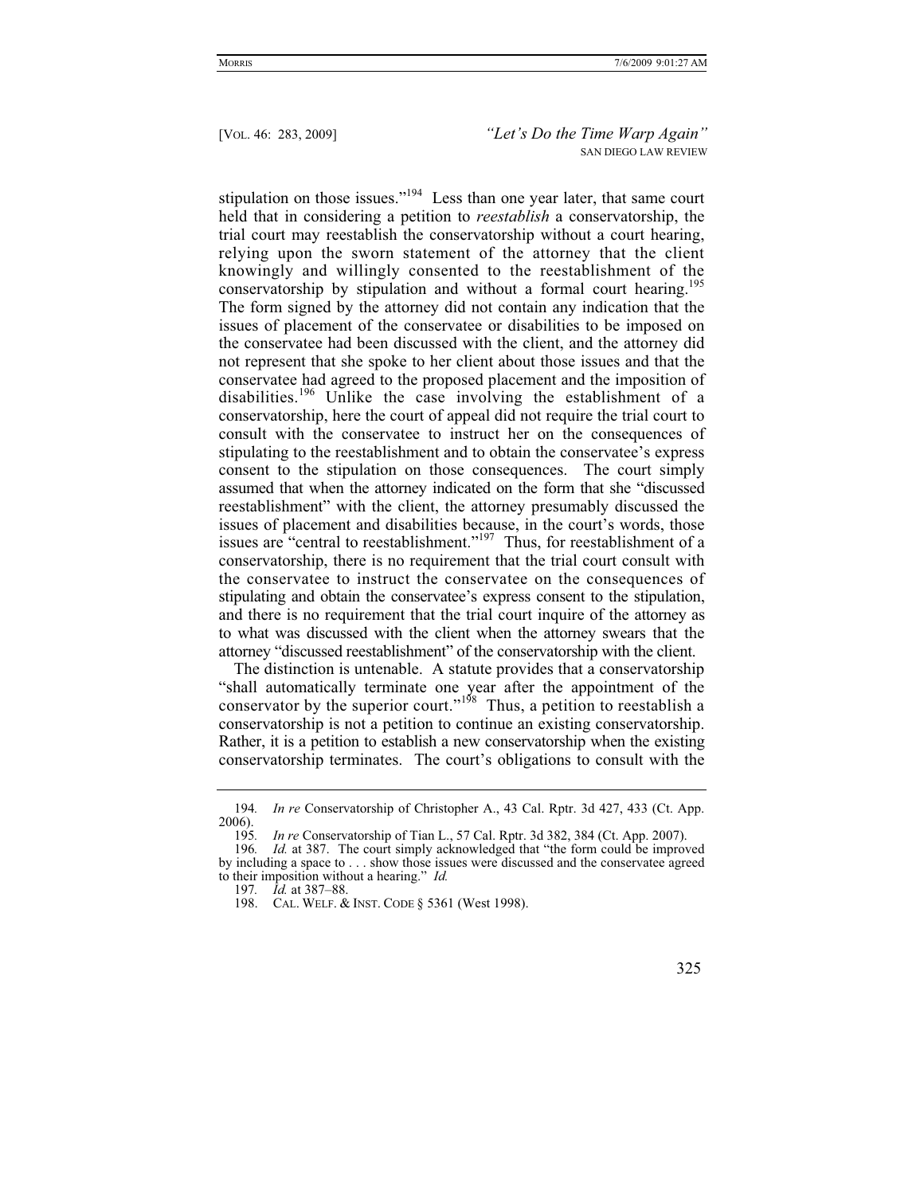stipulation on those issues."[194] Less than one year later, that same court held that in considering a petition to *reestablish* a conservatorship, the trial court may reestablish the conservatorship without a court hearing, relying upon the sworn statement of the attorney that the client knowingly and willingly consented to the reestablishment of the conservatorship by stipulation and without a formal court hearing.[195] The form signed by the attorney did not contain any indication that the issues of placement of the conservatee or disabilities to be imposed on the conservatee had been discussed with the client, and the attorney did not represent that she spoke to her client about those issues and that the conservatee had agreed to the proposed placement and the imposition of disabilities.[196] Unlike the case involving the establishment of a conservatorship, here the court of appeal did not require the trial court to consult with the conservatee to instruct her on the consequences of stipulating to the reestablishment and to obtain the conservatee's express consent to the stipulation on those consequences. The court simply assumed that when the attorney indicated on the form that she "discussed reestablishment" with the client, the attorney presumably discussed the issues of placement and disabilities because, in the court's words, those issues are "central to reestablishment."[197] Thus, for reestablishment of a conservatorship, there is no requirement that the trial court consult with the conservatee to instruct the conservatee on the consequences of stipulating and obtain the conservatee's express consent to the stipulation, and there is no requirement that the trial court inquire of the attorney as to what was discussed with the client when the attorney swears that the attorney "discussed reestablishment" of the conservatorship with the client.

The distinction is untenable. A statute provides that a conservatorship "shall automatically terminate one year after the appointment of the conservator by the superior court."[198] Thus, a petition to reestablish a conservatorship is not a petition to continue an existing conservatorship. Rather, it is a petition to establish a new conservatorship when the existing conservatorship terminates. The court's obligations to consult with the

---

194. *In re* Conservatorship of Christopher A., 43 Cal. Rptr. 3d 427, 433 (Ct. App. 2006).

195. *In re* Conservatorship of Tian L., 57 Cal. Rptr. 3d 382, 384 (Ct. App. 2007).

196. *Id.* at 387. The court simply acknowledged that "the form could be improved by including a space to . . . show those issues were discussed and the conservatee agreed to their imposition without a hearing." *Id.*

197. *Id.* at 387–88.

198. CAL. WELF. & INST. CODE § 5361 (West 1998).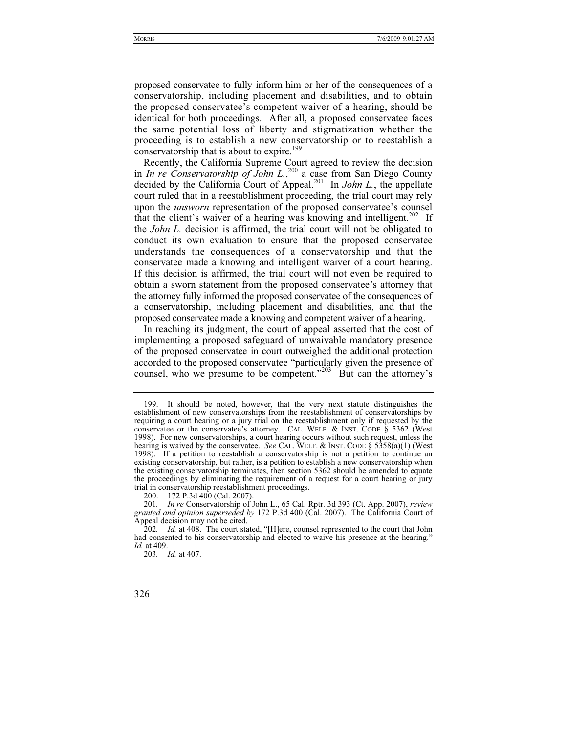proposed conservatee to fully inform him or her of the consequences of a conservatorship, including placement and disabilities, and to obtain the proposed conservatee's competent waiver of a hearing, should be identical for both proceedings. After all, a proposed conservatee faces the same potential loss of liberty and stigmatization whether the proceeding is to establish a new conservatorship or to reestablish a conservatorship that is about to expire.[199]

Recently, the California Supreme Court agreed to review the decision in *In re Conservatorship of John L.*,[200] a case from San Diego County decided by the California Court of Appeal.[201] In *John L.*, the appellate court ruled that in a reestablishment proceeding, the trial court may rely upon the *unsworn* representation of the proposed conservatee's counsel that the client's waiver of a hearing was knowing and intelligent.[202] If the *John L.* decision is affirmed, the trial court will not be obligated to conduct its own evaluation to ensure that the proposed conservatee understands the consequences of a conservatorship and that the conservatee made a knowing and intelligent waiver of a court hearing. If this decision is affirmed, the trial court will not even be required to obtain a sworn statement from the proposed conservatee's attorney that the attorney fully informed the proposed conservatee of the consequences of a conservatorship, including placement and disabilities, and that the proposed conservatee made a knowing and competent waiver of a hearing.

In reaching its judgment, the court of appeal asserted that the cost of implementing a proposed safeguard of unwaivable mandatory presence of the proposed conservatee in court outweighed the additional protection accorded to the proposed conservatee "particularly given the presence of counsel, who we presume to be competent."[203] But can the attorney's

---

199. It should be noted, however, that the very next statute distinguishes the establishment of new conservatorships from the reestablishment of conservatorships by requiring a court hearing or a jury trial on the reestablishment only if requested by the conservatee or the conservatee's attorney. CAL. WELF. & INST. CODE § 5362 (West 1998). For new conservatorships, a court hearing occurs without such request, unless the hearing is waived by the conservatee. *See* CAL. WELF. & INST. CODE § 5358(a)(1) (West 1998). If a petition to reestablish a conservatorship is not a petition to continue an existing conservatorship, but rather, is a petition to establish a new conservatorship when the existing conservatorship terminates, then section 5362 should be amended to equate the proceedings by eliminating the requirement of a request for a court hearing or jury trial in conservatorship reestablishment proceedings.

200. 172 P.3d 400 (Cal. 2007).

201. *In re* Conservatorship of John L., 65 Cal. Rptr. 3d 393 (Ct. App. 2007), *review granted and opinion superseded by* 172 P.3d 400 (Cal. 2007). The California Court of Appeal decision may not be cited.

202. *Id.* at 408. The court stated, "[H]ere, counsel represented to the court that John had consented to his conservatorship and elected to waive his presence at the hearing." *Id.* at 409.

203. *Id.* at 407.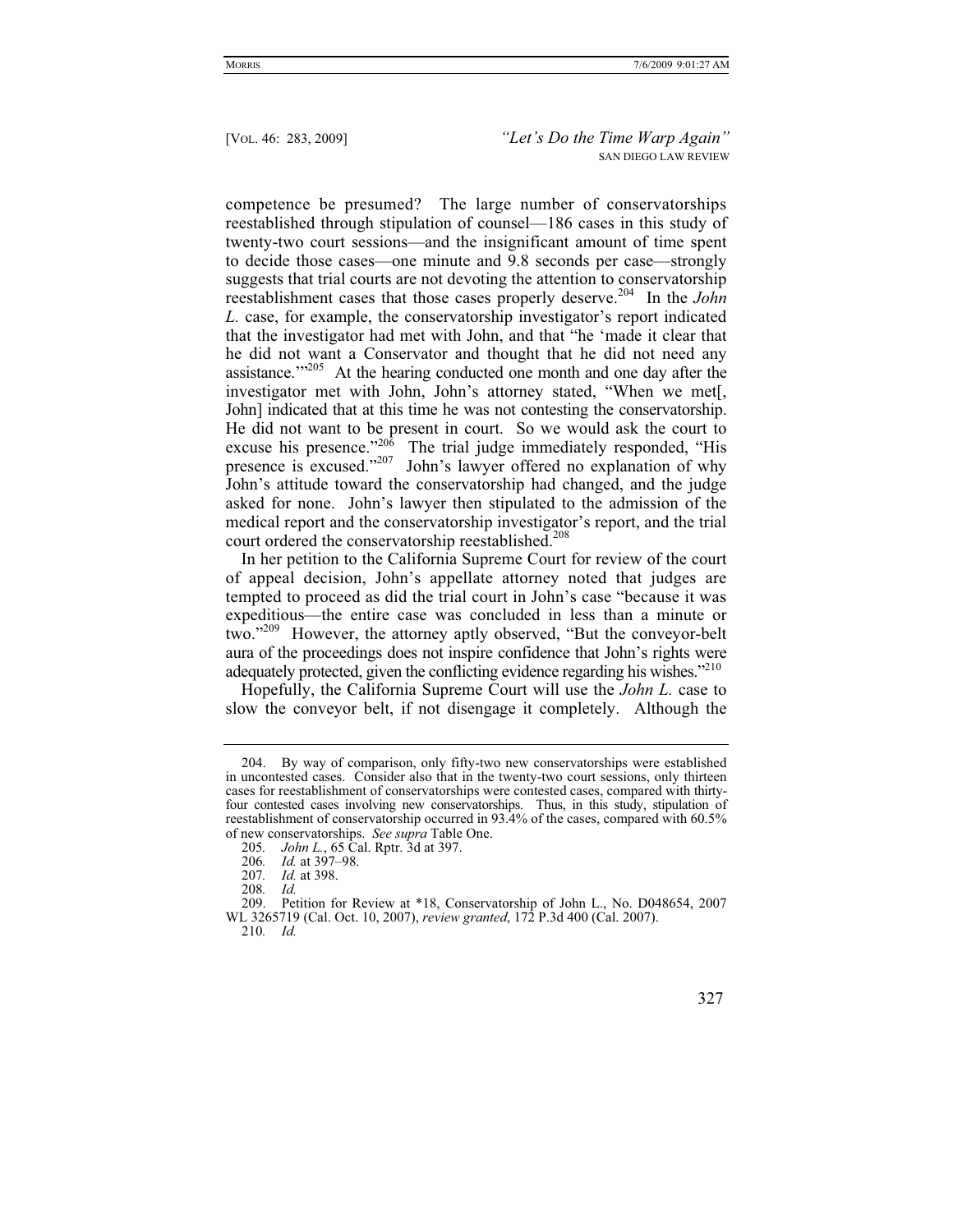competence be presumed? The large number of conservatorships reestablished through stipulation of counsel—186 cases in this study of twenty-two court sessions—and the insignificant amount of time spent to decide those cases—one minute and 9.8 seconds per case—strongly suggests that trial courts are not devoting the attention to conservatorship reestablishment cases that those cases properly deserve.[204] In the *John L.* case, for example, the conservatorship investigator's report indicated that the investigator had met with John, and that "he 'made it clear that he did not want a Conservator and thought that he did not need any assistance.'"[205] At the hearing conducted one month and one day after the investigator met with John, John's attorney stated, "When we met[, John] indicated that at this time he was not contesting the conservatorship. He did not want to be present in court. So we would ask the court to excuse his presence."[206] The trial judge immediately responded, "His presence is excused."[207] John's lawyer offered no explanation of why John's attitude toward the conservatorship had changed, and the judge asked for none. John's lawyer then stipulated to the admission of the medical report and the conservatorship investigator's report, and the trial court ordered the conservatorship reestablished.[208]

In her petition to the California Supreme Court for review of the court of appeal decision, John's appellate attorney noted that judges are tempted to proceed as did the trial court in John's case "because it was expeditious—the entire case was concluded in less than a minute or two."[209] However, the attorney aptly observed, "But the conveyor-belt aura of the proceedings does not inspire confidence that John's rights were adequately protected, given the conflicting evidence regarding his wishes."[210]

Hopefully, the California Supreme Court will use the *John L.* case to slow the conveyor belt, if not disengage it completely. Although the

---

204. By way of comparison, only fifty-two new conservatorships were established in uncontested cases. Consider also that in the twenty-two court sessions, only thirteen cases for reestablishment of conservatorships were contested cases, compared with thirty-four contested cases involving new conservatorships. Thus, in this study, stipulation of reestablishment of conservatorship occurred in 93.4% of the cases, compared with 60.5% of new conservatorships. *See supra* Table One.

205. *John L.*, 65 Cal. Rptr. 3d at 397.

206. *Id.* at 397–98.

207. *Id.* at 398.

208. *Id.*

209. Petition for Review at *18, Conservatorship of John L., No. D048654, 2007 WL 3265719 (Cal. Oct. 10, 2007), *review granted*, 172 P.3d 400 (Cal. 2007).

210. *Id.*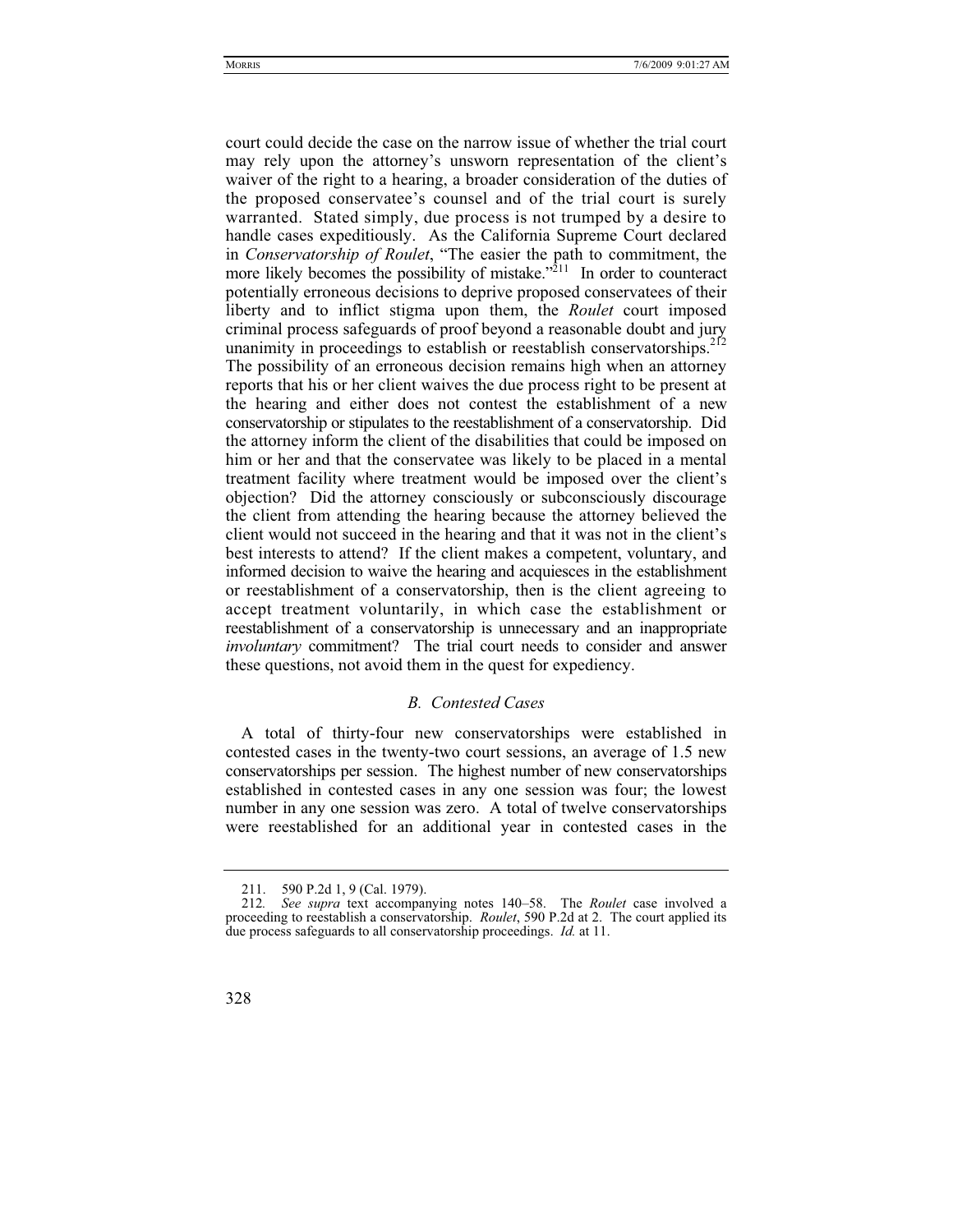court could decide the case on the narrow issue of whether the trial court may rely upon the attorney's unsworn representation of the client's waiver of the right to a hearing, a broader consideration of the duties of the proposed conservatee's counsel and of the trial court is surely warranted. Stated simply, due process is not trumped by a desire to handle cases expeditiously. As the California Supreme Court declared in *Conservatorship of Roulet*, "The easier the path to commitment, the more likely becomes the possibility of mistake."[211] In order to counteract potentially erroneous decisions to deprive proposed conservatees of their liberty and to inflict stigma upon them, the *Roulet* court imposed criminal process safeguards of proof beyond a reasonable doubt and jury unanimity in proceedings to establish or reestablish conservatorships.[212] The possibility of an erroneous decision remains high when an attorney reports that his or her client waives the due process right to be present at the hearing and either does not contest the establishment of a new conservatorship or stipulates to the reestablishment of a conservatorship. Did the attorney inform the client of the disabilities that could be imposed on him or her and that the conservatee was likely to be placed in a mental treatment facility where treatment would be imposed over the client's objection? Did the attorney consciously or subconsciously discourage the client from attending the hearing because the attorney believed the client would not succeed in the hearing and that it was not in the client's best interests to attend? If the client makes a competent, voluntary, and informed decision to waive the hearing and acquiesces in the establishment or reestablishment of a conservatorship, then is the client agreeing to accept treatment voluntarily, in which case the establishment or reestablishment of a conservatorship is unnecessary and an inappropriate *involuntary* commitment? The trial court needs to consider and answer these questions, not avoid them in the quest for expediency.

### *B. Contested Cases*

A total of thirty-four new conservatorships were established in contested cases in the twenty-two court sessions, an average of 1.5 new conservatorships per session. The highest number of new conservatorships established in contested cases in any one session was four; the lowest number in any one session was zero. A total of twelve conservatorships were reestablished for an additional year in contested cases in the

---

211. 590 P.2d 1, 9 (Cal. 1979).

212. *See supra* text accompanying notes 140–58. The *Roulet* case involved a proceeding to reestablish a conservatorship. *Roulet*, 590 P.2d at 2. The court applied its due process safeguards to all conservatorship proceedings. *Id.* at 11.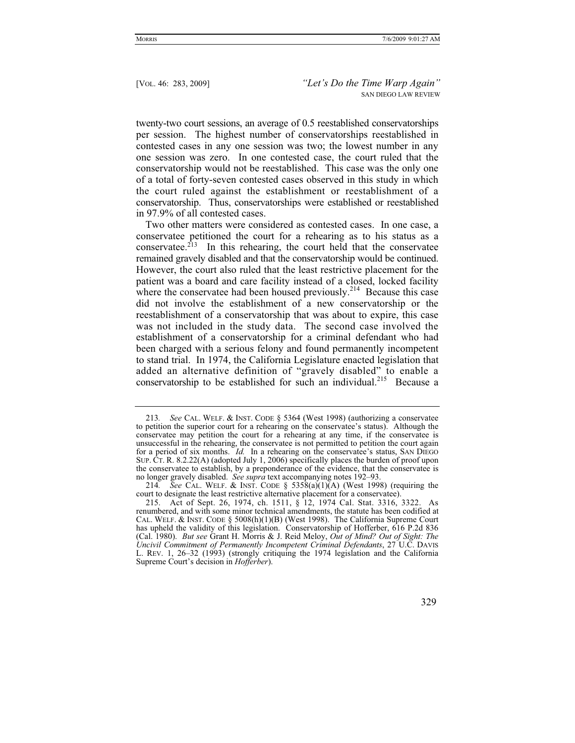twenty-two court sessions, an average of 0.5 reestablished conservatorships per session. The highest number of conservatorships reestablished in contested cases in any one session was two; the lowest number in any one session was zero. In one contested case, the court ruled that the conservatorship would not be reestablished. This case was the only one of a total of forty-seven contested cases observed in this study in which the court ruled against the establishment or reestablishment of a conservatorship. Thus, conservatorships were established or reestablished in 97.9% of all contested cases.

Two other matters were considered as contested cases. In one case, a conservatee petitioned the court for a rehearing as to his status as a conservatee.[213] In this rehearing, the court held that the conservatee remained gravely disabled and that the conservatorship would be continued. However, the court also ruled that the least restrictive placement for the patient was a board and care facility instead of a closed, locked facility where the conservatee had been housed previously.[214] Because this case did not involve the establishment of a new conservatorship or the reestablishment of a conservatorship that was about to expire, this case was not included in the study data. The second case involved the establishment of a conservatorship for a criminal defendant who had been charged with a serious felony and found permanently incompetent to stand trial. In 1974, the California Legislature enacted legislation that added an alternative definition of "gravely disabled" to enable a conservatorship to be established for such an individual.[215] Because a

---

213. *See* CAL. WELF. & INST. CODE § 5364 (West 1998) (authorizing a conservatee to petition the superior court for a rehearing on the conservatee's status). Although the conservatee may petition the court for a rehearing at any time, if the conservatee is unsuccessful in the rehearing, the conservatee is not permitted to petition the court again for a period of six months. *Id.* In a rehearing on the conservatee's status, SAN DIEGO SUP. CT. R. 8.2.22(A) (adopted July 1, 2006) specifically places the burden of proof upon the conservatee to establish, by a preponderance of the evidence, that the conservatee is no longer gravely disabled. *See supra* text accompanying notes 192–93.

214. *See* CAL. WELF. & INST. CODE § 5358(a)(1)(A) (West 1998) (requiring the court to designate the least restrictive alternative placement for a conservatee).

215. Act of Sept. 26, 1974, ch. 1511, § 12, 1974 Cal. Stat. 3316, 3322. As renumbered, and with some minor technical amendments, the statute has been codified at CAL. WELF. & INST. CODE § 5008(h)(1)(B) (West 1998). The California Supreme Court has upheld the validity of this legislation. Conservatorship of Hofferber, 616 P.2d 836 (Cal. 1980). *But see* Grant H. Morris & J. Reid Meloy, *Out of Mind? Out of Sight: The Uncivil Commitment of Permanently Incompetent Criminal Defendants*, 27 U.C. DAVIS L. REV. 1, 26–32 (1993) (strongly critiquing the 1974 legislation and the California Supreme Court's decision in *Hofferber*).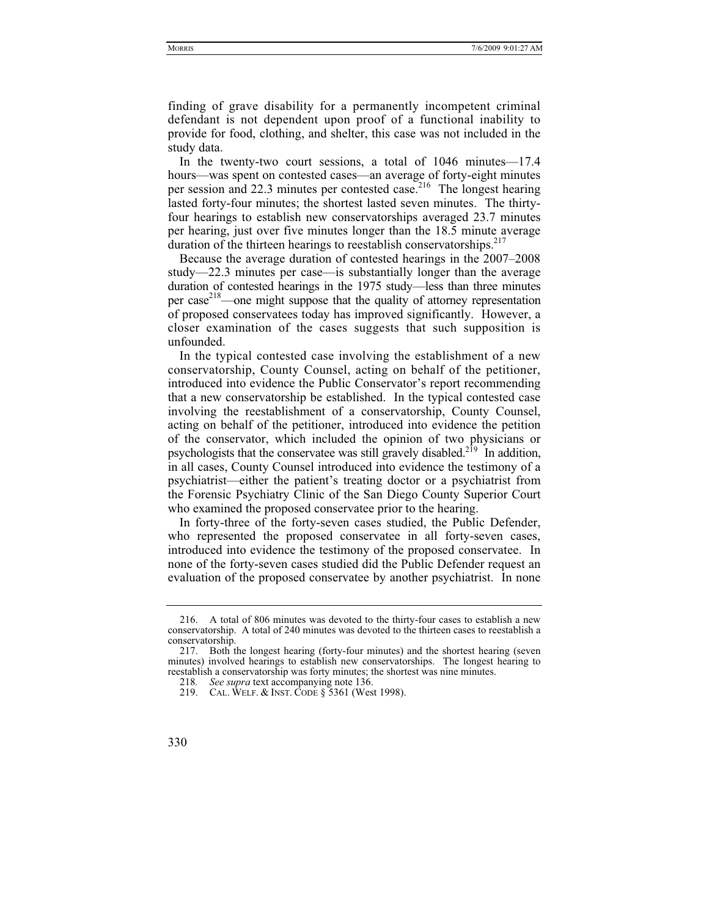finding of grave disability for a permanently incompetent criminal defendant is not dependent upon proof of a functional inability to provide for food, clothing, and shelter, this case was not included in the study data.

In the twenty-two court sessions, a total of 1046 minutes—17.4 hours—was spent on contested cases—an average of forty-eight minutes per session and 22.3 minutes per contested case.[216] The longest hearing lasted forty-four minutes; the shortest lasted seven minutes. The thirty-four hearings to establish new conservatorships averaged 23.7 minutes per hearing, just over five minutes longer than the 18.5 minute average duration of the thirteen hearings to reestablish conservatorships.[217]

Because the average duration of contested hearings in the 2007–2008 study—22.3 minutes per case—is substantially longer than the average duration of contested hearings in the 1975 study—less than three minutes per case[218]—one might suppose that the quality of attorney representation of proposed conservatees today has improved significantly. However, a closer examination of the cases suggests that such supposition is unfounded.

In the typical contested case involving the establishment of a new conservatorship, County Counsel, acting on behalf of the petitioner, introduced into evidence the Public Conservator's report recommending that a new conservatorship be established. In the typical contested case involving the reestablishment of a conservatorship, County Counsel, acting on behalf of the petitioner, introduced into evidence the petition of the conservator, which included the opinion of two physicians or psychologists that the conservatee was still gravely disabled.[219] In addition, in all cases, County Counsel introduced into evidence the testimony of a psychiatrist—either the patient's treating doctor or a psychiatrist from the Forensic Psychiatry Clinic of the San Diego County Superior Court who examined the proposed conservatee prior to the hearing.

In forty-three of the forty-seven cases studied, the Public Defender, who represented the proposed conservatee in all forty-seven cases, introduced into evidence the testimony of the proposed conservatee. In none of the forty-seven cases studied did the Public Defender request an evaluation of the proposed conservatee by another psychiatrist. In none

---

216. A total of 806 minutes was devoted to the thirty-four cases to establish a new conservatorship. A total of 240 minutes was devoted to the thirteen cases to reestablish a conservatorship.

217. Both the longest hearing (forty-four minutes) and the shortest hearing (seven minutes) involved hearings to establish new conservatorships. The longest hearing to reestablish a conservatorship was forty minutes; the shortest was nine minutes.

218. *See supra* text accompanying note 136.

219. CAL. WELF. & INST. CODE § 5361 (West 1998).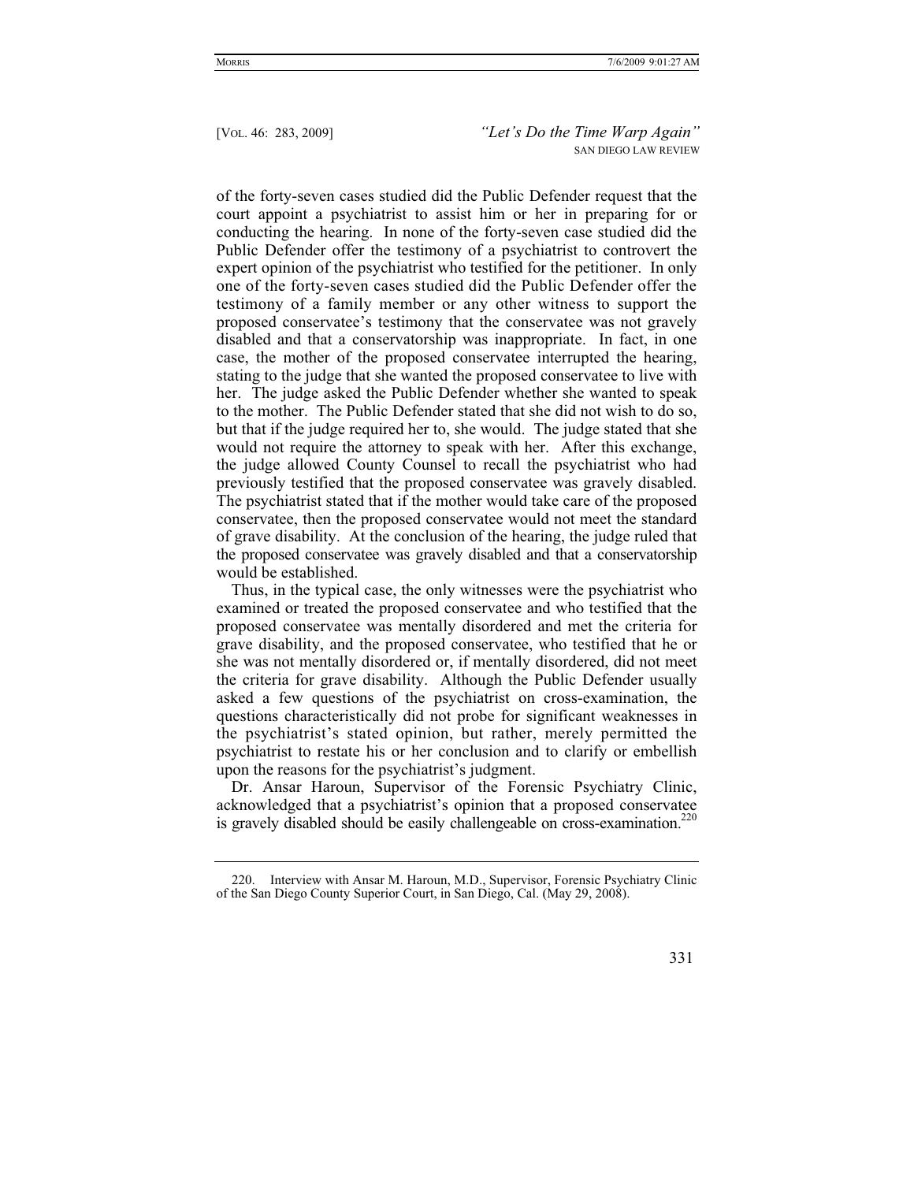of the forty-seven cases studied did the Public Defender request that the court appoint a psychiatrist to assist him or her in preparing for or conducting the hearing. In none of the forty-seven case studied did the Public Defender offer the testimony of a psychiatrist to controvert the expert opinion of the psychiatrist who testified for the petitioner. In only one of the forty-seven cases studied did the Public Defender offer the testimony of a family member or any other witness to support the proposed conservatee's testimony that the conservatee was not gravely disabled and that a conservatorship was inappropriate. In fact, in one case, the mother of the proposed conservatee interrupted the hearing, stating to the judge that she wanted the proposed conservatee to live with her. The judge asked the Public Defender whether she wanted to speak to the mother. The Public Defender stated that she did not wish to do so, but that if the judge required her to, she would. The judge stated that she would not require the attorney to speak with her. After this exchange, the judge allowed County Counsel to recall the psychiatrist who had previously testified that the proposed conservatee was gravely disabled. The psychiatrist stated that if the mother would take care of the proposed conservatee, then the proposed conservatee would not meet the standard of grave disability. At the conclusion of the hearing, the judge ruled that the proposed conservatee was gravely disabled and that a conservatorship would be established.

Thus, in the typical case, the only witnesses were the psychiatrist who examined or treated the proposed conservatee and who testified that the proposed conservatee was mentally disordered and met the criteria for grave disability, and the proposed conservatee, who testified that he or she was not mentally disordered or, if mentally disordered, did not meet the criteria for grave disability. Although the Public Defender usually asked a few questions of the psychiatrist on cross-examination, the questions characteristically did not probe for significant weaknesses in the psychiatrist's stated opinion, but rather, merely permitted the psychiatrist to restate his or her conclusion and to clarify or embellish upon the reasons for the psychiatrist's judgment.

Dr. Ansar Haroun, Supervisor of the Forensic Psychiatry Clinic, acknowledged that a psychiatrist's opinion that a proposed conservatee is gravely disabled should be easily challengeable on cross-examination.[220]

220. Interview with Ansar M. Haroun, M.D., Supervisor, Forensic Psychiatry Clinic of the San Diego County Superior Court, in San Diego, Cal. (May 29, 2008).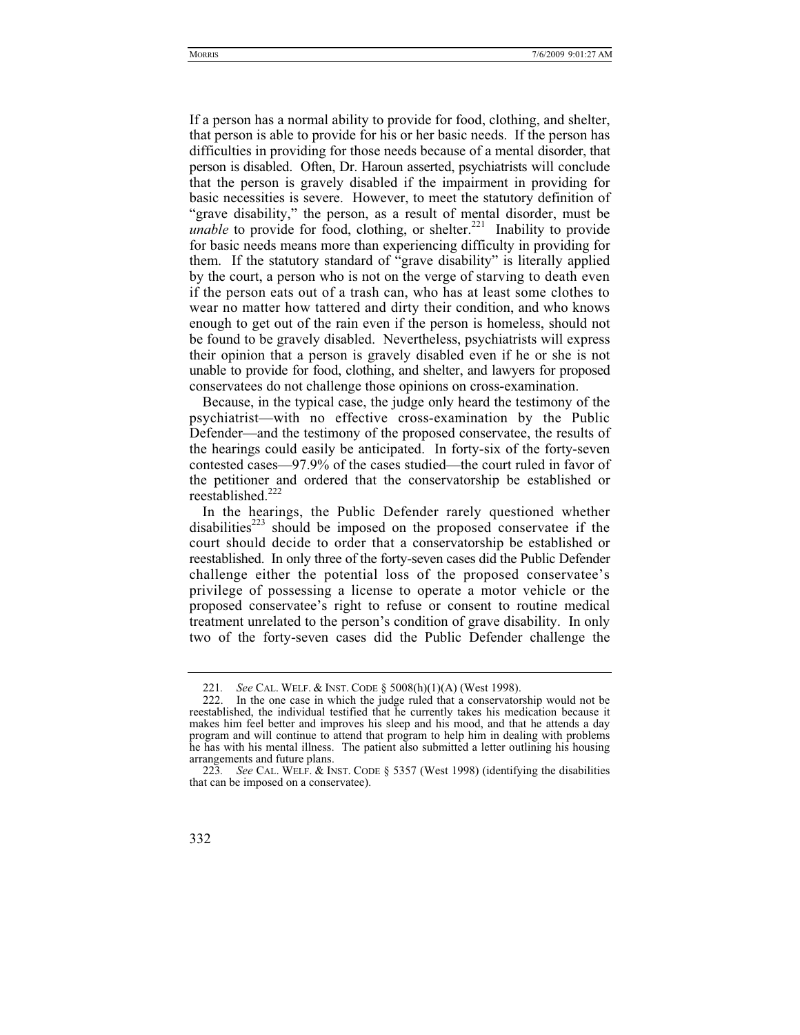If a person has a normal ability to provide for food, clothing, and shelter, that person is able to provide for his or her basic needs. If the person has difficulties in providing for those needs because of a mental disorder, that person is disabled. Often, Dr. Haroun asserted, psychiatrists will conclude that the person is gravely disabled if the impairment in providing for basic necessities is severe. However, to meet the statutory definition of "grave disability," the person, as a result of mental disorder, must be *unable* to provide for food, clothing, or shelter.[221] Inability to provide for basic needs means more than experiencing difficulty in providing for them. If the statutory standard of "grave disability" is literally applied by the court, a person who is not on the verge of starving to death even if the person eats out of a trash can, who has at least some clothes to wear no matter how tattered and dirty their condition, and who knows enough to get out of the rain even if the person is homeless, should not be found to be gravely disabled. Nevertheless, psychiatrists will express their opinion that a person is gravely disabled even if he or she is not unable to provide for food, clothing, and shelter, and lawyers for proposed conservatees do not challenge those opinions on cross-examination.

Because, in the typical case, the judge only heard the testimony of the psychiatrist—with no effective cross-examination by the Public Defender—and the testimony of the proposed conservatee, the results of the hearings could easily be anticipated. In forty-six of the forty-seven contested cases—97.9% of the cases studied—the court ruled in favor of the petitioner and ordered that the conservatorship be established or reestablished.[222]

In the hearings, the Public Defender rarely questioned whether disabilities[223] should be imposed on the proposed conservatee if the court should decide to order that a conservatorship be established or reestablished. In only three of the forty-seven cases did the Public Defender challenge either the potential loss of the proposed conservatee's privilege of possessing a license to operate a motor vehicle or the proposed conservatee's right to refuse or consent to routine medical treatment unrelated to the person's condition of grave disability. In only two of the forty-seven cases did the Public Defender challenge the

---

221. *See* CAL. WELF. & INST. CODE § 5008(h)(1)(A) (West 1998).

222. In the one case in which the judge ruled that a conservatorship would not be reestablished, the individual testified that he currently takes his medication because it makes him feel better and improves his sleep and his mood, and that he attends a day program and will continue to attend that program to help him in dealing with problems he has with his mental illness. The patient also submitted a letter outlining his housing arrangements and future plans.

223. *See* CAL. WELF. & INST. CODE § 5357 (West 1998) (identifying the disabilities that can be imposed on a conservatee).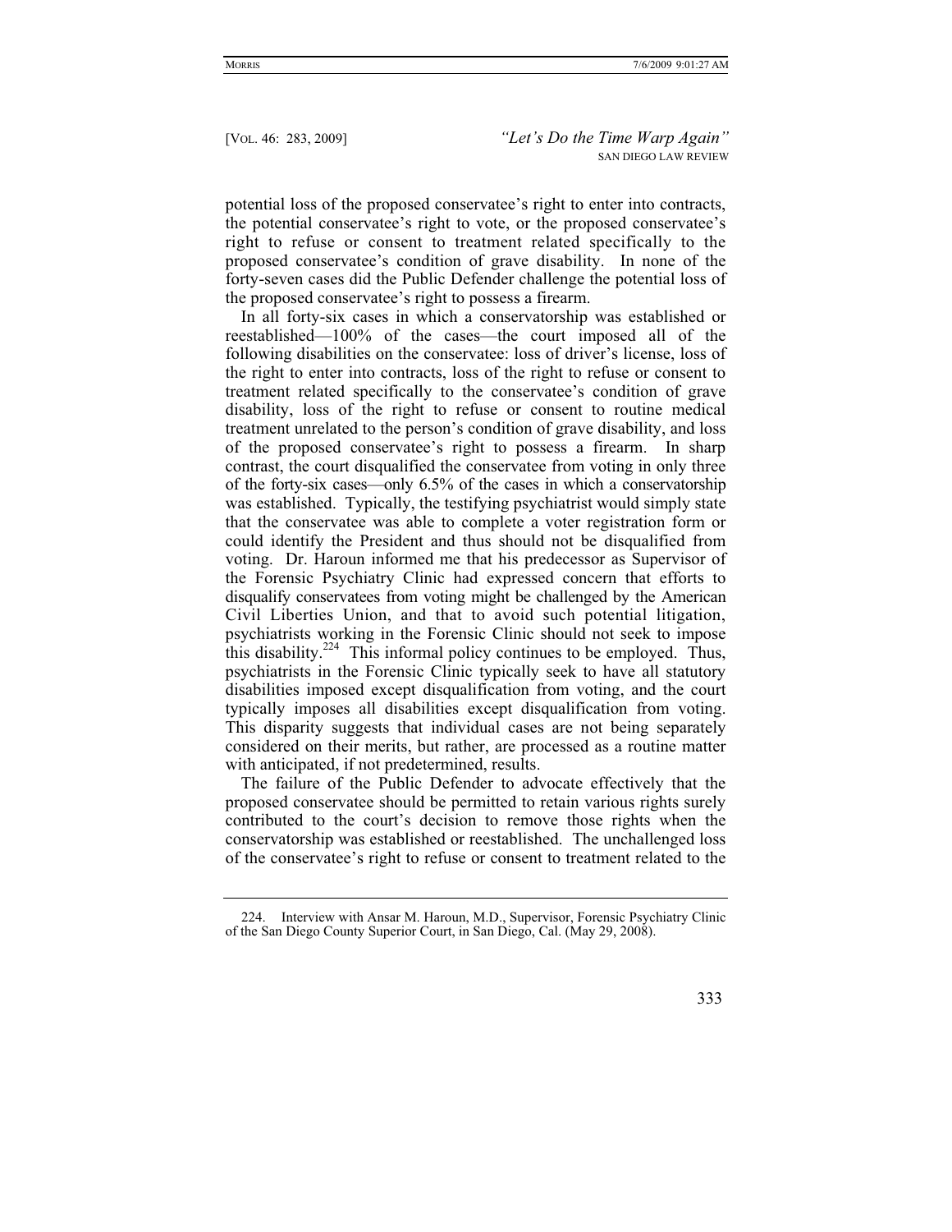potential loss of the proposed conservatee's right to enter into contracts, the potential conservatee's right to vote, or the proposed conservatee's right to refuse or consent to treatment related specifically to the proposed conservatee's condition of grave disability. In none of the forty-seven cases did the Public Defender challenge the potential loss of the proposed conservatee's right to possess a firearm.

In all forty-six cases in which a conservatorship was established or reestablished—100% of the cases—the court imposed all of the following disabilities on the conservatee: loss of driver's license, loss of the right to enter into contracts, loss of the right to refuse or consent to treatment related specifically to the conservatee's condition of grave disability, loss of the right to refuse or consent to routine medical treatment unrelated to the person's condition of grave disability, and loss of the proposed conservatee's right to possess a firearm. In sharp contrast, the court disqualified the conservatee from voting in only three of the forty-six cases—only 6.5% of the cases in which a conservatorship was established. Typically, the testifying psychiatrist would simply state that the conservatee was able to complete a voter registration form or could identify the President and thus should not be disqualified from voting. Dr. Haroun informed me that his predecessor as Supervisor of the Forensic Psychiatry Clinic had expressed concern that efforts to disqualify conservatees from voting might be challenged by the American Civil Liberties Union, and that to avoid such potential litigation, psychiatrists working in the Forensic Clinic should not seek to impose this disability.[224] This informal policy continues to be employed. Thus, psychiatrists in the Forensic Clinic typically seek to have all statutory disabilities imposed except disqualification from voting, and the court typically imposes all disabilities except disqualification from voting. This disparity suggests that individual cases are not being separately considered on their merits, but rather, are processed as a routine matter with anticipated, if not predetermined, results.

The failure of the Public Defender to advocate effectively that the proposed conservatee should be permitted to retain various rights surely contributed to the court's decision to remove those rights when the conservatorship was established or reestablished. The unchallenged loss of the conservatee's right to refuse or consent to treatment related to the

224. Interview with Ansar M. Haroun, M.D., Supervisor, Forensic Psychiatry Clinic of the San Diego County Superior Court, in San Diego, Cal. (May 29, 2008).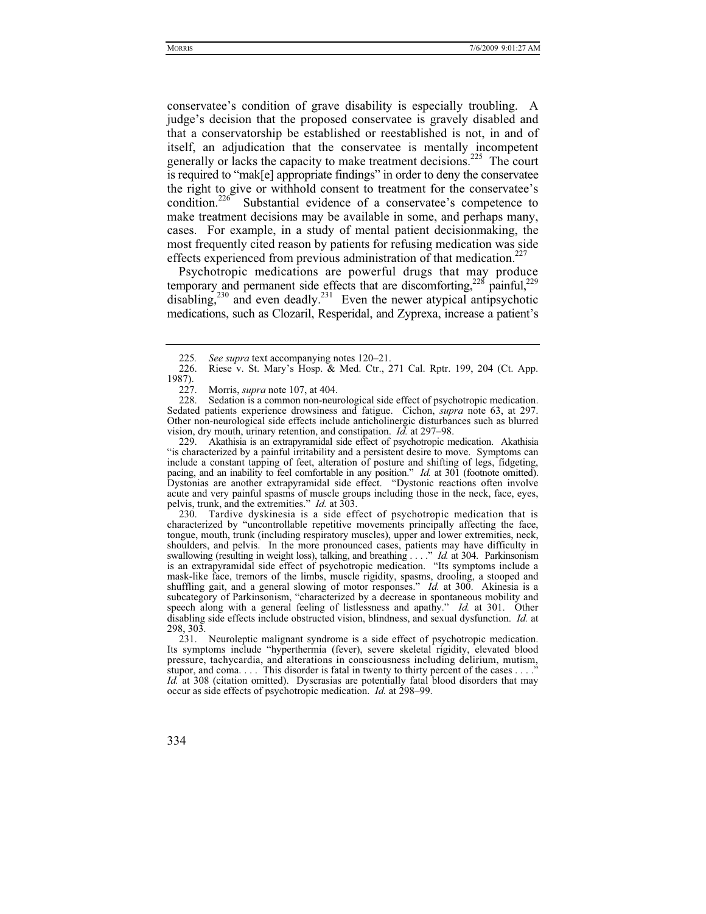conservatee's condition of grave disability is especially troubling. A judge's decision that the proposed conservatee is gravely disabled and that a conservatorship be established or reestablished is not, in and of itself, an adjudication that the conservatee is mentally incompetent generally or lacks the capacity to make treatment decisions.[225] The court is required to "mak[e] appropriate findings" in order to deny the conservatee the right to give or withhold consent to treatment for the conservatee's condition.[226] Substantial evidence of a conservatee's competence to make treatment decisions may be available in some, and perhaps many, cases. For example, in a study of mental patient decisionmaking, the most frequently cited reason by patients for refusing medication was side effects experienced from previous administration of that medication.[227]

Psychotropic medications are powerful drugs that may produce temporary and permanent side effects that are discomforting,[228] painful,[229] disabling,[230] and even deadly.[231] Even the newer atypical antipsychotic medications, such as Clozaril, Resperidal, and Zyprexa, increase a patient's

---

225. *See supra* text accompanying notes 120–21.

226. Riese v. St. Mary's Hosp. & Med. Ctr., 271 Cal. Rptr. 199, 204 (Ct. App. 1987).

227. Morris, *supra* note 107, at 404.

228. Sedation is a common non-neurological side effect of psychotropic medication. Sedated patients experience drowsiness and fatigue. Cichon, *supra* note 63, at 297. Other non-neurological side effects include anticholinergic disturbances such as blurred vision, dry mouth, urinary retention, and constipation. *Id.* at 297–98.

229. Akathisia is an extrapyramidal side effect of psychotropic medication. Akathisia "is characterized by a painful irritability and a persistent desire to move. Symptoms can include a constant tapping of feet, alteration of posture and shifting of legs, fidgeting, pacing, and an inability to feel comfortable in any position." *Id.* at 301 (footnote omitted). Dystonias are another extrapyramidal side effect. "Dystonic reactions often involve acute and very painful spasms of muscle groups including those in the neck, face, eyes, pelvis, trunk, and the extremities." *Id.* at 303.

230. Tardive dyskinesia is a side effect of psychotropic medication that is characterized by "uncontrollable repetitive movements principally affecting the face, tongue, mouth, trunk (including respiratory muscles), upper and lower extremities, neck, shoulders, and pelvis. In the more pronounced cases, patients may have difficulty in swallowing (resulting in weight loss), talking, and breathing . . . ." *Id.* at 304. Parkinsonism is an extrapyramidal side effect of psychotropic medication. "Its symptoms include a mask-like face, tremors of the limbs, muscle rigidity, spasms, drooling, a stooped and shuffling gait, and a general slowing of motor responses." *Id.* at 300. Akinesia is a subcategory of Parkinsonism, "characterized by a decrease in spontaneous mobility and speech along with a general feeling of listlessness and apathy." *Id.* at 301. Other disabling side effects include obstructed vision, blindness, and sexual dysfunction. *Id.* at 298, 303.

231. Neuroleptic malignant syndrome is a side effect of psychotropic medication. Its symptoms include "hyperthermia (fever), severe skeletal rigidity, elevated blood pressure, tachycardia, and alterations in consciousness including delirium, mutism, stupor, and coma. . . . This disorder is fatal in twenty to thirty percent of the cases . . . ." *Id.* at 308 (citation omitted). Dyscrasias are potentially fatal blood disorders that may occur as side effects of psychotropic medication. *Id.* at 298–99.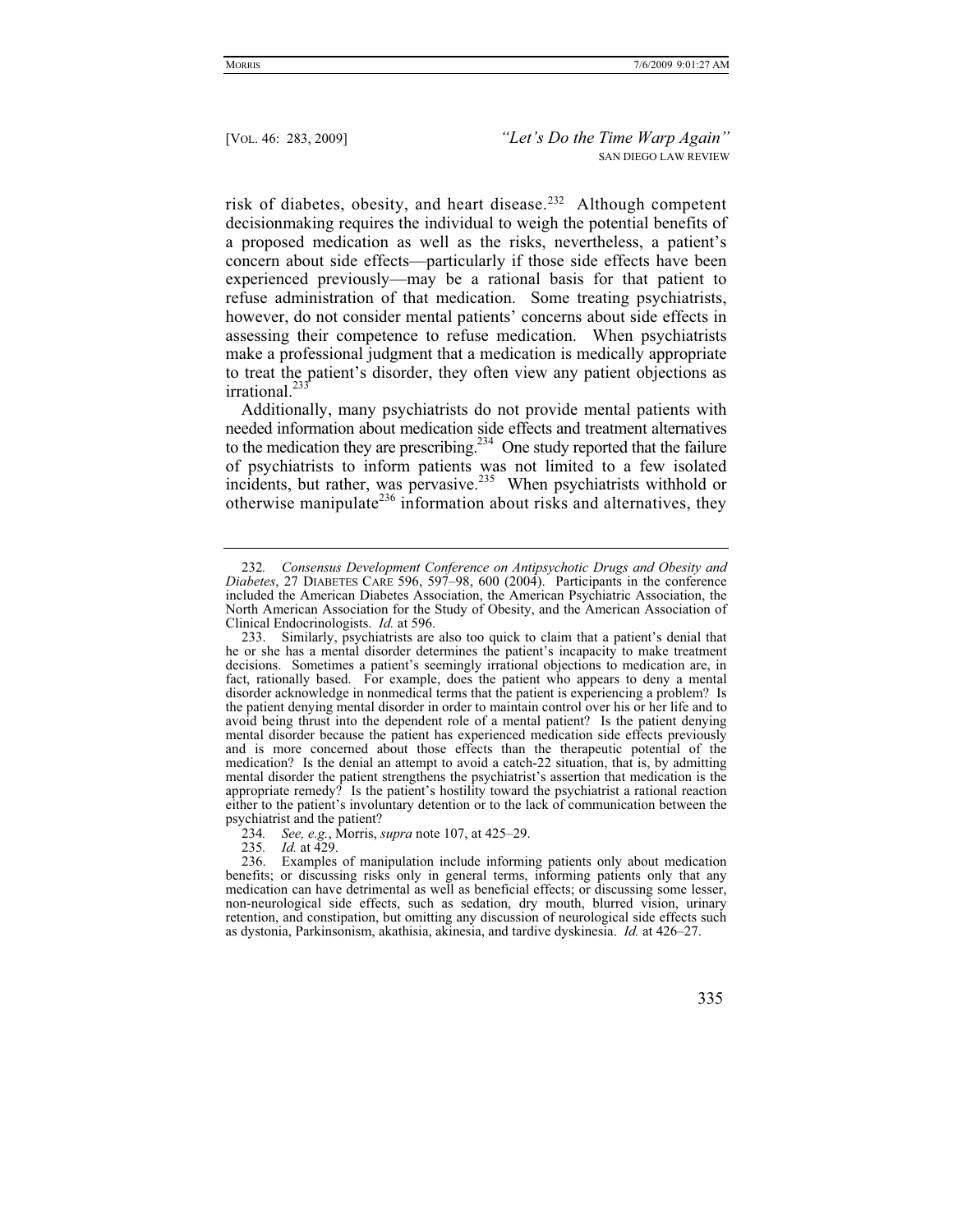risk of diabetes, obesity, and heart disease.[232] Although competent decisionmaking requires the individual to weigh the potential benefits of a proposed medication as well as the risks, nevertheless, a patient's concern about side effects—particularly if those side effects have been experienced previously—may be a rational basis for that patient to refuse administration of that medication. Some treating psychiatrists, however, do not consider mental patients' concerns about side effects in assessing their competence to refuse medication. When psychiatrists make a professional judgment that a medication is medically appropriate to treat the patient's disorder, they often view any patient objections as irrational.[233]

Additionally, many psychiatrists do not provide mental patients with needed information about medication side effects and treatment alternatives to the medication they are prescribing.[234] One study reported that the failure of psychiatrists to inform patients was not limited to a few isolated incidents, but rather, was pervasive.[235] When psychiatrists withhold or otherwise manipulate[236] information about risks and alternatives, they

---

232. *Consensus Development Conference on Antipsychotic Drugs and Obesity and Diabetes*, 27 DIABETES CARE 596, 597–98, 600 (2004). Participants in the conference included the American Diabetes Association, the American Psychiatric Association, the North American Association for the Study of Obesity, and the American Association of Clinical Endocrinologists. *Id.* at 596.

233. Similarly, psychiatrists are also too quick to claim that a patient's denial that he or she has a mental disorder determines the patient's incapacity to make treatment decisions. Sometimes a patient's seemingly irrational objections to medication are, in fact, rationally based. For example, does the patient who appears to deny a mental disorder acknowledge in nonmedical terms that the patient is experiencing a problem? Is the patient denying mental disorder in order to maintain control over his or her life and to avoid being thrust into the dependent role of a mental patient? Is the patient denying mental disorder because the patient has experienced medication side effects previously and is more concerned about those effects than the therapeutic potential of the medication? Is the denial an attempt to avoid a catch-22 situation, that is, by admitting mental disorder the patient strengthens the psychiatrist's assertion that medication is the appropriate remedy? Is the patient's hostility toward the psychiatrist a rational reaction either to the patient's involuntary detention or to the lack of communication between the psychiatrist and the patient?

234. *See, e.g.*, Morris, *supra* note 107, at 425–29.

235. *Id.* at 429.

236. Examples of manipulation include informing patients only about medication benefits; or discussing risks only in general terms, informing patients only that any medication can have detrimental as well as beneficial effects; or discussing some lesser, non-neurological side effects, such as sedation, dry mouth, blurred vision, urinary retention, and constipation, but omitting any discussion of neurological side effects such as dystonia, Parkinsonism, akathisia, akinesia, and tardive dyskinesia. *Id.* at 426–27.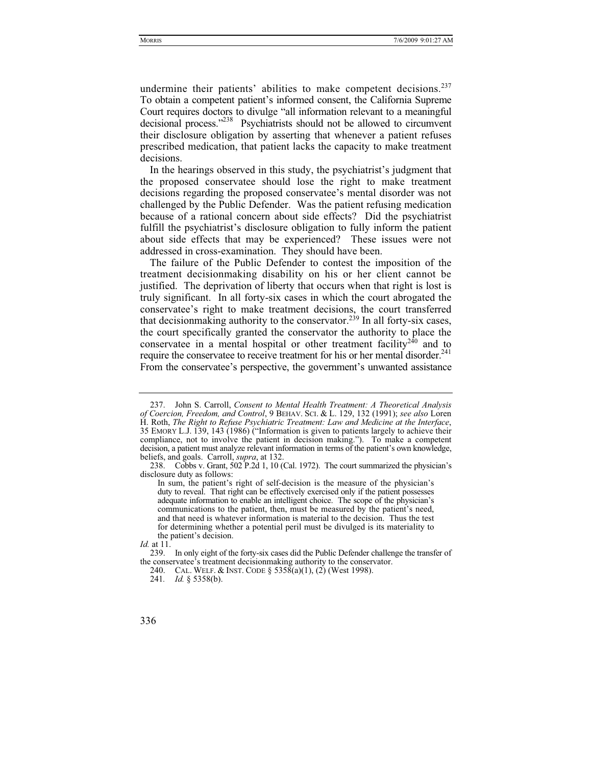undermine their patients' abilities to make competent decisions.[237] To obtain a competent patient's informed consent, the California Supreme Court requires doctors to divulge "all information relevant to a meaningful decisional process."[238] Psychiatrists should not be allowed to circumvent their disclosure obligation by asserting that whenever a patient refuses prescribed medication, that patient lacks the capacity to make treatment decisions.

In the hearings observed in this study, the psychiatrist's judgment that the proposed conservatee should lose the right to make treatment decisions regarding the proposed conservatee's mental disorder was not challenged by the Public Defender. Was the patient refusing medication because of a rational concern about side effects? Did the psychiatrist fulfill the psychiatrist's disclosure obligation to fully inform the patient about side effects that may be experienced? These issues were not addressed in cross-examination. They should have been.

The failure of the Public Defender to contest the imposition of the treatment decisionmaking disability on his or her client cannot be justified. The deprivation of liberty that occurs when that right is lost is truly significant. In all forty-six cases in which the court abrogated the conservatee's right to make treatment decisions, the court transferred that decisionmaking authority to the conservator.[239] In all forty-six cases, the court specifically granted the conservator the authority to place the conservatee in a mental hospital or other treatment facility[240] and to require the conservatee to receive treatment for his or her mental disorder.[241] From the conservatee's perspective, the government's unwanted assistance

---

237. John S. Carroll, *Consent to Mental Health Treatment: A Theoretical Analysis of Coercion, Freedom, and Control*, 9 BEHAV. SCI. & L. 129, 132 (1991); *see also* Loren H. Roth, *The Right to Refuse Psychiatric Treatment: Law and Medicine at the Interface*, 35 EMORY L.J. 139, 143 (1986) ("Information is given to patients largely to achieve their compliance, not to involve the patient in decision making."). To make a competent decision, a patient must analyze relevant information in terms of the patient's own knowledge, beliefs, and goals. Carroll, *supra*, at 132.

238. Cobbs v. Grant, 502 P.2d 1, 10 (Cal. 1972). The court summarized the physician's disclosure duty as follows:

> In sum, the patient's right of self-decision is the measure of the physician's duty to reveal. That right can be effectively exercised only if the patient possesses adequate information to enable an intelligent choice. The scope of the physician's communications to the patient, then, must be measured by the patient's need, and that need is whatever information is material to the decision. Thus the test for determining whether a potential peril must be divulged is its materiality to the patient's decision.

*Id.* at 11.

239. In only eight of the forty-six cases did the Public Defender challenge the transfer of the conservatee's treatment decisionmaking authority to the conservator.

240. CAL. WELF. & INST. CODE § 5358(a)(1), (2) (West 1998).

241. *Id.* § 5358(b).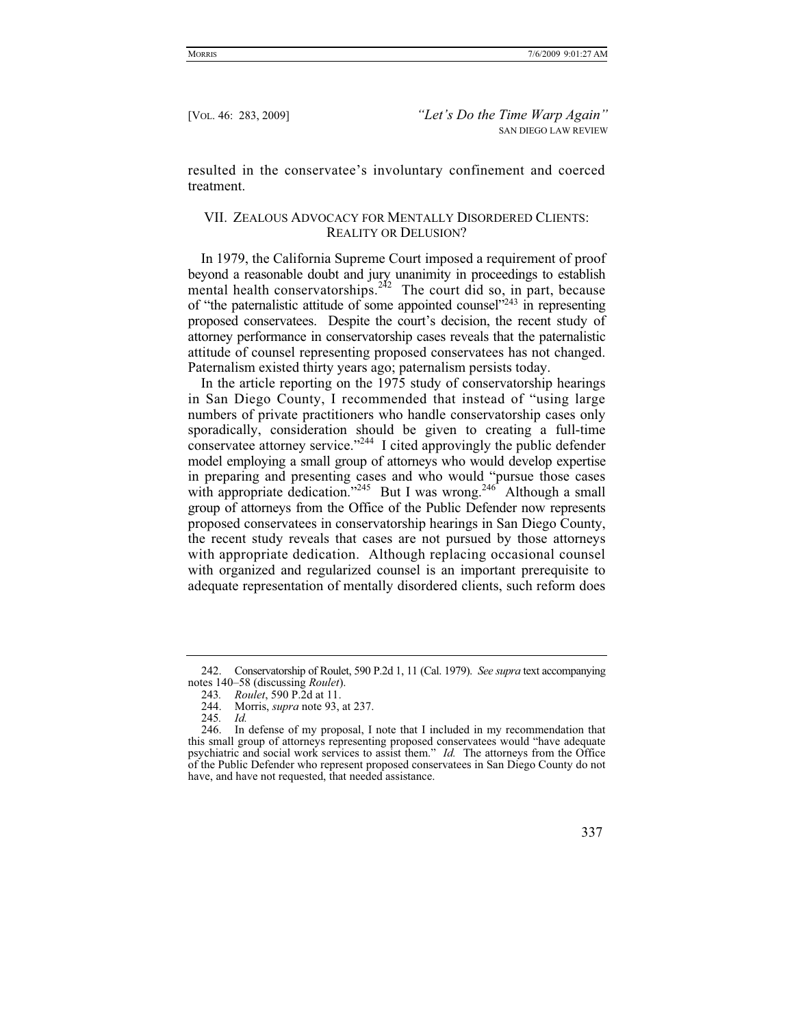resulted in the conservatee's involuntary confinement and coerced treatment.

## VII. ZEALOUS ADVOCACY FOR MENTALLY DISORDERED CLIENTS: REALITY OR DELUSION?

In 1979, the California Supreme Court imposed a requirement of proof beyond a reasonable doubt and jury unanimity in proceedings to establish mental health conservatorships.[242] The court did so, in part, because of "the paternalistic attitude of some appointed counsel"[243] in representing proposed conservatees. Despite the court's decision, the recent study of attorney performance in conservatorship cases reveals that the paternalistic attitude of counsel representing proposed conservatees has not changed. Paternalism existed thirty years ago; paternalism persists today.

In the article reporting on the 1975 study of conservatorship hearings in San Diego County, I recommended that instead of "using large numbers of private practitioners who handle conservatorship cases only sporadically, consideration should be given to creating a full-time conservatee attorney service."[244] I cited approvingly the public defender model employing a small group of attorneys who would develop expertise in preparing and presenting cases and who would "pursue those cases with appropriate dedication."[245] But I was wrong.[246] Although a small group of attorneys from the Office of the Public Defender now represents proposed conservatees in conservatorship hearings in San Diego County, the recent study reveals that cases are not pursued by those attorneys with appropriate dedication. Although replacing occasional counsel with organized and regularized counsel is an important prerequisite to adequate representation of mentally disordered clients, such reform does

---

242. Conservatorship of Roulet, 590 P.2d 1, 11 (Cal. 1979). *See supra* text accompanying notes 140–58 (discussing *Roulet*).

243. *Roulet*, 590 P.2d at 11.

244. Morris, *supra* note 93, at 237.

245. *Id.*

246. In defense of my proposal, I note that I included in my recommendation that this small group of attorneys representing proposed conservatees would "have adequate psychiatric and social work services to assist them." *Id.* The attorneys from the Office of the Public Defender who represent proposed conservatees in San Diego County do not have, and have not requested, that needed assistance.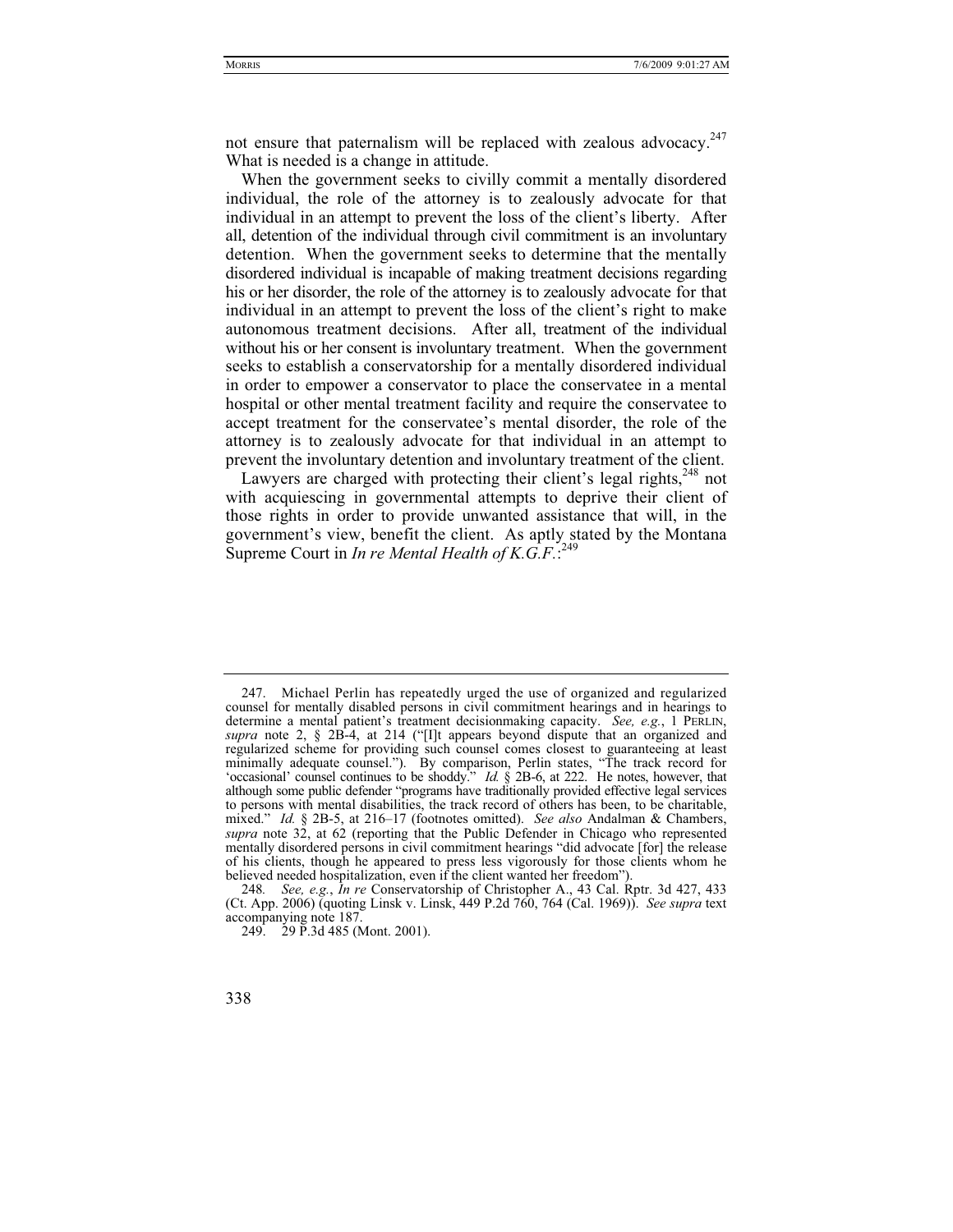not ensure that paternalism will be replaced with zealous advocacy.[247] What is needed is a change in attitude.

When the government seeks to civilly commit a mentally disordered individual, the role of the attorney is to zealously advocate for that individual in an attempt to prevent the loss of the client's liberty. After all, detention of the individual through civil commitment is an involuntary detention. When the government seeks to determine that the mentally disordered individual is incapable of making treatment decisions regarding his or her disorder, the role of the attorney is to zealously advocate for that individual in an attempt to prevent the loss of the client's right to make autonomous treatment decisions. After all, treatment of the individual without his or her consent is involuntary treatment. When the government seeks to establish a conservatorship for a mentally disordered individual in order to empower a conservator to place the conservatee in a mental hospital or other mental treatment facility and require the conservatee to accept treatment for the conservatee's mental disorder, the role of the attorney is to zealously advocate for that individual in an attempt to prevent the involuntary detention and involuntary treatment of the client.

Lawyers are charged with protecting their client's legal rights,[248] not with acquiescing in governmental attempts to deprive their client of those rights in order to provide unwanted assistance that will, in the government's view, benefit the client. As aptly stated by the Montana Supreme Court in *In re Mental Health of K.G.F.*:[249]

---

247. Michael Perlin has repeatedly urged the use of organized and regularized counsel for mentally disabled persons in civil commitment hearings and in hearings to determine a mental patient's treatment decisionmaking capacity. *See, e.g.*, 1 PERLIN, *supra* note 2, § 2B-4, at 214 ("[I]t appears beyond dispute that an organized and regularized scheme for providing such counsel comes closest to guaranteeing at least minimally adequate counsel."). By comparison, Perlin states, "The track record for 'occasional' counsel continues to be shoddy." *Id.* § 2B-6, at 222. He notes, however, that although some public defender "programs have traditionally provided effective legal services to persons with mental disabilities, the track record of others has been, to be charitable, mixed." *Id.* § 2B-5, at 216–17 (footnotes omitted). *See also* Andalman & Chambers, *supra* note 32, at 62 (reporting that the Public Defender in Chicago who represented mentally disordered persons in civil commitment hearings "did advocate [for] the release of his clients, though he appeared to press less vigorously for those clients whom he believed needed hospitalization, even if the client wanted her freedom").

248. *See, e.g.*, *In re* Conservatorship of Christopher A., 43 Cal. Rptr. 3d 427, 433 (Ct. App. 2006) (quoting Linsk v. Linsk, 449 P.2d 760, 764 (Cal. 1969)). *See supra* text accompanying note 187.

249. 29 P.3d 485 (Mont. 2001).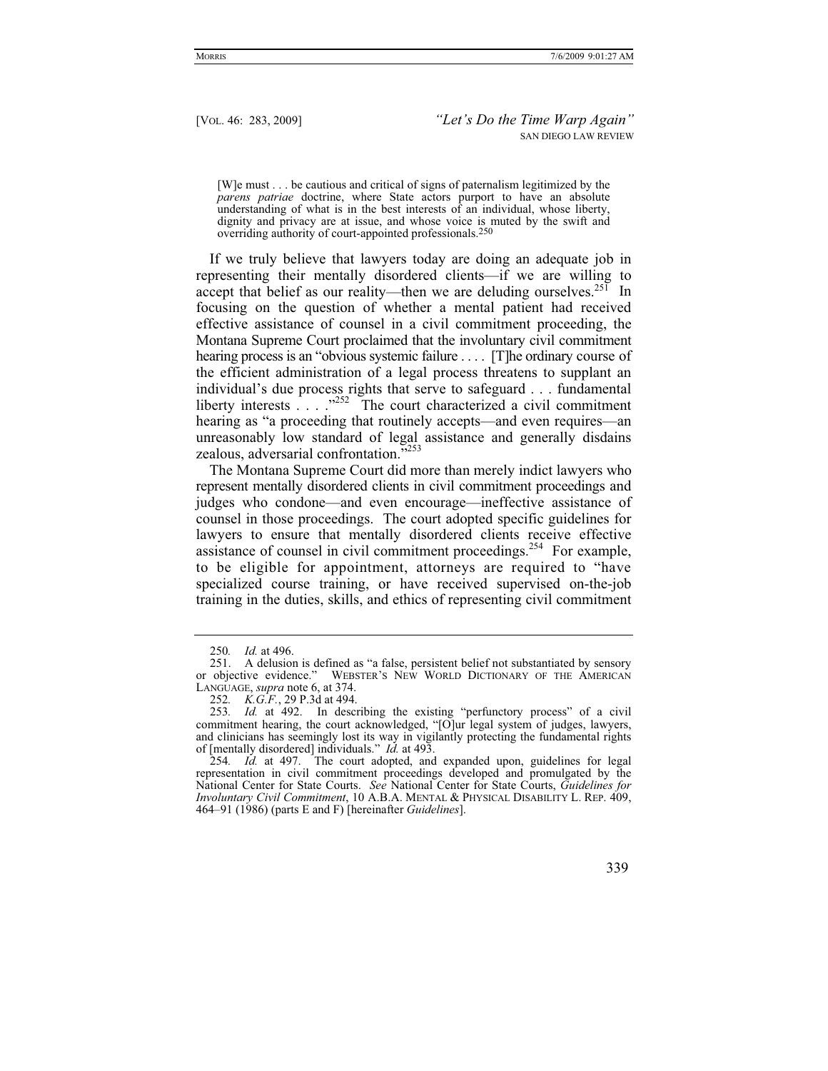> [W]e must . . . be cautious and critical of signs of paternalism legitimized by the *parens patriae* doctrine, where State actors purport to have an absolute understanding of what is in the best interests of an individual, whose liberty, dignity and privacy are at issue, and whose voice is muted by the swift and overriding authority of court-appointed professionals.[250]

If we truly believe that lawyers today are doing an adequate job in representing their mentally disordered clients—if we are willing to accept that belief as our reality—then we are deluding ourselves.[251] In focusing on the question of whether a mental patient had received effective assistance of counsel in a civil commitment proceeding, the Montana Supreme Court proclaimed that the involuntary civil commitment hearing process is an "obvious systemic failure . . . . [T]he ordinary course of the efficient administration of a legal process threatens to supplant an individual's due process rights that serve to safeguard . . . fundamental liberty interests . . . ."[252] The court characterized a civil commitment hearing as "a proceeding that routinely accepts—and even requires—an unreasonably low standard of legal assistance and generally disdains zealous, adversarial confrontation."[253]

The Montana Supreme Court did more than merely indict lawyers who represent mentally disordered clients in civil commitment proceedings and judges who condone—and even encourage—ineffective assistance of counsel in those proceedings. The court adopted specific guidelines for lawyers to ensure that mentally disordered clients receive effective assistance of counsel in civil commitment proceedings.[254] For example, to be eligible for appointment, attorneys are required to "have specialized course training, or have received supervised on-the-job training in the duties, skills, and ethics of representing civil commitment

---

250. *Id.* at 496.

251. A delusion is defined as "a false, persistent belief not substantiated by sensory or objective evidence." WEBSTER'S NEW WORLD DICTIONARY OF THE AMERICAN LANGUAGE, *supra* note 6, at 374.

252. *K.G.F.*, 29 P.3d at 494.

253. *Id.* at 492. In describing the existing "perfunctory process" of a civil commitment hearing, the court acknowledged, "[O]ur legal system of judges, lawyers, and clinicians has seemingly lost its way in vigilantly protecting the fundamental rights of [mentally disordered] individuals." *Id.* at 493.

254. *Id.* at 497. The court adopted, and expanded upon, guidelines for legal representation in civil commitment proceedings developed and promulgated by the National Center for State Courts. *See* National Center for State Courts, *Guidelines for Involuntary Civil Commitment*, 10 A.B.A. MENTAL & PHYSICAL DISABILITY L. REP. 409, 464–91 (1986) (parts E and F) [hereinafter *Guidelines*].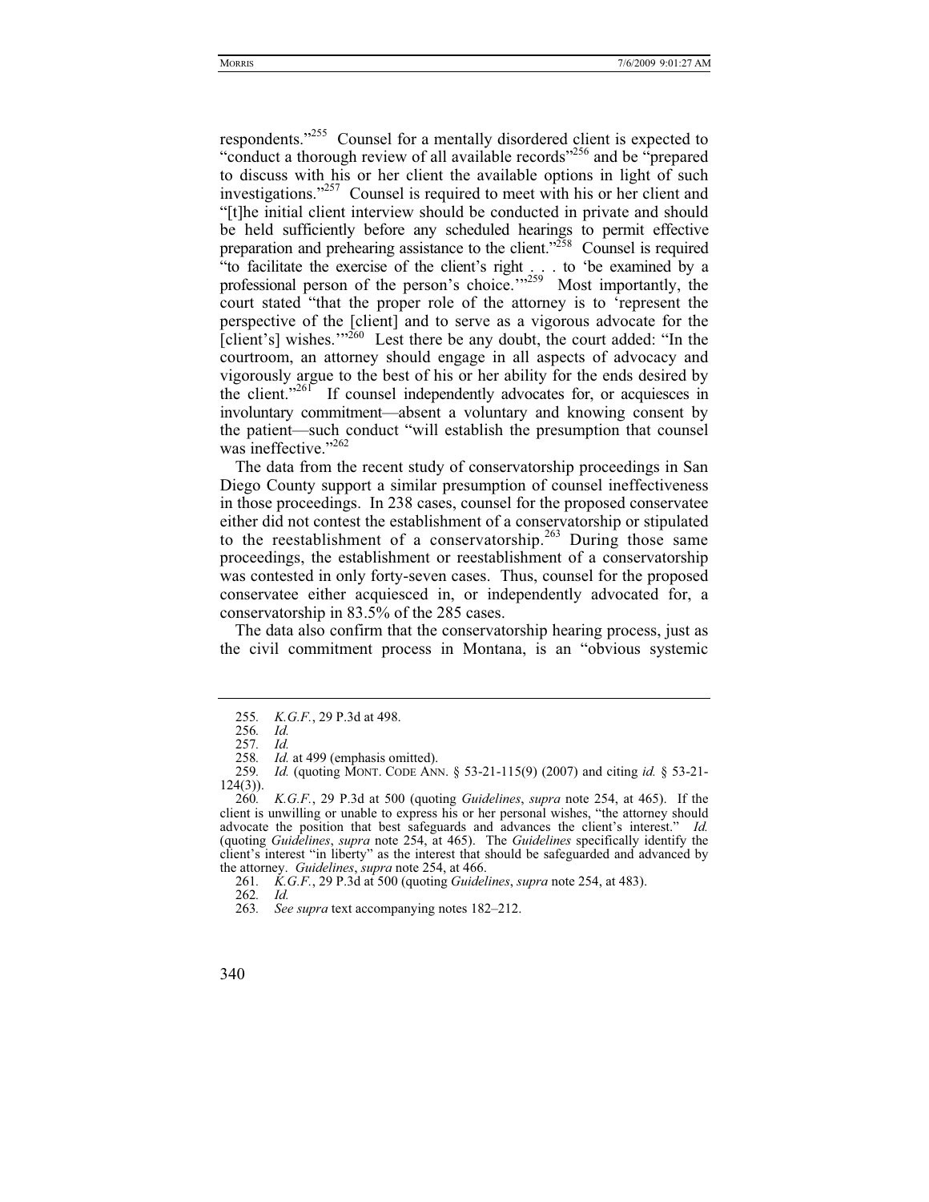respondents."[255] Counsel for a mentally disordered client is expected to "conduct a thorough review of all available records"[256] and be "prepared to discuss with his or her client the available options in light of such investigations."[257] Counsel is required to meet with his or her client and "[t]he initial client interview should be conducted in private and should be held sufficiently before any scheduled hearings to permit effective preparation and prehearing assistance to the client."[258] Counsel is required "to facilitate the exercise of the client's right . . . to 'be examined by a professional person of the person's choice.'"[259] Most importantly, the court stated "that the proper role of the attorney is to 'represent the perspective of the [client] and to serve as a vigorous advocate for the [client's] wishes.'"[260] Lest there be any doubt, the court added: "In the courtroom, an attorney should engage in all aspects of advocacy and vigorously argue to the best of his or her ability for the ends desired by the client."[261] If counsel independently advocates for, or acquiesces in involuntary commitment—absent a voluntary and knowing consent by the patient—such conduct "will establish the presumption that counsel was ineffective."[262]

The data from the recent study of conservatorship proceedings in San Diego County support a similar presumption of counsel ineffectiveness in those proceedings. In 238 cases, counsel for the proposed conservatee either did not contest the establishment of a conservatorship or stipulated to the reestablishment of a conservatorship.[263] During those same proceedings, the establishment or reestablishment of a conservatorship was contested in only forty-seven cases. Thus, counsel for the proposed conservatee either acquiesced in, or independently advocated for, a conservatorship in 83.5% of the 285 cases.

The data also confirm that the conservatorship hearing process, just as the civil commitment process in Montana, is an "obvious systemic

---

255. *K.G.F.*, 29 P.3d at 498.

256. *Id.*

257. *Id.*

258. *Id.* at 499 (emphasis omitted).

259. *Id.* (quoting MONT. CODE ANN. § 53-21-115(9) (2007) and citing *id.* § 53-21-124(3)).

260. *K.G.F.*, 29 P.3d at 500 (quoting *Guidelines*, *supra* note 254, at 465). If the client is unwilling or unable to express his or her personal wishes, "the attorney should advocate the position that best safeguards and advances the client's interest." *Id.* (quoting *Guidelines*, *supra* note 254, at 465). The *Guidelines* specifically identify the client's interest "in liberty" as the interest that should be safeguarded and advanced by the attorney. *Guidelines*, *supra* note 254, at 466.

261. *K.G.F.*, 29 P.3d at 500 (quoting *Guidelines*, *supra* note 254, at 483).

262. *Id.*

263. *See supra* text accompanying notes 182–212.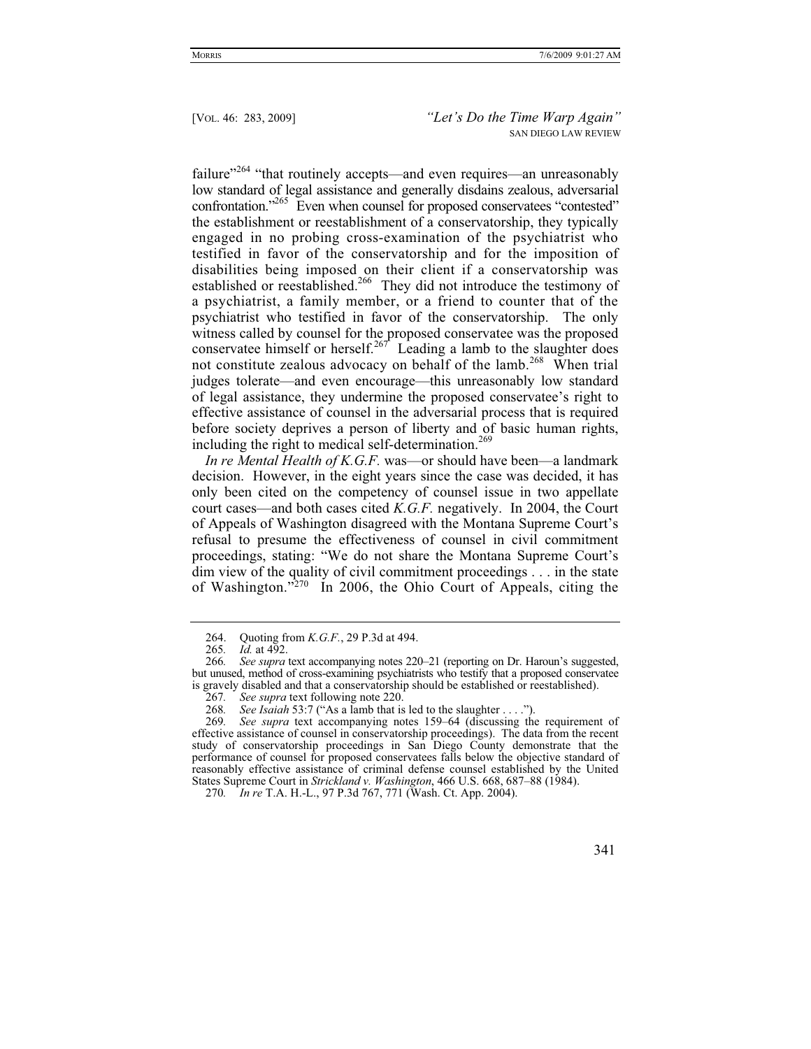failure"[264] "that routinely accepts—and even requires—an unreasonably low standard of legal assistance and generally disdains zealous, adversarial confrontation."[265] Even when counsel for proposed conservatees "contested" the establishment or reestablishment of a conservatorship, they typically engaged in no probing cross-examination of the psychiatrist who testified in favor of the conservatorship and for the imposition of disabilities being imposed on their client if a conservatorship was established or reestablished.[266] They did not introduce the testimony of a psychiatrist, a family member, or a friend to counter that of the psychiatrist who testified in favor of the conservatorship. The only witness called by counsel for the proposed conservatee was the proposed conservatee himself or herself.[267] Leading a lamb to the slaughter does not constitute zealous advocacy on behalf of the lamb.[268] When trial judges tolerate—and even encourage—this unreasonably low standard of legal assistance, they undermine the proposed conservatee's right to effective assistance of counsel in the adversarial process that is required before society deprives a person of liberty and of basic human rights, including the right to medical self-determination.[269]

*In re Mental Health of K.G.F.* was—or should have been—a landmark decision. However, in the eight years since the case was decided, it has only been cited on the competency of counsel issue in two appellate court cases—and both cases cited *K.G.F.* negatively. In 2004, the Court of Appeals of Washington disagreed with the Montana Supreme Court's refusal to presume the effectiveness of counsel in civil commitment proceedings, stating: "We do not share the Montana Supreme Court's dim view of the quality of civil commitment proceedings . . . in the state of Washington."[270] In 2006, the Ohio Court of Appeals, citing the

---

264. Quoting from *K.G.F.*, 29 P.3d at 494.

265. *Id.* at 492.

266. *See supra* text accompanying notes 220–21 (reporting on Dr. Haroun's suggested, but unused, method of cross-examining psychiatrists who testify that a proposed conservatee is gravely disabled and that a conservatorship should be established or reestablished).

267. *See supra* text following note 220.

268. *See Isaiah* 53:7 ("As a lamb that is led to the slaughter . . . .").

269. *See supra* text accompanying notes 159–64 (discussing the requirement of effective assistance of counsel in conservatorship proceedings). The data from the recent study of conservatorship proceedings in San Diego County demonstrate that the performance of counsel for proposed conservatees falls below the objective standard of reasonably effective assistance of criminal defense counsel established by the United States Supreme Court in *Strickland v. Washington*, 466 U.S. 668, 687–88 (1984).

270. *In re* T.A. H.-L., 97 P.3d 767, 771 (Wash. Ct. App. 2004).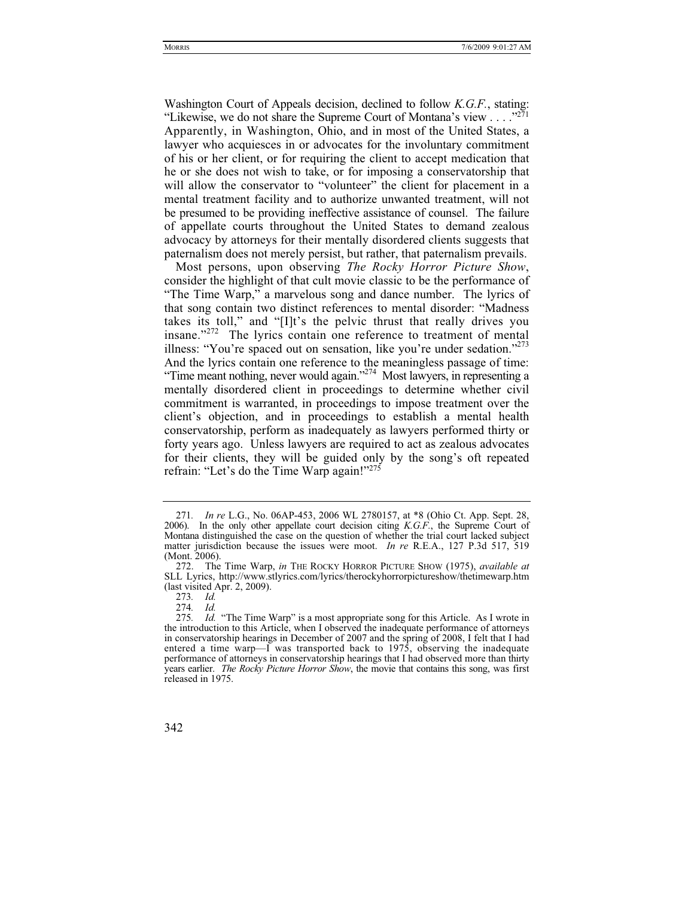Washington Court of Appeals decision, declined to follow *K.G.F.*, stating: "Likewise, we do not share the Supreme Court of Montana's view . . . ."[271] Apparently, in Washington, Ohio, and in most of the United States, a lawyer who acquiesces in or advocates for the involuntary commitment of his or her client, or for requiring the client to accept medication that he or she does not wish to take, or for imposing a conservatorship that will allow the conservator to "volunteer" the client for placement in a mental treatment facility and to authorize unwanted treatment, will not be presumed to be providing ineffective assistance of counsel. The failure of appellate courts throughout the United States to demand zealous advocacy by attorneys for their mentally disordered clients suggests that paternalism does not merely persist, but rather, that paternalism prevails.

Most persons, upon observing *The Rocky Horror Picture Show*, consider the highlight of that cult movie classic to be the performance of "The Time Warp," a marvelous song and dance number. The lyrics of that song contain two distinct references to mental disorder: "Madness takes its toll," and "[I]t's the pelvic thrust that really drives you insane."[272] The lyrics contain one reference to treatment of mental illness: "You're spaced out on sensation, like you're under sedation."[273] And the lyrics contain one reference to the meaningless passage of time: "Time meant nothing, never would again."[274] Most lawyers, in representing a mentally disordered client in proceedings to determine whether civil commitment is warranted, in proceedings to impose treatment over the client's objection, and in proceedings to establish a mental health conservatorship, perform as inadequately as lawyers performed thirty or forty years ago. Unless lawyers are required to act as zealous advocates for their clients, they will be guided only by the song's oft repeated refrain: "Let's do the Time Warp again!"[275]

---

271. *In re* L.G., No. 06AP-453, 2006 WL 2780157, at *8 (Ohio Ct. App. Sept. 28, 2006). In the only other appellate court decision citing *K.G.F.*, the Supreme Court of Montana distinguished the case on the question of whether the trial court lacked subject matter jurisdiction because the issues were moot. *In re* R.E.A., 127 P.3d 517, 519 (Mont. 2006).

272. The Time Warp, *in* THE ROCKY HORROR PICTURE SHOW (1975), *available at* SLL Lyrics, http://www.stlyrics.com/lyrics/therockyhorrorpictureshow/thetimewarp.htm (last visited Apr. 2, 2009).

273. *Id.*

274. *Id.*

275. *Id.* "The Time Warp" is a most appropriate song for this Article. As I wrote in the introduction to this Article, when I observed the inadequate performance of attorneys in conservatorship hearings in December of 2007 and the spring of 2008, I felt that I had entered a time warp—I was transported back to 1975, observing the inadequate performance of attorneys in conservatorship hearings that I had observed more than thirty years earlier. *The Rocky Picture Horror Show*, the movie that contains this song, was first released in 1975.